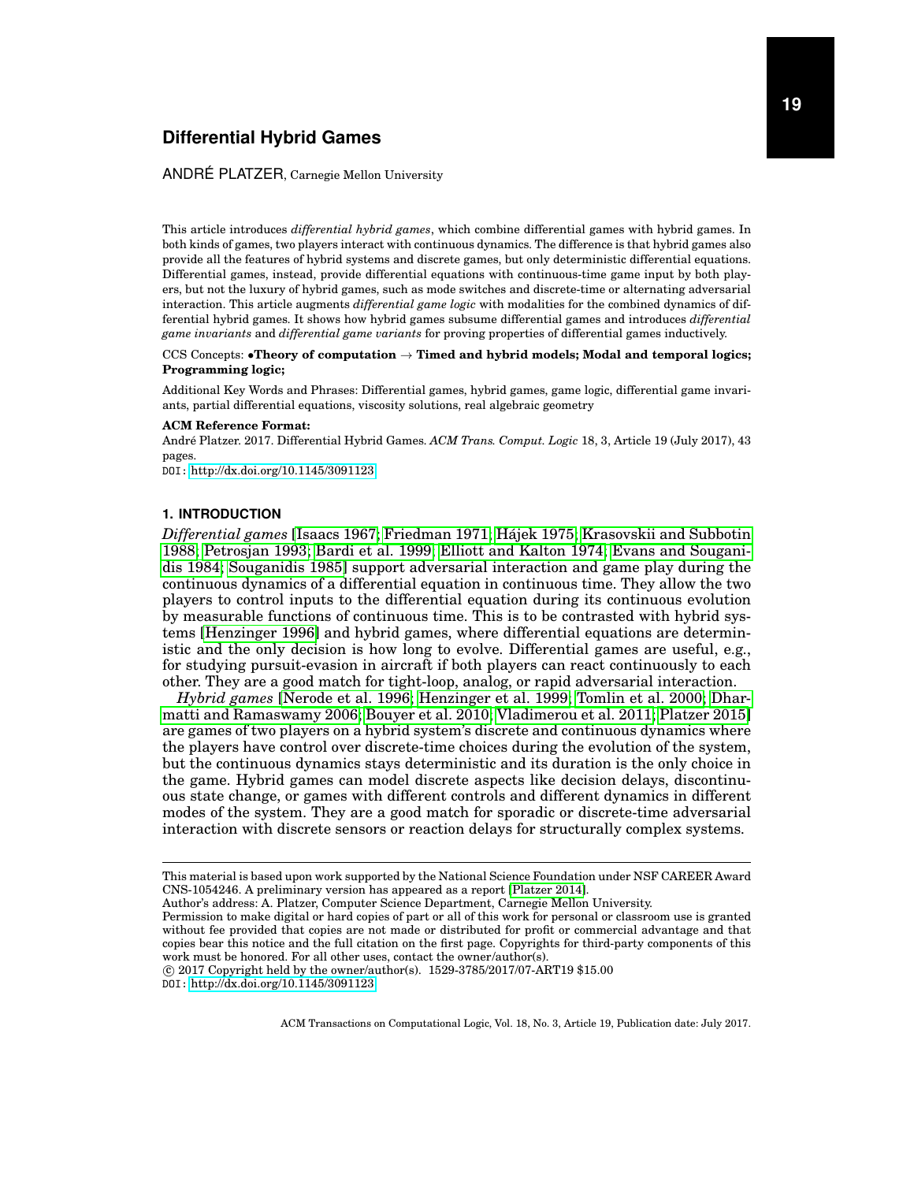# Differential Hybrid Games

ANDRÉ PLATZER, Carnegie Mellon University

This article introduces *differential hybrid games*, which combine differential games with hybrid games. In both kinds of games, two players interact with continuous dynamics. The difference is that hybrid games also provide all the features of hybrid systems and discrete games, but only deterministic differential equations. Differential games, instead, provide differential equations with continuous-time game input by both players, but not the luxury of hybrid games, such as mode switches and discrete-time or alternating adversarial interaction. This article augments *differential game logic* with modalities for the combined dynamics of differential hybrid games. It shows how hybrid games subsume differential games and introduces *differential game invariants* and *differential game variants* for proving properties of differential games inductively.

CCS Concepts: •**Theory of computation** → **Timed and hybrid models; Modal and temporal logics; Programming logic;**

Additional Key Words and Phrases: Differential games, hybrid games, game logic, differential game invariants, partial differential equations, viscosity solutions, real algebraic geometry

**ACM Reference Format:**
André Platzer. 2017. Differential Hybrid Games. *ACM Trans. Comput. Logic* 18, 3, Article 19 (July 2017), 43 pages.
DOI: http://dx.doi.org/10.1145/3091123

## 1. INTRODUCTION

*Differential games* [Isaacs 1967; Friedman 1971; Hájek 1975; Krasovskii and Subbotin 1988; Petrosjan 1993; Bardi et al. 1999; Elliott and Kalton 1974; Evans and Souganidis 1984; Souganidis 1985] support adversarial interaction and game play during the continuous dynamics of a differential equation in continuous time. They allow the two players to control inputs to the differential equation during its continuous evolution by measurable functions of continuous time. This is to be contrasted with hybrid systems [Henzinger 1996] and hybrid games, where differential equations are deterministic and the only decision is how long to evolve. Differential games are useful, e.g., for studying pursuit-evasion in aircraft if both players can react continuously to each other. They are a good match for tight-loop, analog, or rapid adversarial interaction.

*Hybrid games* [Nerode et al. 1996; Henzinger et al. 1999; Tomlin et al. 2000; Dharmatti and Ramaswamy 2006; Bouyer et al. 2010; Vladimerou et al. 2011; Platzer 2015] are games of two players on a hybrid system's discrete and continuous dynamics where the players have control over discrete-time choices during the evolution of the system, but the continuous dynamics stays deterministic and its duration is the only choice in the game. Hybrid games can model discrete aspects like decision delays, discontinuous state change, or games with different controls and different dynamics in different modes of the system. They are a good match for sporadic or discrete-time adversarial interaction with discrete sensors or reaction delays for structurally complex systems.

---

This material is based upon work supported by the National Science Foundation under NSF CAREER Award CNS-1054246. A preliminary version has appeared as a report [Platzer 2014].
Author's address: A. Platzer, Computer Science Department, Carnegie Mellon University.
Permission to make digital or hard copies of part or all of this work for personal or classroom use is granted without fee provided that copies are not made or distributed for profit or commercial advantage and that copies bear this notice and the full citation on the first page. Copyrights for third-party components of this work must be honored. For all other uses, contact the owner/author(s).
© 2017 Copyright held by the owner/author(s). 1529-3785/2017/07-ART19 $15.00
DOI: http://dx.doi.org/10.1145/3091123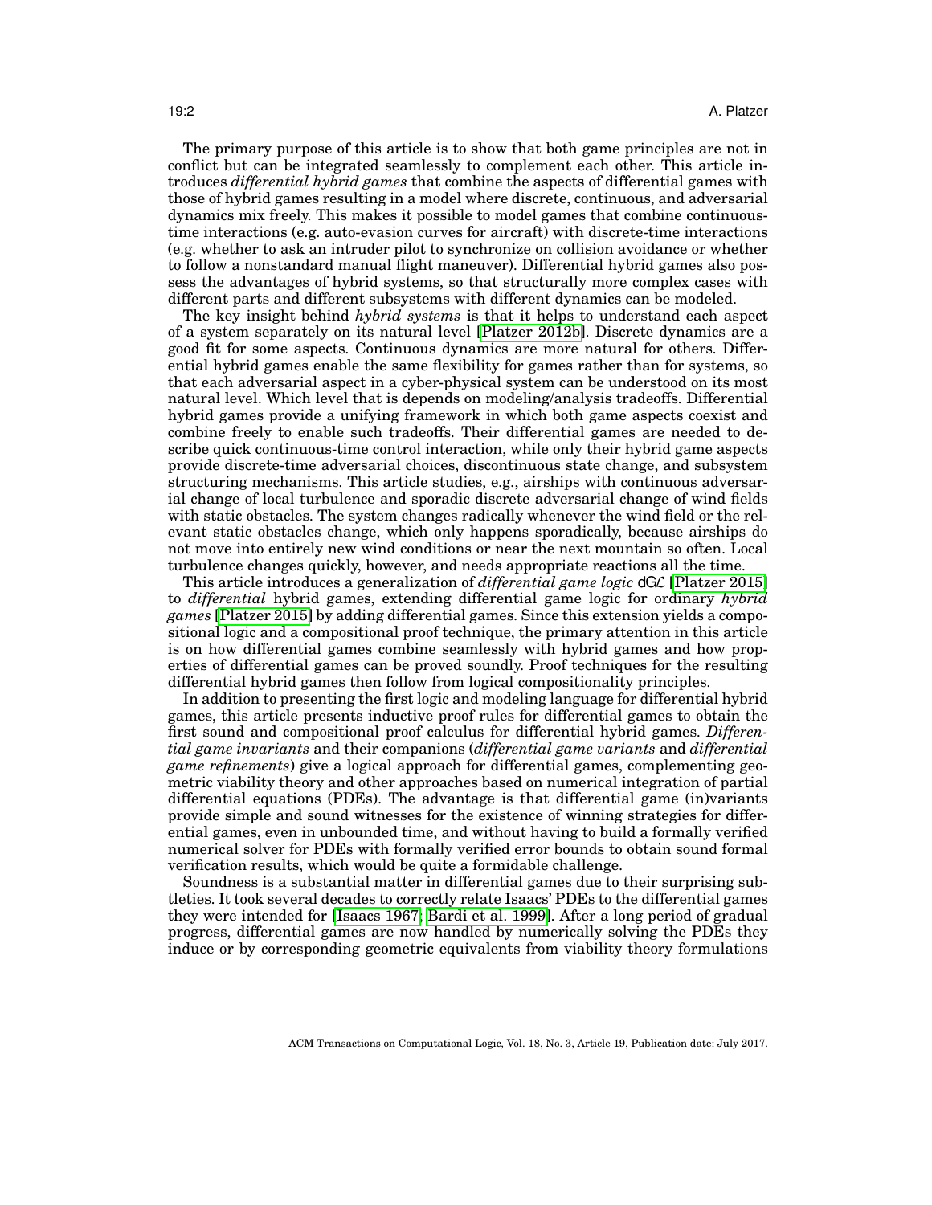The primary purpose of this article is to show that both game principles are not in conflict but can be integrated seamlessly to complement each other. This article introduces *differential hybrid games* that combine the aspects of differential games with those of hybrid games resulting in a model where discrete, continuous, and adversarial dynamics mix freely. This makes it possible to model games that combine continuous-time interactions (e.g. auto-evasion curves for aircraft) with discrete-time interactions (e.g. whether to ask an intruder pilot to synchronize on collision avoidance or whether to follow a nonstandard manual flight maneuver). Differential hybrid games also possess the advantages of hybrid systems, so that structurally more complex cases with different parts and different subsystems with different dynamics can be modeled.

The key insight behind *hybrid systems* is that it helps to understand each aspect of a system separately on its natural level [Platzer 2012b]. Discrete dynamics are a good fit for some aspects. Continuous dynamics are more natural for others. Differential hybrid games enable the same flexibility for games rather than for systems, so that each adversarial aspect in a cyber-physical system can be understood on its most natural level. Which level that is depends on modeling/analysis tradeoffs. Differential hybrid games provide a unifying framework in which both game aspects coexist and combine freely to enable such tradeoffs. Their differential games are needed to describe quick continuous-time control interaction, while only their hybrid game aspects provide discrete-time adversarial choices, discontinuous state change, and subsystem structuring mechanisms. This article studies, e.g., airships with continuous adversarial change of local turbulence and sporadic discrete adversarial change of wind fields with static obstacles. The system changes radically whenever the wind field or the relevant static obstacles change, which only happens sporadically, because airships do not move into entirely new wind conditions or near the next mountain so often. Local turbulence changes quickly, however, and needs appropriate reactions all the time.

This article introduces a generalization of *differential game logic* dGL [Platzer 2015] to *differential* hybrid games, extending differential game logic for ordinary *hybrid games* [Platzer 2015] by adding differential games. Since this extension yields a compositional logic and a compositional proof technique, the primary attention in this article is on how differential games combine seamlessly with hybrid games and how properties of differential games can be proved soundly. Proof techniques for the resulting differential hybrid games then follow from logical compositionality principles.

In addition to presenting the first logic and modeling language for differential hybrid games, this article presents inductive proof rules for differential games to obtain the first sound and compositional proof calculus for differential hybrid games. *Differential game invariants* and their companions (*differential game variants* and *differential game refinements*) give a logical approach for differential games, complementing geometric viability theory and other approaches based on numerical integration of partial differential equations (PDEs). The advantage is that differential game (in)variants provide simple and sound witnesses for the existence of winning strategies for differential games, even in unbounded time, and without having to build a formally verified numerical solver for PDEs with formally verified error bounds to obtain sound formal verification results, which would be quite a formidable challenge.

Soundness is a substantial matter in differential games due to their surprising subtleties. It took several decades to correctly relate Isaacs' PDEs to the differential games they were intended for [Isaacs 1967; Bardi et al. 1999]. After a long period of gradual progress, differential games are now handled by numerically solving the PDEs they induce or by corresponding geometric equivalents from viability theory formulations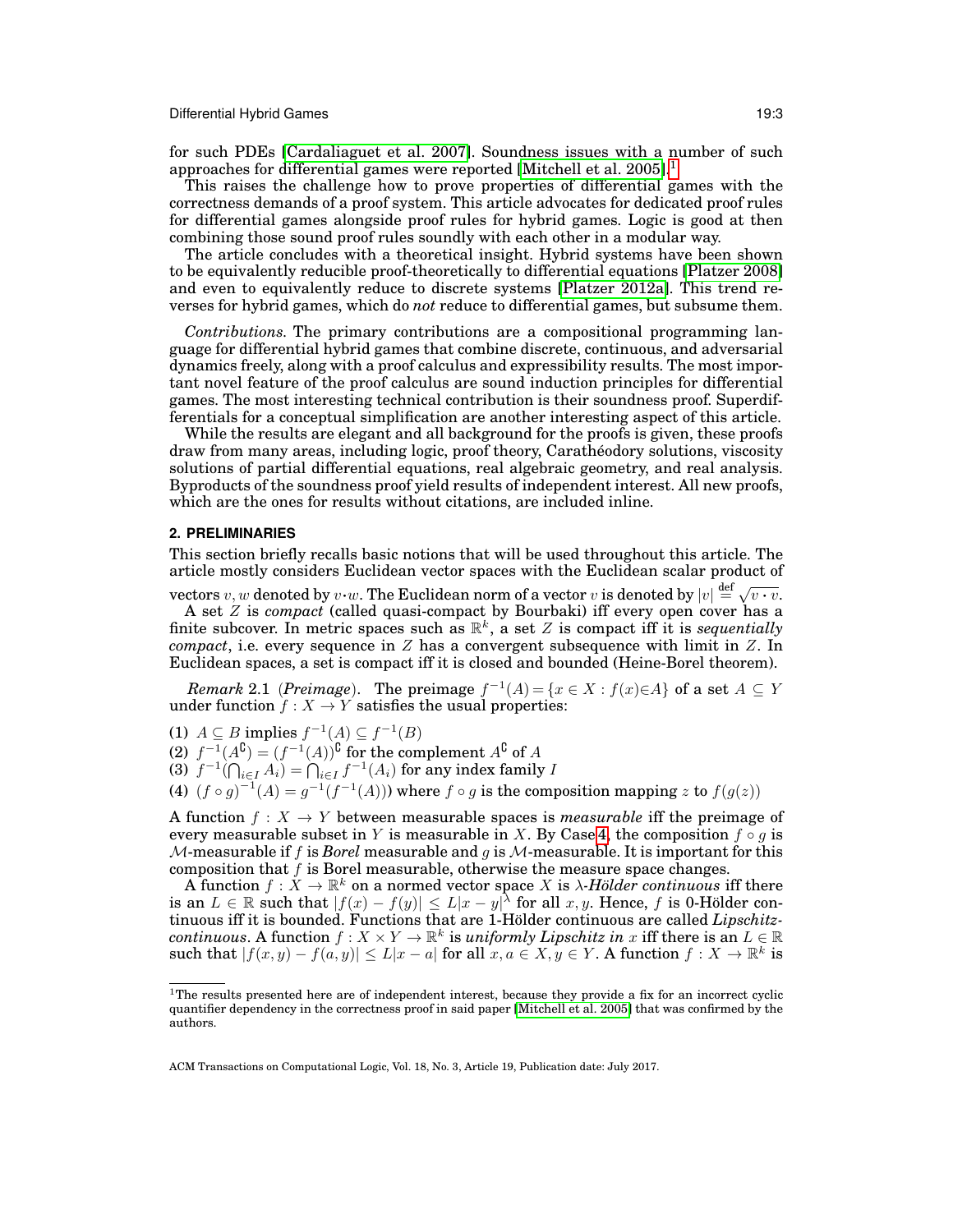for such PDEs [Cardaliaguet et al. 2007]. Soundness issues with a number of such approaches for differential games were reported [Mitchell et al. 2005].[1]

This raises the challenge how to prove properties of differential games with the correctness demands of a proof system. This article advocates for dedicated proof rules for differential games alongside proof rules for hybrid games. Logic is good at then combining those sound proof rules soundly with each other in a modular way.

The article concludes with a theoretical insight. Hybrid systems have been shown to be equivalently reducible proof-theoretically to differential equations [Platzer 2008] and even to equivalently reduce to discrete systems [Platzer 2012a]. This trend reverses for hybrid games, which do *not* reduce to differential games, but subsume them.

*Contributions.* The primary contributions are a compositional programming language for differential hybrid games that combine discrete, continuous, and adversarial dynamics freely, along with a proof calculus and expressibility results. The most important novel feature of the proof calculus are sound induction principles for differential games. The most interesting technical contribution is their soundness proof. Superdifferentials for a conceptual simplification are another interesting aspect of this article.

While the results are elegant and all background for the proofs is given, these proofs draw from many areas, including logic, proof theory, Carathéodory solutions, viscosity solutions of partial differential equations, real algebraic geometry, and real analysis. Byproducts of the soundness proof yield results of independent interest. All new proofs, which are the ones for results without citations, are included inline.

## 2. PRELIMINARIES

This section briefly recalls basic notions that will be used throughout this article. The article mostly considers Euclidean vector spaces with the Euclidean scalar product of vectors $v, w$ denoted by $v \cdot w$. The Euclidean norm of a vector $v$ is denoted by $|v| \stackrel{\text{def}}{=} \sqrt{v \cdot v}$.

A set $Z$ is *compact* (called quasi-compact by Bourbaki) iff every open cover has a finite subcover. In metric spaces such as $\mathbb{R}^k$, a set $Z$ is compact iff it is *sequentially compact*, i.e. every sequence in $Z$ has a convergent subsequence with limit in $Z$. In Euclidean spaces, a set is compact iff it is closed and bounded (Heine-Borel theorem).

*Remark* 2.1 (*Preimage*). The preimage $f^{-1}(A) = \{x \in X : f(x) \in A\}$ of a set $A \subseteq Y$ under function $f : X \to Y$ satisfies the usual properties:

(1) $A \subseteq B$ implies $f^{-1}(A) \subseteq f^{-1}(B)$
(2) $f^{-1}(A^\complement) = (f^{-1}(A))^\complement$ for the complement $A^\complement$ of $A$
(3) $f^{-1}(\bigcap_{i \in I} A_i) = \bigcap_{i \in I} f^{-1}(A_i)$ for any index family $I$
(4) $(f \circ g)^{-1}(A) = g^{-1}(f^{-1}(A))$ where $f \circ g$ is the composition mapping $z$ to $f(g(z))$

A function $f : X \to Y$ between measurable spaces is *measurable* iff the preimage of every measurable subset in $Y$ is measurable in $X$. By Case 4, the composition $f \circ g$ is $\mathcal{M}$-measurable if $f$ is *Borel* measurable and $g$ is $\mathcal{M}$-measurable. It is important for this composition that $f$ is Borel measurable, otherwise the measure space changes.

A function $f : X \to \mathbb{R}^k$ on a normed vector space $X$ is *$\lambda$-Hölder continuous* iff there is an $L \in \mathbb{R}$ such that $|f(x) - f(y)| \leq L|x - y|^\lambda$ for all $x, y$. Hence, $f$ is 0-Hölder continuous iff it is bounded. Functions that are 1-Hölder continuous are called *Lipschitz-continuous*. A function $f : X \times Y \to \mathbb{R}^k$ is *uniformly Lipschitz in $x$* iff there is an $L \in \mathbb{R}$ such that $|f(x, y) - f(a, y)| \leq L|x - a|$ for all $x, a \in X, y \in Y$. A function $f : X \to \mathbb{R}^k$ is

[1] The results presented here are of independent interest, because they provide a fix for an incorrect cyclic quantifier dependency in the correctness proof in said paper [Mitchell et al. 2005] that was confirmed by the authors.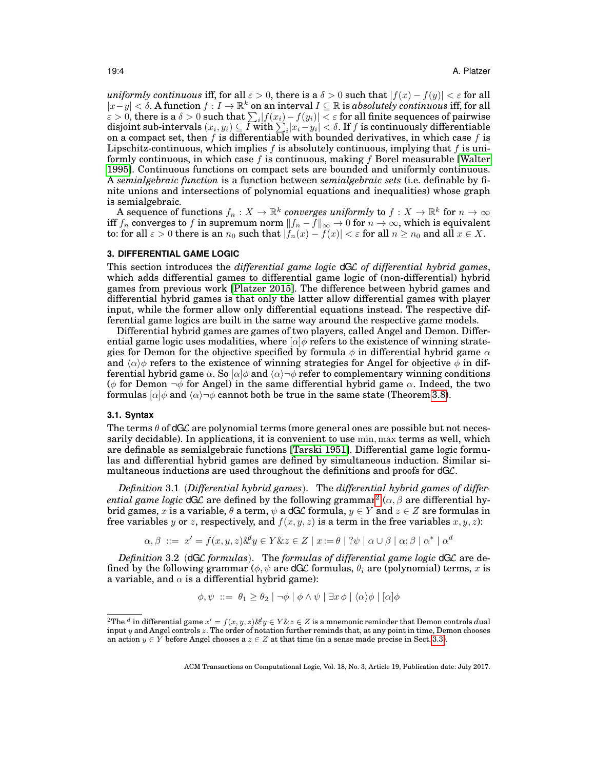*uniformly continuous* iff, for all $\varepsilon > 0$, there is a $\delta > 0$ such that $|f(x) - f(y)| < \varepsilon$ for all $|x-y| < \delta$. A function $f : I \to \mathbb{R}^k$ on an interval $I \subseteq \mathbb{R}$ is *absolutely continuous* iff, for all $\varepsilon > 0$, there is a $\delta > 0$ such that $\sum_i |f(x_i) - f(y_i)| < \varepsilon$ for all finite sequences of pairwise disjoint sub-intervals $(x_i, y_i) \subseteq I$ with $\sum_i |x_i - y_i| < \delta$. If $f$ is continuously differentiable on a compact set, then $f$ is differentiable with bounded derivatives, in which case $f$ is Lipschitz-continuous, which implies $f$ is absolutely continuous, implying that $f$ is uniformly continuous, in which case $f$ is continuous, making $f$ Borel measurable [Walter 1995]. Continuous functions on compact sets are bounded and uniformly continuous. A *semialgebraic function* is a function between *semialgebraic sets* (i.e. definable by finite unions and intersections of polynomial equations and inequalities) whose graph is semialgebraic.

A sequence of functions $f_n : X \to \mathbb{R}^k$ *converges uniformly* to $f : X \to \mathbb{R}^k$ for $n \to \infty$ iff $f_n$ converges to $f$ in supremum norm $\|f_n - f\|_\infty \to 0$ for $n \to \infty$, which is equivalent to: for all $\varepsilon > 0$ there is an $n_0$ such that $|f_n(x) - f(x)| < \varepsilon$ for all $n \geq n_0$ and all $x \in X$.

## 3. DIFFERENTIAL GAME LOGIC

This section introduces the *differential game logic* dG$\mathcal{L}$ *of differential hybrid games*, which adds differential games to differential game logic of (non-differential) hybrid games from previous work [Platzer 2015]. The difference between hybrid games and differential hybrid games is that only the latter allow differential games with player input, while the former allow only differential equations instead. The respective differential game logics are built in the same way around the respective game models.

Differential hybrid games are games of two players, called Angel and Demon. Differential game logic uses modalities, where $[\alpha]\phi$ refers to the existence of winning strategies for Demon for the objective specified by formula $\phi$ in differential hybrid game $\alpha$ and $\langle\alpha\rangle\phi$ refers to the existence of winning strategies for Angel for objective $\phi$ in differential hybrid game $\alpha$. So $[\alpha]\phi$ and $\langle\alpha\rangle\neg\phi$ refer to complementary winning conditions ($\phi$ for Demon $\neg\phi$ for Angel) in the same differential hybrid game $\alpha$. Indeed, the two formulas $[\alpha]\phi$ and $\langle\alpha\rangle\neg\phi$ cannot both be true in the same state (Theorem 3.8).

### 3.1. Syntax

The terms $\theta$ of dG$\mathcal{L}$ are polynomial terms (more general ones are possible but not necessarily decidable). In applications, it is convenient to use $\min, \max$ terms as well, which are definable as semialgebraic functions [Tarski 1951]. Differential game logic formulas and differential hybrid games are defined by simultaneous induction. Similar simultaneous inductions are used throughout the definitions and proofs for dG$\mathcal{L}$.

*Definition* 3.1 (*Differential hybrid games*). The *differential hybrid games of differential game logic* dG$\mathcal{L}$ are defined by the following grammar[2] ($\alpha, \beta$ are differential hybrid games, $x$ is a variable, $\theta$ a term, $\psi$ a dG$\mathcal{L}$ formula, $y \in Y$ and $z \in Z$ are formulas in free variables $y$ or $z$, respectively, and $f(x, y, z)$ is a term in the free variables $x, y, z$):

$$\alpha, \beta \ ::= \ x' = f(x, y, z) \&^d y \in Y \& z \in Z \mid x := \theta \mid ?\psi \mid \alpha \cup \beta \mid \alpha ; \beta \mid \alpha^* \mid \alpha^d$$

*Definition* 3.2 (dG$\mathcal{L}$ *formulas*). The *formulas of differential game logic* dG$\mathcal{L}$ are defined by the following grammar ($\phi, \psi$ are dG$\mathcal{L}$ formulas, $\theta_i$ are (polynomial) terms, $x$ is a variable, and $\alpha$ is a differential hybrid game):

$$\phi, \psi \ ::= \ \theta_1 \geq \theta_2 \mid \neg\phi \mid \phi \wedge \psi \mid \exists x\, \phi \mid \langle\alpha\rangle\phi \mid [\alpha]\phi$$

[2] The $^d$ in differential game $x' = f(x, y, z) \&^d y \in Y \& z \in Z$ is a mnemonic reminder that Demon controls *d*ual input $y$ and Angel controls $z$. The order of notation further reminds that, at any point in time, Demon chooses an action $y \in Y$ before Angel chooses a $z \in Z$ at that time (in a sense made precise in Sect. 3.3).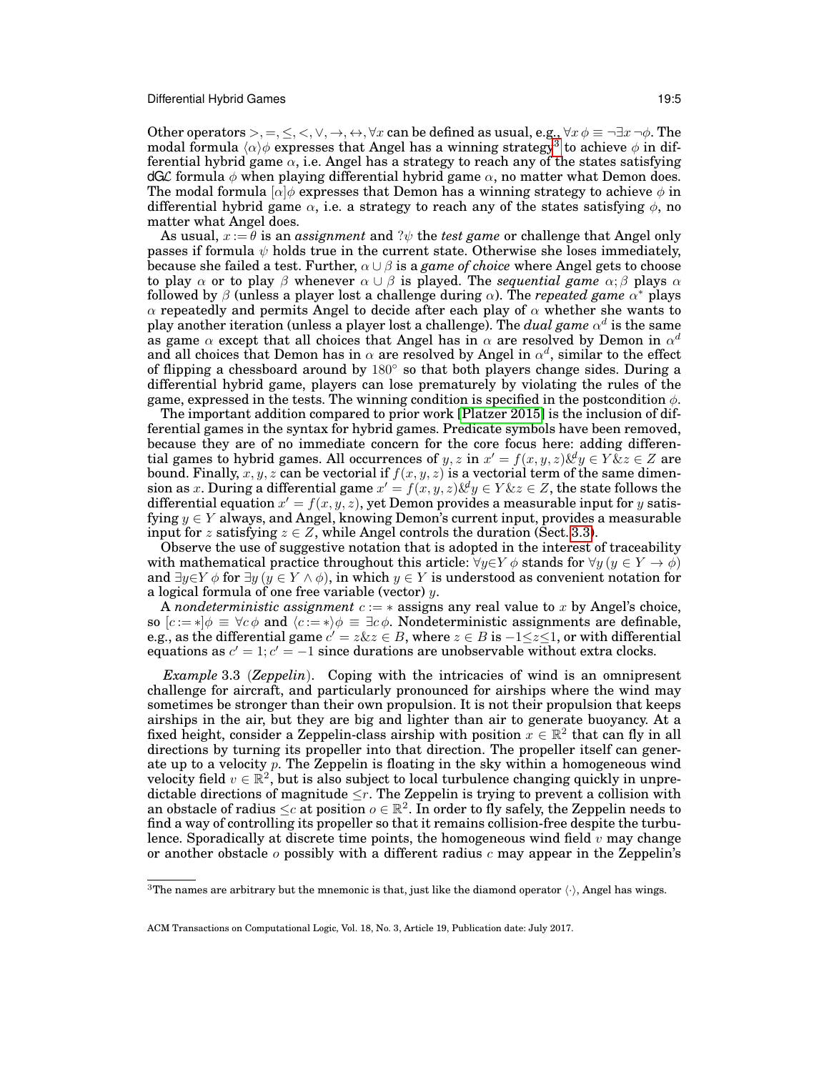Other operators $>, =, \leq, <, \vee, \rightarrow, \leftrightarrow, \forall x$ can be defined as usual, e.g., $\forall x\, \phi \equiv \neg\exists x\, \neg\phi$. The modal formula $\langle\alpha\rangle\phi$ expresses that Angel has a winning strategy[3] to achieve $\phi$ in differential hybrid game $\alpha$, i.e. Angel has a strategy to reach any of the states satisfying dG$\mathcal{L}$ formula $\phi$ when playing differential hybrid game $\alpha$, no matter what Demon does. The modal formula $[\alpha]\phi$ expresses that Demon has a winning strategy to achieve $\phi$ in differential hybrid game $\alpha$, i.e. a strategy to reach any of the states satisfying $\phi$, no matter what Angel does.

As usual, $x := \theta$ is an *assignment* and $?\psi$ the *test game* or challenge that Angel only passes if formula $\psi$ holds true in the current state. Otherwise she loses immediately, because she failed a test. Further, $\alpha \cup \beta$ is a *game of choice* where Angel gets to choose to play $\alpha$ or to play $\beta$ whenever $\alpha \cup \beta$ is played. The *sequential game* $\alpha; \beta$ plays $\alpha$ followed by $\beta$ (unless a player lost a challenge during $\alpha$). The *repeated game* $\alpha^*$ plays $\alpha$ repeatedly and permits Angel to decide after each play of $\alpha$ whether she wants to play another iteration (unless a player lost a challenge). The *dual game* $\alpha^d$ is the same as game $\alpha$ except that all choices that Angel has in $\alpha$ are resolved by Demon in $\alpha^d$ and all choices that Demon has in $\alpha$ are resolved by Angel in $\alpha^d$, similar to the effect of flipping a chessboard around by $180^\circ$ so that both players change sides. During a differential hybrid game, players can lose prematurely by violating the rules of the game, expressed in the tests. The winning condition is specified in the postcondition $\phi$.

The important addition compared to prior work [Platzer 2015] is the inclusion of differential games in the syntax for hybrid games. Predicate symbols have been removed, because they are of no immediate concern for the core focus here: adding differential games to hybrid games. All occurrences of $y, z$ in $x' = f(x, y, z) \&^d y \in Y \& z \in Z$ are bound. Finally, $x, y, z$ can be vectorial if $f(x, y, z)$ is a vectorial term of the same dimension as $x$. During a differential game $x' = f(x, y, z) \&^d y \in Y \& z \in Z$, the state follows the differential equation $x' = f(x, y, z)$, yet Demon provides a measurable input for $y$ satisfying $y \in Y$ always, and Angel, knowing Demon's current input, provides a measurable input for $z$ satisfying $z \in Z$, while Angel controls the duration (Sect. 3.3).

Observe the use of suggestive notation that is adopted in the interest of traceability with mathematical practice throughout this article: $\forall y{\in}Y\, \phi$ stands for $\forall y\, (y \in Y \rightarrow \phi)$ and $\exists y{\in}Y\, \phi$ for $\exists y\, (y \in Y \wedge \phi)$, in which $y \in Y$ is understood as convenient notation for a logical formula of one free variable (vector) $y$.

A *nondeterministic assignment* $c := *$ assigns any real value to $x$ by Angel's choice, so $[c := *]\phi \equiv \forall c\, \phi$ and $\langle c := *\rangle\phi \equiv \exists c\, \phi$. Nondeterministic assignments are definable, e.g., as the differential game $c' = z \& z \in B$, where $z \in B$ is $-1 \leq z \leq 1$, or with differential equations as $c' = 1; c' = -1$ since durations are unobservable without extra clocks.

*Example* 3.3 (***Zeppelin***). Coping with the intricacies of wind is an omnipresent challenge for aircraft, and particularly pronounced for airships where the wind may sometimes be stronger than their own propulsion. It is not their propulsion that keeps airships in the air, but they are big and lighter than air to generate buoyancy. At a fixed height, consider a Zeppelin-class airship with position $x \in \mathbb{R}^2$ that can fly in all directions by turning its propeller into that direction. The propeller itself can generate up to a velocity $p$. The Zeppelin is floating in the sky within a homogeneous wind velocity field $v \in \mathbb{R}^2$, but is also subject to local turbulence changing quickly in unpredictable directions of magnitude $\leq r$. The Zeppelin is trying to prevent a collision with an obstacle of radius $\leq c$ at position $o \in \mathbb{R}^2$. In order to fly safely, the Zeppelin needs to find a way of controlling its propeller so that it remains collision-free despite the turbulence. Sporadically at discrete time points, the homogeneous wind field $v$ may change or another obstacle $o$ possibly with a different radius $c$ may appear in the Zeppelin's

[3] The names are arbitrary but the mnemonic is that, just like the diamond operator $\langle\cdot\rangle$, Angel has wings.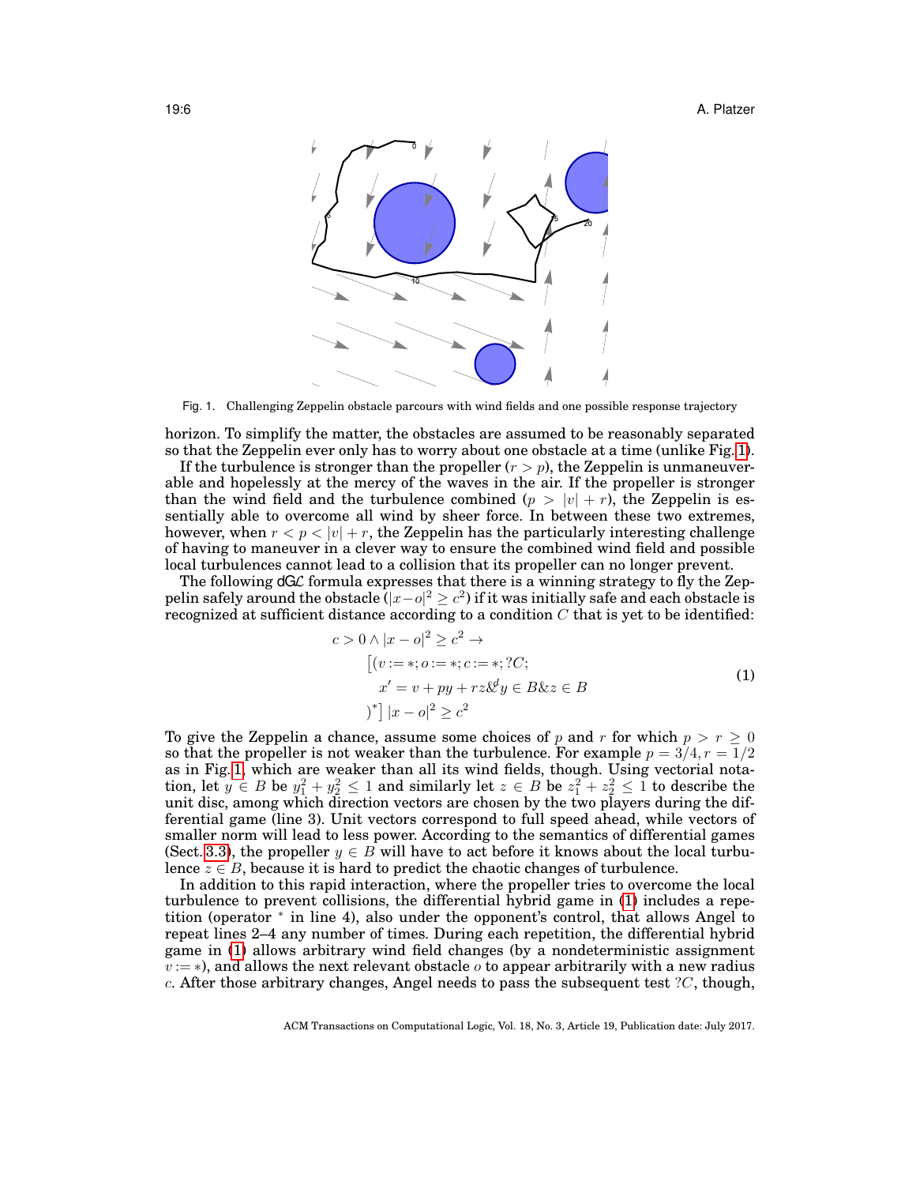Fig. 1. Challenging Zeppelin obstacle parcours with wind fields and one possible response trajectory

horizon. To simplify the matter, the obstacles are assumed to be reasonably separated so that the Zeppelin ever only has to worry about one obstacle at a time (unlike Fig. 1).

If the turbulence is stronger than the propeller ($r > p$), the Zeppelin is unmaneuverable and hopelessly at the mercy of the waves in the air. If the propeller is stronger than the wind field and the turbulence combined ($p > |v| + r$), the Zeppelin is essentially able to overcome all wind by sheer force. In between these two extremes, however, when $r < p < |v| + r$, the Zeppelin has the particularly interesting challenge of having to maneuver in a clever way to ensure the combined wind field and possible local turbulences cannot lead to a collision that its propeller can no longer prevent.

The following dG$\mathcal{L}$ formula expresses that there is a winning strategy to fly the Zeppelin safely around the obstacle ($|x-o|^2 \geq c^2$) if it was initially safe and each obstacle is recognized at sufficient distance according to a condition $C$ that is yet to be identified:

$$
\begin{aligned}
c > 0 \land |x - o|^2 \geq c^2 \rightarrow \\
\big[(v := *; o := *; c := *; ?C; \\
x' = v + py + rz \&^d y \in B \& z \in B \\
)^*\big]\, |x - o|^2 \geq c^2
\end{aligned}
\tag{1}
$$

To give the Zeppelin a chance, assume some choices of $p$ and $r$ for which $p > r \geq 0$ so that the propeller is not weaker than the turbulence. For example $p = 3/4, r = 1/2$ as in Fig. 1, which are weaker than all its wind fields, though. Using vectorial notation, let $y \in B$ be $y_1^2 + y_2^2 \leq 1$ and similarly let $z \in B$ be $z_1^2 + z_2^2 \leq 1$ to describe the unit disc, among which direction vectors are chosen by the two players during the differential game (line 3). Unit vectors correspond to full speed ahead, while vectors of smaller norm will lead to less power. According to the semantics of differential games (Sect. 3.3), the propeller $y \in B$ will have to act before it knows about the local turbulence $z \in B$, because it is hard to predict the chaotic changes of turbulence.

In addition to this rapid interaction, where the propeller tries to overcome the local turbulence to prevent collisions, the differential hybrid game in (1) includes a repetition (operator $^*$ in line 4), also under the opponent's control, that allows Angel to repeat lines 2–4 any number of times. During each repetition, the differential hybrid game in (1) allows arbitrary wind field changes (by a nondeterministic assignment $v := *$), and allows the next relevant obstacle $o$ to appear arbitrarily with a new radius $c$. After those arbitrary changes, Angel needs to pass the subsequent test $?C$, though,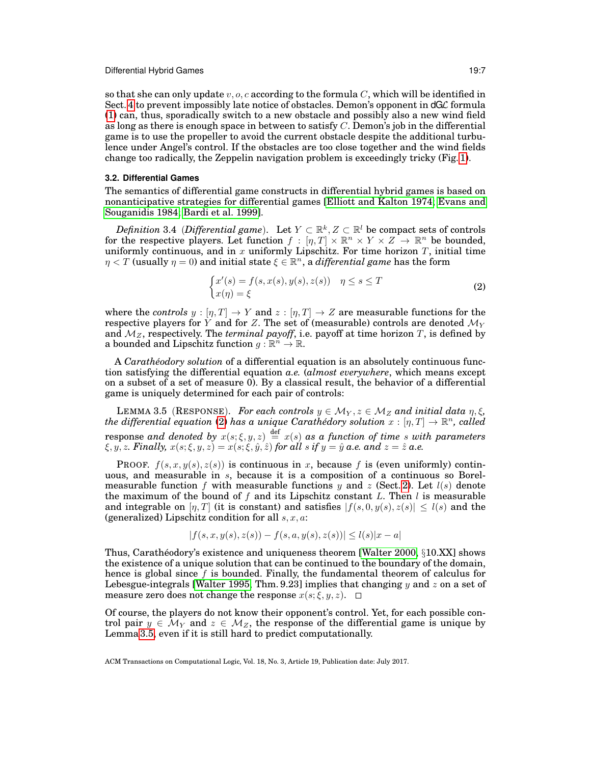so that she can only update $v, o, c$ according to the formula $C$, which will be identified in Sect. 4 to prevent impossibly late notice of obstacles. Demon's opponent in dG$\mathcal{L}$ formula (1) can, thus, sporadically switch to a new obstacle and possibly also a new wind field as long as there is enough space in between to satisfy $C$. Demon's job in the differential game is to use the propeller to avoid the current obstacle despite the additional turbulence under Angel's control. If the obstacles are too close together and the wind fields change too radically, the Zeppelin navigation problem is exceedingly tricky (Fig. 1).

### 3.2. Differential Games

The semantics of differential game constructs in differential hybrid games is based on nonanticipative strategies for differential games [Elliott and Kalton 1974; Evans and Souganidis 1984; Bardi et al. 1999].

*Definition* 3.4 (*Differential game*). Let $Y \subset \mathbb{R}^k, Z \subset \mathbb{R}^l$ be compact sets of controls for the respective players. Let function $f : [\eta, T] \times \mathbb{R}^n \times Y \times Z \to \mathbb{R}^n$ be bounded, uniformly continuous, and in $x$ uniformly Lipschitz. For time horizon $T$, initial time $\eta < T$ (usually $\eta = 0$) and initial state $\xi \in \mathbb{R}^n$, a *differential game* has the form

$$\begin{cases} x'(s) = f(s, x(s), y(s), z(s)) & \eta \le s \le T \\ x(\eta) = \xi \end{cases} \tag{2}$$

where the *controls* $y : [\eta, T] \to Y$ and $z : [\eta, T] \to Z$ are measurable functions for the respective players for $Y$ and for $Z$. The set of (measurable) controls are denoted $\mathcal{M}_Y$ and $\mathcal{M}_Z$, respectively. The *terminal payoff*, i.e. payoff at time horizon $T$, is defined by a bounded and Lipschitz function $g : \mathbb{R}^n \to \mathbb{R}$.

A *Carathéodory solution* of a differential equation is an absolutely continuous function satisfying the differential equation *a.e.* (*almost everywhere*, which means except on a subset of a set of measure 0). By a classical result, the behavior of a differential game is uniquely determined for each pair of controls:

LEMMA 3.5 (RESPONSE). *For each controls $y \in \mathcal{M}_Y, z \in \mathcal{M}_Z$ and initial data $\eta, \xi$, the differential equation (2) has a unique Carathédory solution $x : [\eta, T] \to \mathbb{R}^n$, called* response *and denoted by $x(s; \xi, y, z) \overset{\text{def}}{=} x(s)$ as a function of time $s$ with parameters $\xi, y, z$. Finally, $x(s; \xi, y, z) = x(s; \xi, \hat{y}, \hat{z})$ for all $s$ if $y = \hat{y}$ a.e. and $z = \hat{z}$ a.e.*

PROOF. $f(s, x, y(s), z(s))$ is continuous in $x$, because $f$ is (even uniformly) continuous, and measurable in $s$, because it is a composition of a continuous so Borel-measurable function $f$ with measurable functions $y$ and $z$ (Sect. 2). Let $l(s)$ denote the maximum of the bound of $f$ and its Lipschitz constant $L$. Then $l$ is measurable and integrable on $[\eta, T]$ (it is constant) and satisfies $|f(s, 0, y(s), z(s)| \le l(s)$ and the (generalized) Lipschitz condition for all $s, x, a$:

$$|f(s, x, y(s), z(s)) - f(s, a, y(s), z(s))| \le l(s)|x - a|$$

Thus, Carathéodory's existence and uniqueness theorem [Walter 2000, §10.XX] shows the existence of a unique solution that can be continued to the boundary of the domain, hence is global since $f$ is bounded. Finally, the fundamental theorem of calculus for Lebesgue-integrals [Walter 1995, Thm. 9.23] implies that changing $y$ and $z$ on a set of measure zero does not change the response $x(s; \xi, y, z)$. $\square$

Of course, the players do not know their opponent's control. Yet, for each possible control pair $y \in \mathcal{M}_Y$ and $z \in \mathcal{M}_Z$, the response of the differential game is unique by Lemma 3.5, even if it is still hard to predict computationally.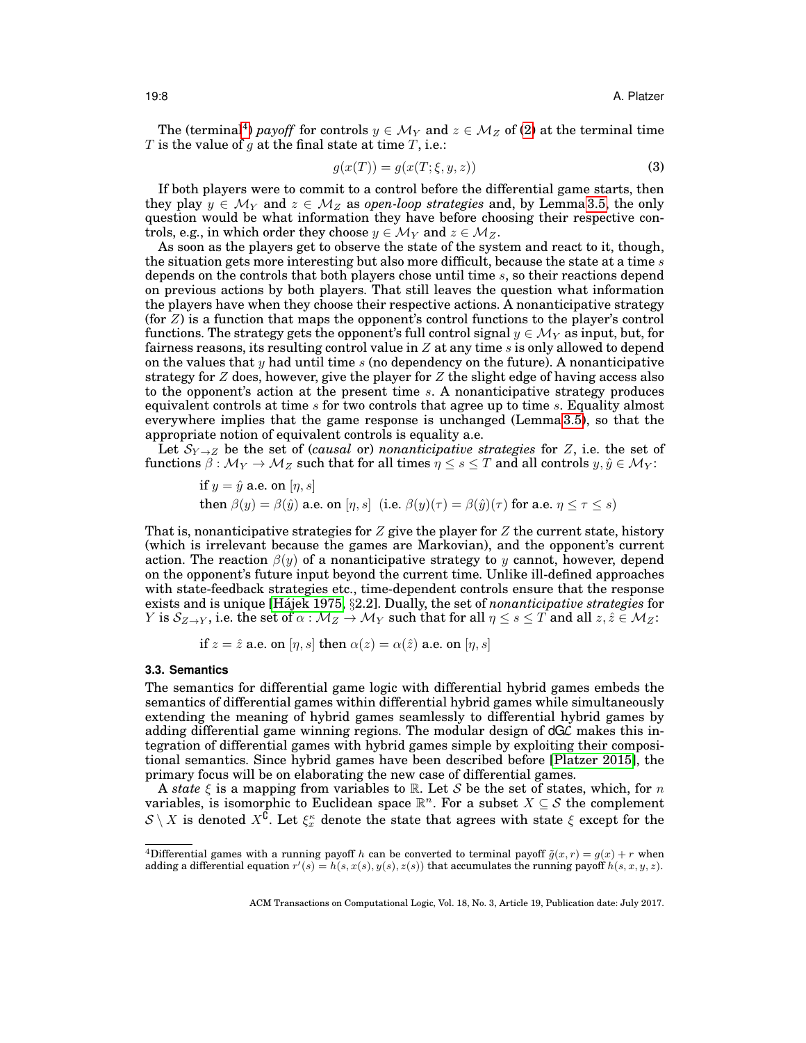The (terminal[4]) *payoff* for controls $y \in \mathcal{M}_Y$ and $z \in \mathcal{M}_Z$ of (2) at the terminal time $T$ is the value of $g$ at the final state at time $T$, i.e.:

$$g(x(T)) = g(x(T;\xi,y,z)) \tag{3}$$

If both players were to commit to a control before the differential game starts, then they play $y \in \mathcal{M}_Y$ and $z \in \mathcal{M}_Z$ as *open-loop strategies* and, by Lemma 3.5, the only question would be what information they have before choosing their respective controls, e.g., in which order they choose $y \in \mathcal{M}_Y$ and $z \in \mathcal{M}_Z$.

As soon as the players get to observe the state of the system and react to it, though, the situation gets more interesting but also more difficult, because the state at a time $s$ depends on the controls that both players chose until time $s$, so their reactions depend on previous actions by both players. That still leaves the question what information the players have when they choose their respective actions. A nonanticipative strategy (for $Z$) is a function that maps the opponent's control functions to the player's control functions. The strategy gets the opponent's full control signal $y \in \mathcal{M}_Y$ as input, but, for fairness reasons, its resulting control value in $Z$ at any time $s$ is only allowed to depend on the values that $y$ had until time $s$ (no dependency on the future). A nonanticipative strategy for $Z$ does, however, give the player for $Z$ the slight edge of having access also to the opponent's action at the present time $s$. A nonanticipative strategy produces equivalent controls at time $s$ for two controls that agree up to time $s$. Equality almost everywhere implies that the game response is unchanged (Lemma 3.5), so that the appropriate notion of equivalent controls is equality a.e.

Let $\mathcal{S}_{Y\to Z}$ be the set of (*causal* or) *nonanticipative strategies* for $Z$, i.e. the set of functions $\beta : \mathcal{M}_Y \to \mathcal{M}_Z$ such that for all times $\eta \le s \le T$ and all controls $y, \hat{y} \in \mathcal{M}_Y$:

$$\begin{aligned}&\text{if } y = \hat{y} \text{ a.e. on } [\eta, s]\\ &\text{then } \beta(y) = \beta(\hat{y}) \text{ a.e. on } [\eta, s] \ \ (\text{i.e. } \beta(y)(\tau) = \beta(\hat{y})(\tau) \text{ for a.e. } \eta \le \tau \le s)\end{aligned}$$

That is, nonanticipative strategies for $Z$ give the player for $Z$ the current state, history (which is irrelevant because the games are Markovian), and the opponent's current action. The reaction $\beta(y)$ of a nonanticipative strategy to $y$ cannot, however, depend on the opponent's future input beyond the current time. Unlike ill-defined approaches with state-feedback strategies etc., time-dependent controls ensure that the response exists and is unique [Hájek 1975, §2.2]. Dually, the set of *nonanticipative strategies* for $Y$ is $\mathcal{S}_{Z\to Y}$, i.e. the set of $\alpha : \mathcal{M}_Z \to \mathcal{M}_Y$ such that for all $\eta \le s \le T$ and all $z, \hat{z} \in \mathcal{M}_Z$:

$$\text{if } z = \hat{z} \text{ a.e. on } [\eta, s] \text{ then } \alpha(z) = \alpha(\hat{z}) \text{ a.e. on } [\eta, s]$$

### 3.3. Semantics

The semantics for differential game logic with differential hybrid games embeds the semantics of differential games within differential hybrid games while simultaneously extending the meaning of hybrid games seamlessly to differential hybrid games by adding differential game winning regions. The modular design of dG$\mathcal{L}$ makes this integration of differential games with hybrid games simple by exploiting their compositional semantics. Since hybrid games have been described before [Platzer 2015], the primary focus will be on elaborating the new case of differential games.

A *state* $\xi$ is a mapping from variables to $\mathbb{R}$. Let $\mathcal{S}$ be the set of states, which, for $n$ variables, is isomorphic to Euclidean space $\mathbb{R}^n$. For a subset $X \subseteq \mathcal{S}$ the complement $\mathcal{S} \setminus X$ is denoted $X^{\complement}$. Let $\xi_x^{\kappa}$ denote the state that agrees with state $\xi$ except for the

[4] Differential games with a running payoff $h$ can be converted to terminal payoff $\tilde{g}(x,r) = g(x) + r$ when adding a differential equation $r'(s) = h(s, x(s), y(s), z(s))$ that accumulates the running payoff $h(s, x, y, z)$.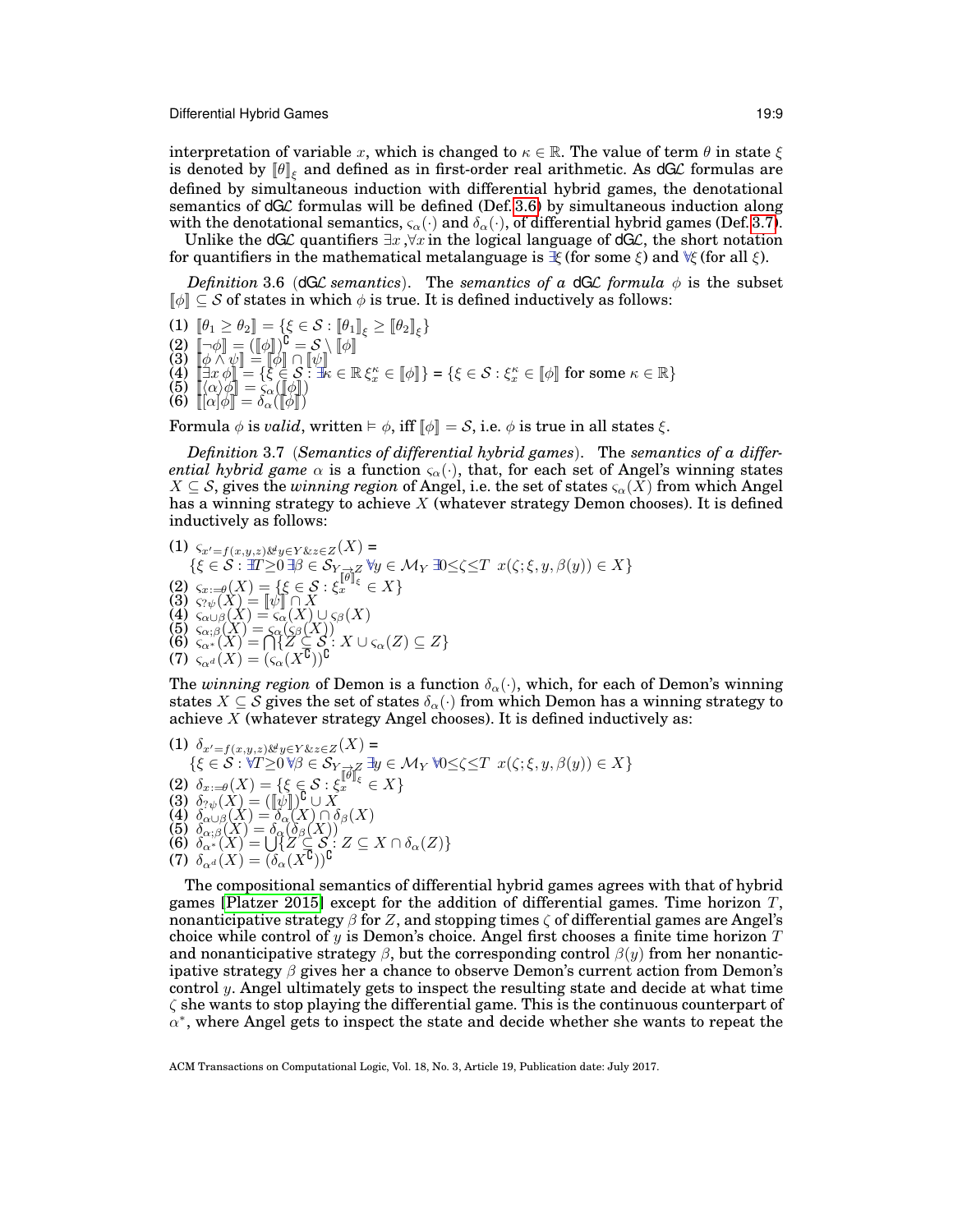interpretation of variable $x$, which is changed to $\kappa \in \mathbb{R}$. The value of term $\theta$ in state $\xi$ is denoted by $[\![\theta]\!]_\xi$ and defined as in first-order real arithmetic. As dG$\mathcal{L}$ formulas are defined by simultaneous induction with differential hybrid games, the denotational semantics of dG$\mathcal{L}$ formulas will be defined (Def. 3.6) by simultaneous induction along with the denotational semantics, $\varsigma_\alpha(\cdot)$ and $\delta_\alpha(\cdot)$, of differential hybrid games (Def. 3.7).

Unlike the dG$\mathcal{L}$ quantifiers $\exists x$, $\forall x$ in the logical language of dG$\mathcal{L}$, the short notation for quantifiers in the mathematical metalanguage is $\exists\!\!\exists \xi$ (for some $\xi$) and $\forall\!\!\forall \xi$ (for all $\xi$).

*Definition* 3.6 (dG$\mathcal{L}$ *semantics*). The *semantics of a* dG$\mathcal{L}$ *formula* $\phi$ is the subset $[\![\phi]\!] \subseteq \mathcal{S}$ of states in which $\phi$ is true. It is defined inductively as follows:

(1) $[\![\theta_1 \geq \theta_2]\!] = \{\xi \in \mathcal{S} : [\![\theta_1]\!]_\xi \geq [\![\theta_2]\!]_\xi\}$
(2) $[\![\neg\phi]\!] = ([\![\phi]\!])^\complement = \mathcal{S} \setminus [\![\phi]\!]$
(3) $[\![\phi \wedge \psi]\!] = [\![\phi]\!] \cap [\![\psi]\!]$
(4) $[\![\exists x\, \phi]\!] = \{\xi \in \mathcal{S} : \exists\!\!\exists \kappa \in \mathbb{R}\; \xi_x^\kappa \in [\![\phi]\!]\} = \{\xi \in \mathcal{S} : \xi_x^\kappa \in [\![\phi]\!] \text{ for some } \kappa \in \mathbb{R}\}$
(5) $[\![\langle\alpha\rangle\phi]\!] = \varsigma_\alpha([\![\phi]\!])$
(6) $[\![[\alpha]\phi]\!] = \delta_\alpha([\![\phi]\!])$

Formula $\phi$ is *valid*, written $\vDash \phi$, iff $[\![\phi]\!] = \mathcal{S}$, i.e. $\phi$ is true in all states $\xi$.

*Definition* 3.7 (*Semantics of differential hybrid games*). The *semantics of a differential hybrid game* $\alpha$ is a function $\varsigma_\alpha(\cdot)$, that, for each set of Angel's winning states $X \subseteq \mathcal{S}$, gives the *winning region* of Angel, i.e. the set of states $\varsigma_\alpha(X)$ from which Angel has a winning strategy to achieve $X$ (whatever strategy Demon chooses). It is defined inductively as follows:

(1) $\varsigma_{x'=f(x,y,z)\&^d y\in Y \& z\in Z}(X) =$
$\{\xi \in \mathcal{S} : \exists\!\!\exists T{\geq}0\; \exists\!\!\exists \beta \in \mathcal{S}_{Y \to Z}\; \forall\!\!\forall y \in \mathcal{M}_Y\; \exists\!\!\exists 0{\leq}\zeta{\leq}T\;\; x(\zeta; \xi, y, \beta(y)) \in X\}$
(2) $\varsigma_{x:=\theta}(X) = \{\xi \in \mathcal{S} : \xi_x^{[\![\theta]\!]_\xi} \in X\}$
(3) $\varsigma_{?\psi}(X) = [\![\psi]\!] \cap X$
(4) $\varsigma_{\alpha\cup\beta}(X) = \varsigma_\alpha(X) \cup \varsigma_\beta(X)$
(5) $\varsigma_{\alpha;\beta}(X) = \varsigma_\alpha(\varsigma_\beta(X))$
(6) $\varsigma_{\alpha^*}(X) = \bigcap\{Z \subseteq \mathcal{S} : X \cup \varsigma_\alpha(Z) \subseteq Z\}$
(7) $\varsigma_{\alpha^d}(X) = (\varsigma_\alpha(X^\complement))^\complement$

The *winning region* of Demon is a function $\delta_\alpha(\cdot)$, which, for each of Demon's winning states $X \subseteq \mathcal{S}$ gives the set of states $\delta_\alpha(\cdot)$ from which Demon has a winning strategy to achieve $X$ (whatever strategy Angel chooses). It is defined inductively as:

(1) $\delta_{x'=f(x,y,z)\&^d y\in Y \& z\in Z}(X) =$
$\{\xi \in \mathcal{S} : \forall\!\!\forall T{\geq}0\; \forall\!\!\forall \beta \in \mathcal{S}_{Y \to Z}\; \exists\!\!\exists y \in \mathcal{M}_Y\; \forall\!\!\forall 0{\leq}\zeta{\leq}T\;\; x(\zeta; \xi, y, \beta(y)) \in X\}$
(2) $\delta_{x:=\theta}(X) = \{\xi \in \mathcal{S} : \xi_x^{[\![\theta]\!]_\xi} \in X\}$
(3) $\delta_{?\psi}(X) = ([\![\psi]\!])^\complement \cup X$
(4) $\delta_{\alpha\cup\beta}(X) = \delta_\alpha(X) \cap \delta_\beta(X)$
(5) $\delta_{\alpha;\beta}(X) = \delta_\alpha(\delta_\beta(X))$
(6) $\delta_{\alpha^*}(X) = \bigcup\{Z \subseteq \mathcal{S} : Z \subseteq X \cap \delta_\alpha(Z)\}$
(7) $\delta_{\alpha^d}(X) = (\delta_\alpha(X^\complement))^\complement$

The compositional semantics of differential hybrid games agrees with that of hybrid games [Platzer 2015] except for the addition of differential games. Time horizon $T$, nonanticipative strategy $\beta$ for $Z$, and stopping times $\zeta$ of differential games are Angel's choice while control of $y$ is Demon's choice. Angel first chooses a finite time horizon $T$ and nonanticipative strategy $\beta$, but the corresponding control $\beta(y)$ from her nonanticipative strategy $\beta$ gives her a chance to observe Demon's current action from Demon's control $y$. Angel ultimately gets to inspect the resulting state and decide at what time $\zeta$ she wants to stop playing the differential game. This is the continuous counterpart of $\alpha^*$, where Angel gets to inspect the state and decide whether she wants to repeat the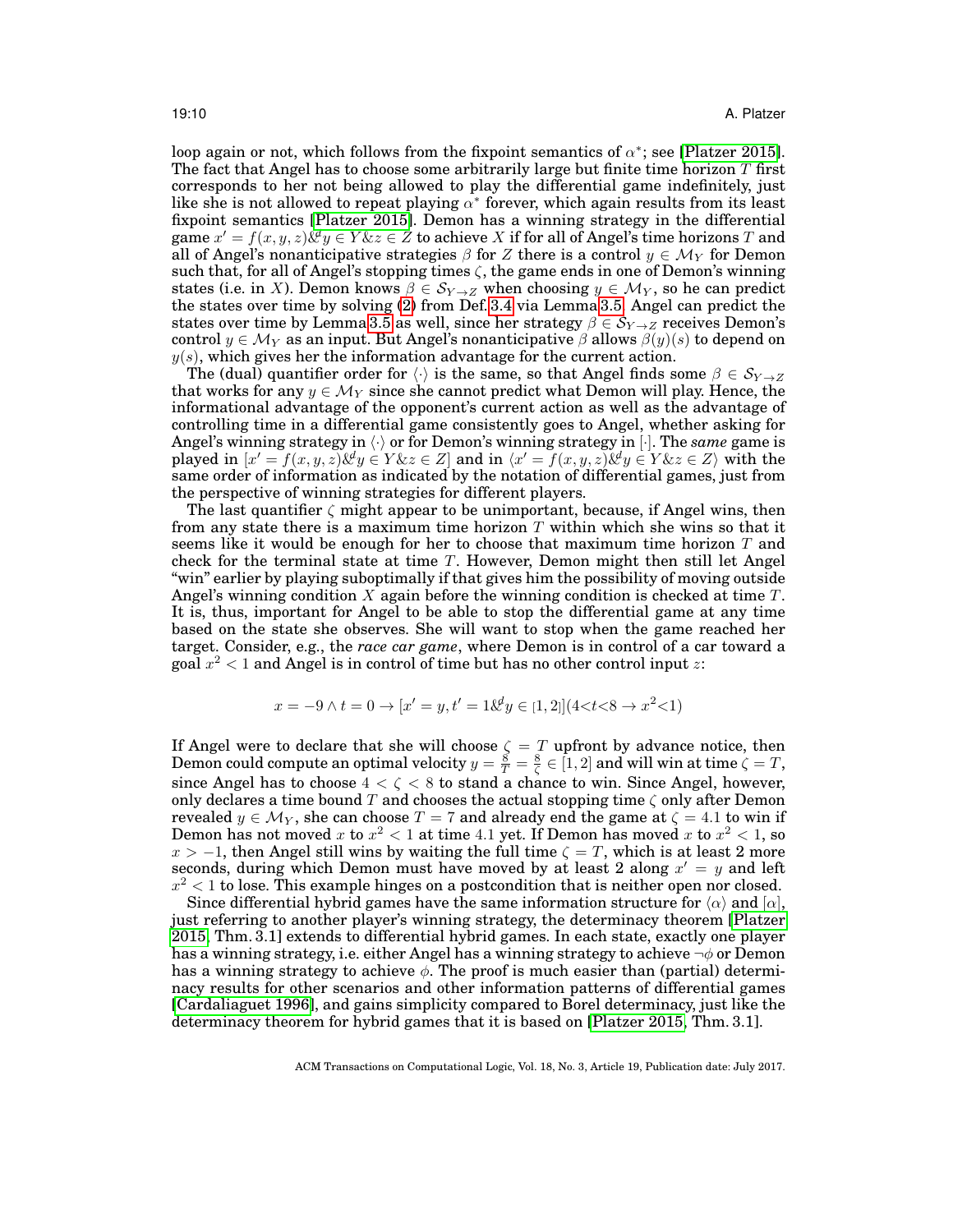loop again or not, which follows from the fixpoint semantics of $\alpha^*$; see [Platzer 2015]. The fact that Angel has to choose some arbitrarily large but finite time horizon $T$ first corresponds to her not being allowed to play the differential game indefinitely, just like she is not allowed to repeat playing $\alpha^*$ forever, which again results from its least fixpoint semantics [Platzer 2015]. Demon has a winning strategy in the differential game $x' = f(x, y, z)\&^d y \in Y \& z \in Z$ to achieve $X$ if for all of Angel's time horizons $T$ and all of Angel's nonanticipative strategies $\beta$ for $Z$ there is a control $y \in \mathcal{M}_Y$ for Demon such that, for all of Angel's stopping times $\zeta$, the game ends in one of Demon's winning states (i.e. in $X$). Demon knows $\beta \in \mathcal{S}_{Y\to Z}$ when choosing $y \in \mathcal{M}_Y$, so he can predict the states over time by solving (2) from Def. 3.4 via Lemma 3.5. Angel can predict the states over time by Lemma 3.5 as well, since her strategy $\beta \in \mathcal{S}_{Y\to Z}$ receives Demon's control $y \in \mathcal{M}_Y$ as an input. But Angel's nonanticipative $\beta$ allows $\beta(y)(s)$ to depend on $y(s)$, which gives her the information advantage for the current action.

The (dual) quantifier order for $\langle\cdot\rangle$ is the same, so that Angel finds some $\beta \in \mathcal{S}_{Y\to Z}$ that works for any $y \in \mathcal{M}_Y$ since she cannot predict what Demon will play. Hence, the informational advantage of the opponent's current action as well as the advantage of controlling time in a differential game consistently goes to Angel, whether asking for Angel's winning strategy in $\langle\cdot\rangle$ or for Demon's winning strategy in $[\cdot]$. The *same* game is played in $[x' = f(x, y, z)\&^d y \in Y \& z \in Z]$ and in $\langle x' = f(x, y, z)\&^d y \in Y \& z \in Z\rangle$ with the same order of information as indicated by the notation of differential games, just from the perspective of winning strategies for different players.

The last quantifier $\zeta$ might appear to be unimportant, because, if Angel wins, then from any state there is a maximum time horizon $T$ within which she wins so that it seems like it would be enough for her to choose that maximum time horizon $T$ and check for the terminal state at time $T$. However, Demon might then still let Angel "win" earlier by playing suboptimally if that gives him the possibility of moving outside Angel's winning condition $X$ again before the winning condition is checked at time $T$. It is, thus, important for Angel to be able to stop the differential game at any time based on the state she observes. She will want to stop when the game reached her target. Consider, e.g., the *race car game*, where Demon is in control of a car toward a goal $x^2 < 1$ and Angel is in control of time but has no other control input $z$:

$$x = -9 \wedge t = 0 \rightarrow [x' = y, t' = 1\&^d y \in [1, 2]](4<t<8 \rightarrow x^2<1)$$

If Angel were to declare that she will choose $\zeta = T$ upfront by advance notice, then Demon could compute an optimal velocity $y = \frac{8}{T} = \frac{8}{\zeta} \in [1, 2]$ and will win at time $\zeta = T$, since Angel has to choose $4 < \zeta < 8$ to stand a chance to win. Since Angel, however, only declares a time bound $T$ and chooses the actual stopping time $\zeta$ only after Demon revealed $y \in \mathcal{M}_Y$, she can choose $T = 7$ and already end the game at $\zeta = 4.1$ to win if Demon has not moved $x$ to $x^2 < 1$ at time $4.1$ yet. If Demon has moved $x$ to $x^2 < 1$, so $x > -1$, then Angel still wins by waiting the full time $\zeta = T$, which is at least 2 more seconds, during which Demon must have moved by at least 2 along $x' = y$ and left $x^2 < 1$ to lose. This example hinges on a postcondition that is neither open nor closed.

Since differential hybrid games have the same information structure for $\langle\alpha\rangle$ and $[\alpha]$, just referring to another player's winning strategy, the determinacy theorem [Platzer 2015, Thm. 3.1] extends to differential hybrid games. In each state, exactly one player has a winning strategy, i.e. either Angel has a winning strategy to achieve $\neg\phi$ or Demon has a winning strategy to achieve $\phi$. The proof is much easier than (partial) determinacy results for other scenarios and other information patterns of differential games [Cardaliaguet 1996], and gains simplicity compared to Borel determinacy, just like the determinacy theorem for hybrid games that it is based on [Platzer 2015, Thm. 3.1].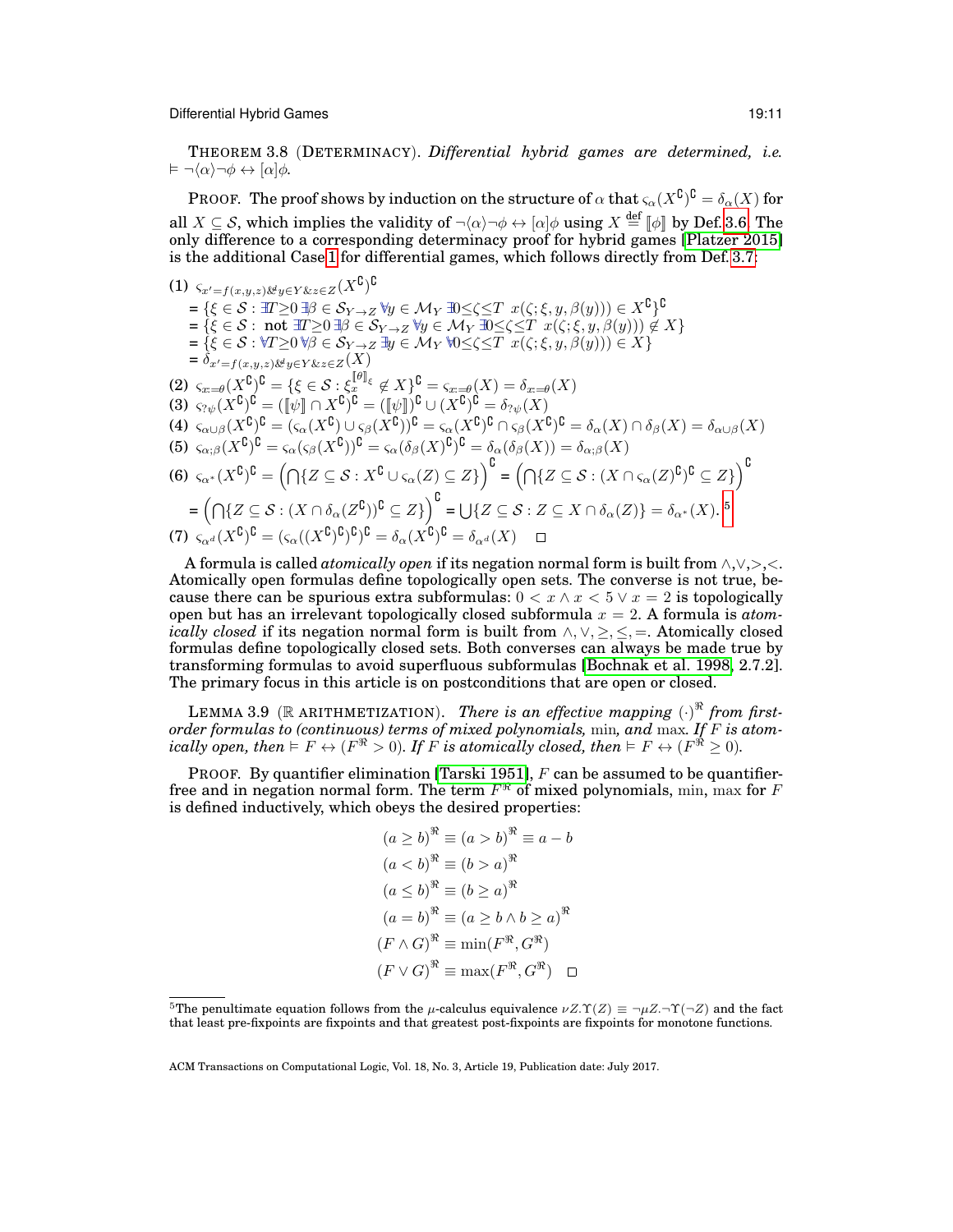THEOREM 3.8 (DETERMINACY). *Differential hybrid games are determined, i.e.* $\vDash \neg\langle\alpha\rangle\neg\phi \leftrightarrow [\alpha]\phi$.

PROOF. The proof shows by induction on the structure of $\alpha$ that $\varsigma_\alpha(X^\complement)^\complement = \delta_\alpha(X)$ for all $X \subseteq \mathcal{S}$, which implies the validity of $\neg\langle\alpha\rangle\neg\phi \leftrightarrow [\alpha]\phi$ using $X \stackrel{\text{def}}{=} [\![\phi]\!]$ by Def. 3.6. The only difference to a corresponding determinacy proof for hybrid games [Platzer 2015] is the additional Case 1 for differential games, which follows directly from Def. 3.7:

(1) $\varsigma_{x'=f(x,y,z) \& y\in Y \& z\in Z}(X^\complement)^\complement$
$= \{\xi \in \mathcal{S} : \exists T{\ge}0\ \exists\beta \in \mathcal{S}_{Y\to Z}\ \forall y \in \mathcal{M}_Y\ \exists 0{\le}\zeta{\le}T\ \ x(\zeta;\xi,y,\beta(y))) \in X^\complement\}^\complement$
$= \{\xi \in \mathcal{S} :$ not $\exists T{\ge}0\ \exists\beta \in \mathcal{S}_{Y\to Z}\ \forall y \in \mathcal{M}_Y\ \exists 0{\le}\zeta{\le}T\ \ x(\zeta;\xi,y,\beta(y))) \notin X\}$
$= \{\xi \in \mathcal{S} : \forall T{\ge}0\ \forall\beta \in \mathcal{S}_{Y\to Z}\ \exists y \in \mathcal{M}_Y\ \forall 0{\le}\zeta{\le}T\ \ x(\zeta;\xi,y,\beta(y))) \in X\}$
$= \delta_{x'=f(x,y,z) \& y\in Y \& z\in Z}(X)$

(2) $\varsigma_{x:=\theta}(X^\complement)^\complement = \{\xi \in \mathcal{S} : \xi_x^{[\![\theta]\!]_\xi} \notin X\}^\complement = \varsigma_{x:=\theta}(X) = \delta_{x:=\theta}(X)$

(3) $\varsigma_{?\psi}(X^\complement)^\complement = ([\![\psi]\!] \cap X^\complement)^\complement = ([\![\psi]\!])^\complement \cup (X^\complement)^\complement = \delta_{?\psi}(X)$

(4) $\varsigma_{\alpha\cup\beta}(X^\complement)^\complement = (\varsigma_\alpha(X^\complement) \cup \varsigma_\beta(X^\complement))^\complement = \varsigma_\alpha(X^\complement)^\complement \cap \varsigma_\beta(X^\complement)^\complement = \delta_\alpha(X) \cap \delta_\beta(X) = \delta_{\alpha\cup\beta}(X)$

(5) $\varsigma_{\alpha;\beta}(X^\complement)^\complement = \varsigma_\alpha(\varsigma_\beta(X^\complement))^\complement = \varsigma_\alpha(\delta_\beta(X)^\complement)^\complement = \delta_\alpha(\delta_\beta(X)) = \delta_{\alpha;\beta}(X)$

(6) $\varsigma_{\alpha^*}(X^\complement)^\complement = \Big(\bigcap\{Z \subseteq \mathcal{S} : X^\complement \cup \varsigma_\alpha(Z) \subseteq Z\}\Big)^\complement = \Big(\bigcap\{Z \subseteq \mathcal{S} : (X \cap \varsigma_\alpha(Z)^\complement)^\complement \subseteq Z\}\Big)^\complement$
$= \Big(\bigcap\{Z \subseteq \mathcal{S} : (X \cap \delta_\alpha(Z^\complement))^\complement \subseteq Z\}\Big)^\complement = \bigcup\{Z \subseteq \mathcal{S} : Z \subseteq X \cap \delta_\alpha(Z)\} = \delta_{\alpha^*}(X).$ [5]

(7) $\varsigma_{\alpha^d}(X^\complement)^\complement = (\varsigma_\alpha((X^\complement)^\complement)^\complement)^\complement = \delta_\alpha(X^\complement)^\complement = \delta_{\alpha^d}(X)$ $\square$

A formula is called *atomically open* if its negation normal form is built from $\wedge,\vee,>,<$. Atomically open formulas define topologically open sets. The converse is not true, because there can be spurious extra subformulas: $0 < x \wedge x < 5 \vee x = 2$ is topologically open but has an irrelevant topologically closed subformula $x = 2$. A formula is *atomically closed* if its negation normal form is built from $\wedge,\vee,\ge,\le,=$. Atomically closed formulas define topologically closed sets. Both converses can always be made true by transforming formulas to avoid superfluous subformulas [Bochnak et al. 1998, 2.7.2]. The primary focus in this article is on postconditions that are open or closed.

LEMMA 3.9 ($\mathbb{R}$ ARITHMETIZATION). *There is an effective mapping $(\cdot)^\Re$ from first-order formulas to (continuous) terms of mixed polynomials,* $\min$*, and* $\max$*. If $F$ is atomically open, then $\vDash F \leftrightarrow (F^\Re > 0)$. If $F$ is atomically closed, then $\vDash F \leftrightarrow (F^\Re \ge 0)$.*

PROOF. By quantifier elimination [Tarski 1951], $F$ can be assumed to be quantifier-free and in negation normal form. The term $F^\Re$ of mixed polynomials, $\min$, $\max$ for $F$ is defined inductively, which obeys the desired properties:

$$
\begin{aligned}
(a \ge b)^\Re &\equiv (a > b)^\Re \equiv a - b\\
(a < b)^\Re &\equiv (b > a)^\Re\\
(a \le b)^\Re &\equiv (b \ge a)^\Re\\
(a = b)^\Re &\equiv (a \ge b \wedge b \ge a)^\Re\\
(F \wedge G)^\Re &\equiv \min(F^\Re, G^\Re)\\
(F \vee G)^\Re &\equiv \max(F^\Re, G^\Re) \quad \square
\end{aligned}
$$

[5] The penultimate equation follows from the $\mu$-calculus equivalence $\nu Z.\Upsilon(Z) \equiv \neg\mu Z.\neg\Upsilon(\neg Z)$ and the fact that least pre-fixpoints are fixpoints and that greatest post-fixpoints are fixpoints for monotone functions.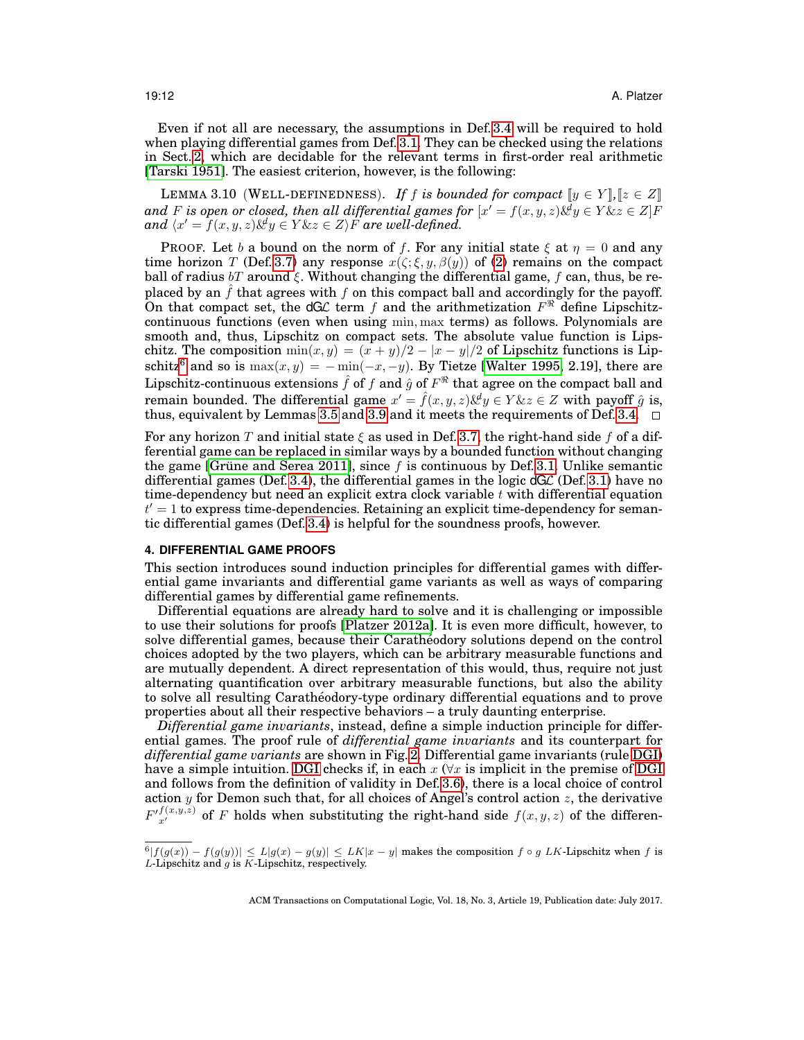Even if not all are necessary, the assumptions in Def. 3.4 will be required to hold when playing differential games from Def. 3.1. They can be checked using the relations in Sect. 2, which are decidable for the relevant terms in first-order real arithmetic [Tarski 1951]. The easiest criterion, however, is the following:

LEMMA 3.10 (WELL-DEFINEDNESS). *If $f$ is bounded for compact $[\![y \in Y]\!], [\![z \in Z]\!]$ and $F$ is open or closed, then all differential games for $[x' = f(x, y, z) \&^d y \in Y \& z \in Z]F$ and $\langle x' = f(x, y, z) \&^d y \in Y \& z \in Z \rangle F$ are well-defined.*

PROOF. Let $b$ a bound on the norm of $f$. For any initial state $\xi$ at $\eta = 0$ and any time horizon $T$ (Def. 3.7) any response $x(\zeta; \xi, y, \beta(y))$ of (2) remains on the compact ball of radius $bT$ around $\xi$. Without changing the differential game, $f$ can, thus, be replaced by an $\hat{f}$ that agrees with $f$ on this compact ball and accordingly for the payoff. On that compact set, the dG$\mathcal{L}$ term $f$ and the arithmetization $F^{\Re}$ define Lipschitz-continuous functions (even when using $\min, \max$ terms) as follows. Polynomials are smooth and, thus, Lipschitz on compact sets. The absolute value function is Lipschitz. The composition $\min(x, y) = (x + y)/2 - |x - y|/2$ of Lipschitz functions is Lipschitz[6] and so is $\max(x, y) = -\min(-x, -y)$. By Tietze [Walter 1995, 2.19], there are Lipschitz-continuous extensions $\hat{f}$ of $f$ and $\hat{g}$ of $F^{\Re}$ that agree on the compact ball and remain bounded. The differential game $x' = \hat{f}(x, y, z) \&^d y \in Y \& z \in Z$ with payoff $\hat{g}$ is, thus, equivalent by Lemmas 3.5 and 3.9 and it meets the requirements of Def. 3.4. □

For any horizon $T$ and initial state $\xi$ as used in Def. 3.7, the right-hand side $f$ of a differential game can be replaced in similar ways by a bounded function without changing the game [Grüne and Serea 2011], since $f$ is continuous by Def. 3.1. Unlike semantic differential games (Def. 3.4), the differential games in the logic dG$\mathcal{L}$ (Def. 3.1) have no time-dependency but need an explicit extra clock variable $t$ with differential equation $t' = 1$ to express time-dependencies. Retaining an explicit time-dependency for semantic differential games (Def. 3.4) is helpful for the soundness proofs, however.

## 4. DIFFERENTIAL GAME PROOFS

This section introduces sound induction principles for differential games with differential game invariants and differential game variants as well as ways of comparing differential games by differential game refinements.

Differential equations are already hard to solve and it is challenging or impossible to use their solutions for proofs [Platzer 2012a]. It is even more difficult, however, to solve differential games, because their Carathéodory solutions depend on the control choices adopted by the two players, which can be arbitrary measurable functions and are mutually dependent. A direct representation of this would, thus, require not just alternating quantification over arbitrary measurable functions, but also the ability to solve all resulting Carathéodory-type ordinary differential equations and to prove properties about all their respective behaviors – a truly daunting enterprise.

*Differential game invariants*, instead, define a simple induction principle for differential games. The proof rule of *differential game invariants* and its counterpart for *differential game variants* are shown in Fig. 2. Differential game invariants (rule DGI) have a simple intuition. DGI checks if, in each $x$ ($\forall x$ is implicit in the premise of DGI and follows from the definition of validity in Def. 3.6), there is a local choice of control action $y$ for Demon such that, for all choices of Angel's control action $z$, the derivative $F'^{f(x,y,z)}_{x'}$ of $F$ holds when substituting the right-hand side $f(x, y, z)$ of the differen-

[6] $|f(g(x)) - f(g(y))| \leq L|g(x) - g(y)| \leq LK|x - y|$ makes the composition $f \circ g$ $LK$-Lipschitz when $f$ is $L$-Lipschitz and $g$ is $K$-Lipschitz, respectively.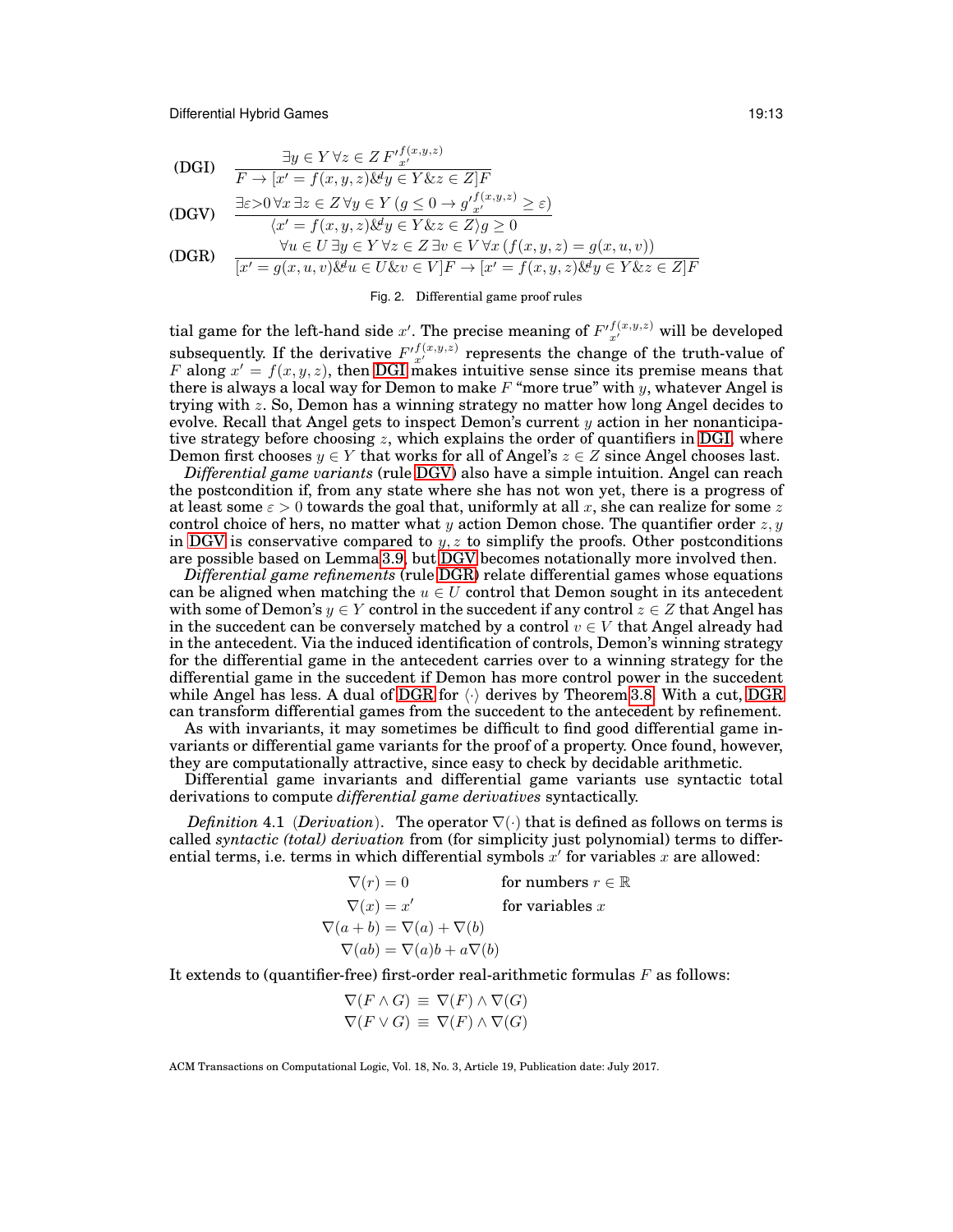$$\text{(DGI)} \quad \frac{\exists y \in Y\, \forall z \in Z\, F'^{f(x,y,z)}_{x'}}{F \rightarrow [x' = f(x,y,z) \&^d y \in Y \& z \in Z] F}$$

$$\text{(DGV)} \quad \frac{\exists \varepsilon{>}0\, \forall x\, \exists z \in Z\, \forall y \in Y\, (g \le 0 \rightarrow g'^{f(x,y,z)}_{x'} \ge \varepsilon)}{\langle x' = f(x,y,z) \&^d y \in Y \& z \in Z \rangle g \ge 0}$$

$$\text{(DGR)} \quad \frac{\forall u \in U\, \exists y \in Y\, \forall z \in Z\, \exists v \in V\, \forall x\, (f(x,y,z) = g(x,u,v))}{[x' = g(x,u,v) \&^d u \in U \& v \in V] F \rightarrow [x' = f(x,y,z) \&^d y \in Y \& z \in Z] F}$$

Fig. 2. Differential game proof rules

tial game for the left-hand side $x'$. The precise meaning of $F'^{f(x,y,z)}_{x'}$ will be developed subsequently. If the derivative $F'^{f(x,y,z)}_{x'}$ represents the change of the truth-value of $F$ along $x' = f(x,y,z)$, then DGI makes intuitive sense since its premise means that there is always a local way for Demon to make $F$ "more true" with $y$, whatever Angel is trying with $z$. So, Demon has a winning strategy no matter how long Angel decides to evolve. Recall that Angel gets to inspect Demon's current $y$ action in her nonanticipative strategy before choosing $z$, which explains the order of quantifiers in DGI, where Demon first chooses $y \in Y$ that works for all of Angel's $z \in Z$ since Angel chooses last.

*Differential game variants* (rule DGV) also have a simple intuition. Angel can reach the postcondition if, from any state where she has not won yet, there is a progress of at least some $\varepsilon > 0$ towards the goal that, uniformly at all $x$, she can realize for some $z$ control choice of hers, no matter what $y$ action Demon chose. The quantifier order $z, y$ in DGV is conservative compared to $y, z$ to simplify the proofs. Other postconditions are possible based on Lemma 3.9, but DGV becomes notationally more involved then.

*Differential game refinements* (rule DGR) relate differential games whose equations can be aligned when matching the $u \in U$ control that Demon sought in its antecedent with some of Demon's $y \in Y$ control in the succedent if any control $z \in Z$ that Angel has in the succedent can be conversely matched by a control $v \in V$ that Angel already had in the antecedent. Via the induced identification of controls, Demon's winning strategy for the differential game in the antecedent carries over to a winning strategy for the differential game in the succedent if Demon has more control power in the succedent while Angel has less. A dual of DGR for $\langle \cdot \rangle$ derives by Theorem 3.8. With a cut, DGR can transform differential games from the succedent to the antecedent by refinement.

As with invariants, it may sometimes be difficult to find good differential game invariants or differential game variants for the proof of a property. Once found, however, they are computationally attractive, since easy to check by decidable arithmetic.

Differential game invariants and differential game variants use syntactic total derivations to compute *differential game derivatives* syntactically.

*Definition* 4.1 (*Derivation*). The operator $\nabla(\cdot)$ that is defined as follows on terms is called *syntactic (total) derivation* from (for simplicity just polynomial) terms to differential terms, i.e. terms in which differential symbols $x'$ for variables $x$ are allowed:

$$\begin{aligned}
\nabla(r) &= 0 && \text{for numbers } r \in \mathbb{R} \\
\nabla(x) &= x' && \text{for variables } x \\
\nabla(a+b) &= \nabla(a) + \nabla(b) \\
\nabla(ab) &= \nabla(a)b + a\nabla(b)
\end{aligned}$$

It extends to (quantifier-free) first-order real-arithmetic formulas $F$ as follows:

$$\begin{aligned}
\nabla(F \wedge G) &\equiv \nabla(F) \wedge \nabla(G) \\
\nabla(F \vee G) &\equiv \nabla(F) \wedge \nabla(G)
\end{aligned}$$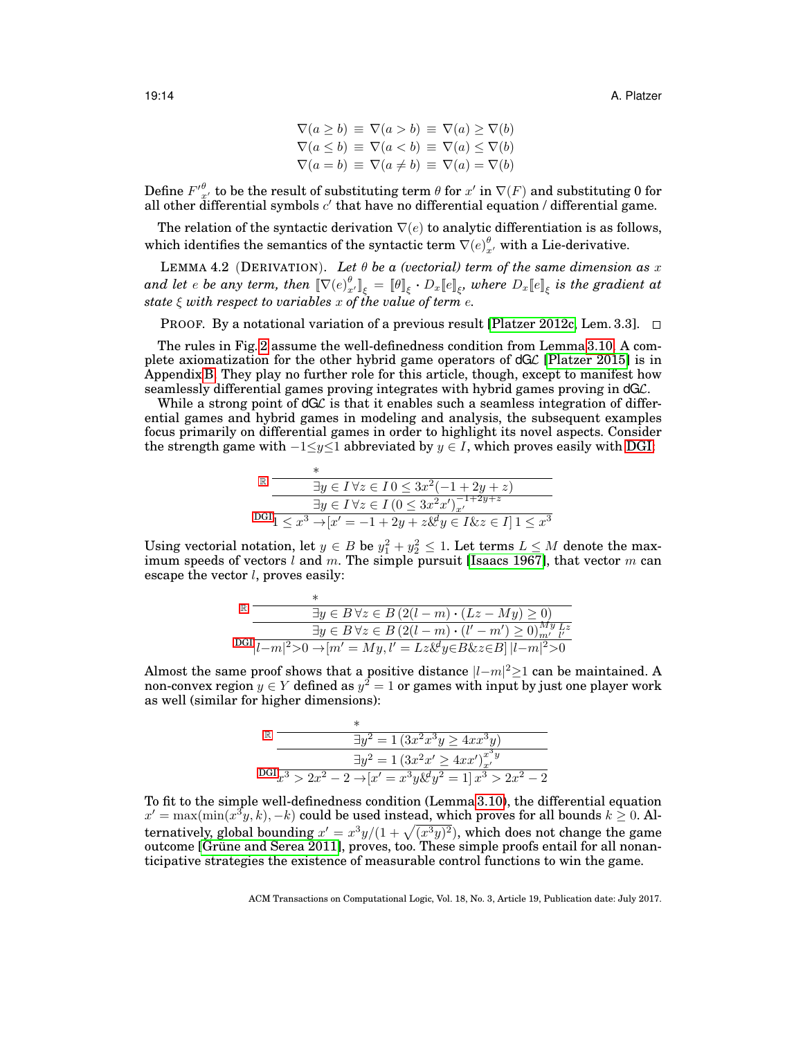$$\nabla(a \geq b) \equiv \nabla(a > b) \equiv \nabla(a) \geq \nabla(b)$$
$$\nabla(a \leq b) \equiv \nabla(a < b) \equiv \nabla(a) \leq \nabla(b)$$
$$\nabla(a = b) \equiv \nabla(a \neq b) \equiv \nabla(a) = \nabla(b)$$

Define ${F'}^{\theta}_{x'}$ to be the result of substituting term $\theta$ for $x'$ in $\nabla(F)$ and substituting 0 for all other differential symbols $c'$ that have no differential equation / differential game.

The relation of the syntactic derivation $\nabla(e)$ to analytic differentiation is as follows, which identifies the semantics of the syntactic term $\nabla(e)^{\theta}_{x'}$ with a Lie-derivative.

LEMMA 4.2 (DERIVATION). *Let $\theta$ be a (vectorial) term of the same dimension as $x$ and let $e$ be any term, then $[\![\nabla(e)^{\theta}_{x'}]\!]_{\xi} = [\![\theta]\!]_{\xi} \cdot D_x[\![e]\!]_{\xi}$, where $D_x[\![e]\!]_{\xi}$ is the gradient at state $\xi$ with respect to variables $x$ of the value of term $e$.*

PROOF. By a notational variation of a previous result [Platzer 2012c, Lem. 3.3]. $\square$

The rules in Fig. 2 assume the well-definedness condition from Lemma 3.10. A complete axiomatization for the other hybrid game operators of dG$\mathcal{L}$ [Platzer 2015] is in Appendix B. They play no further role for this article, though, except to manifest how seamlessly differential games proving integrates with hybrid games proving in dG$\mathcal{L}$.

While a strong point of dG$\mathcal{L}$ is that it enables such a seamless integration of differential games and hybrid games in modeling and analysis, the subsequent examples focus primarily on differential games in order to highlight its novel aspects. Consider the strength game with $-1 \leq y \leq 1$ abbreviated by $y \in I$, which proves easily with DGI.

$$\dfrac{\dfrac{\dfrac{*}{\exists y \in I\, \forall z \in I\, 0 \leq 3x^2(-1 + 2y + z)}\ \mathbb{R}}{\exists y \in I\, \forall z \in I\, (0 \leq 3x^2 x')^{-1+2y+z}_{x'}}}{1 \leq x^3 \rightarrow [x' = -1 + 2y + z \&^d y \in I \& z \in I]\, 1 \leq x^3}\ \text{DGI}$$

Using vectorial notation, let $y \in B$ be $y_1^2 + y_2^2 \leq 1$. Let terms $L \leq M$ denote the maximum speeds of vectors $l$ and $m$. The simple pursuit [Isaacs 1967], that vector $m$ can escape the vector $l$, proves easily:

$$\dfrac{\dfrac{\dfrac{*}{\exists y \in B\, \forall z \in B\, (2(l - m) \cdot (Lz - My) \geq 0)}\ \mathbb{R}}{\exists y \in B\, \forall z \in B\, (2(l - m) \cdot (l' - m') \geq 0)^{My}_{m'}{}^{Lz}_{l'}}}{|l - m|^2 > 0 \rightarrow [m' = My, l' = Lz \&^d y \in B \& z \in B]\, |l - m|^2 > 0}\ \text{DGI}$$

Almost the same proof shows that a positive distance $|l - m|^2 \geq 1$ can be maintained. A non-convex region $y \in Y$ defined as $y^2 = 1$ or games with input by just one player work as well (similar for higher dimensions):

$$\dfrac{\dfrac{\dfrac{*}{\exists y^2 = 1\, (3x^2 x^3 y \geq 4x x^3 y)}\ \mathbb{R}}{\exists y^2 = 1\, (3x^2 x' \geq 4x x')^{x^3 y}_{x'}}}{x^3 > 2x^2 - 2 \rightarrow [x' = x^3 y \&^d y^2 = 1]\, x^3 > 2x^2 - 2}\ \text{DGI}$$

To fit to the simple well-definedness condition (Lemma 3.10), the differential equation $x' = \max(\min(x^3 y, k), -k)$ could be used instead, which proves for all bounds $k \geq 0$. Alternatively, global bounding $x' = x^3 y / (1 + \sqrt{(x^3 y)^2})$, which does not change the game outcome [Grüne and Serea 2011], proves, too. These simple proofs entail for all nonanticipative strategies the existence of measurable control functions to win the game.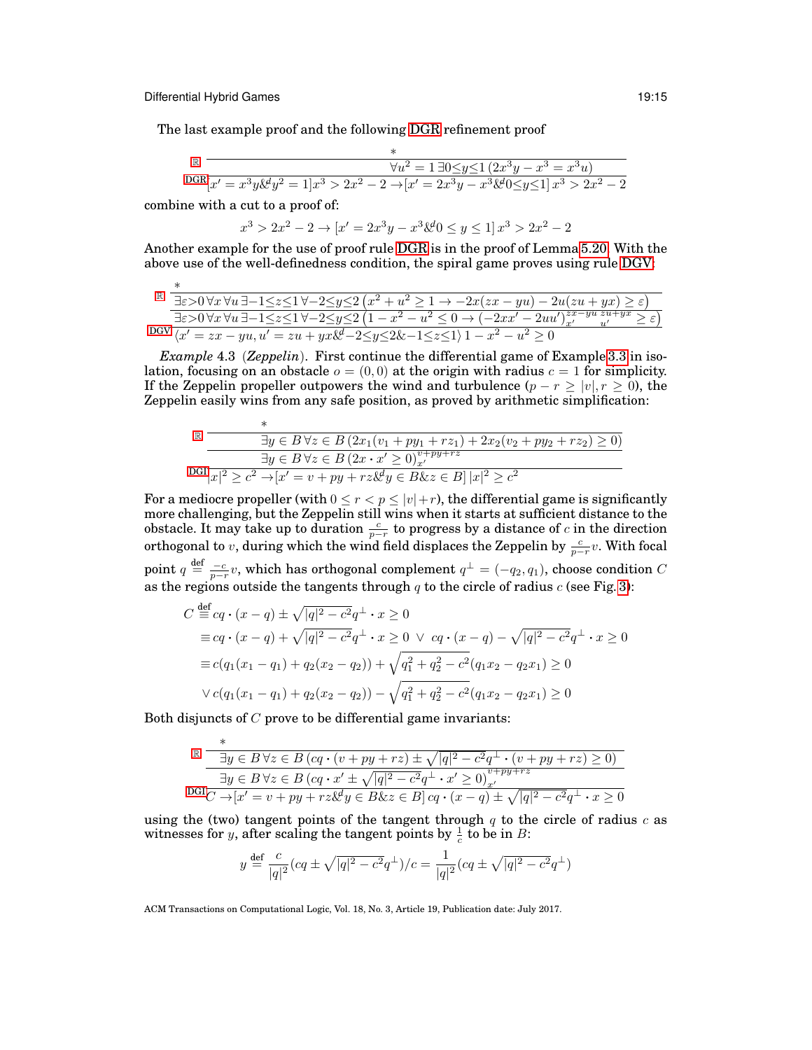The last example proof and the following DGR refinement proof

$$
\dfrac{\mathbb{R}\ \dfrac{*}{\forall u^2 = 1\, \exists 0{\le}y{\le}1\, (2x^3y - x^3 = x^3u)}}{\text{DGR}\ [x' = x^3y \&^d y^2 = 1]\, x^3 > 2x^2 - 2 \rightarrow [x' = 2x^3y - x^3 \&^d 0{\le}y{\le}1]\, x^3 > 2x^2 - 2}
$$

combine with a cut to a proof of:

$$
x^3 > 2x^2 - 2 \rightarrow [x' = 2x^3y - x^3 \&^d 0 \le y \le 1]\, x^3 > 2x^2 - 2
$$

Another example for the use of proof rule DGR is in the proof of Lemma 5.20. With the above use of the well-definedness condition, the spiral game proves using rule DGV:

$$
\dfrac{\mathbb{R}\ \dfrac{\dfrac{*}{\exists \varepsilon{>}0\, \forall x\, \forall u\, \exists {-1}{\le}z{\le}1\, \forall {-2}{\le}y{\le}2\, \big(x^2 + u^2 \ge 1 \rightarrow -2x(zx - yu) - 2u(zu + yx) \ge \varepsilon\big)}}{\exists \varepsilon{>}0\, \forall x\, \forall u\, \exists {-1}{\le}z{\le}1\, \forall {-2}{\le}y{\le}2\, \big(1 - x^2 - u^2 \le 0 \rightarrow (-2xx' - 2uu')_{x'}^{zx-yu}\,{}_{u'}^{zu+yx} \ge \varepsilon\big)}}{\text{DGV}\ \langle x' = zx - yu, u' = zu + yx \&^d {-2}{\le}y{\le}2 \& {-1}{\le}z{\le}1\rangle\, 1 - x^2 - u^2 \ge 0}
$$

*Example* 4.3 (*Zeppelin*). First continue the differential game of Example 3.3 in isolation, focusing on an obstacle $o = (0, 0)$ at the origin with radius $c = 1$ for simplicity. If the Zeppelin propeller outpowers the wind and turbulence ($p - r \ge |v|, r \ge 0$), the Zeppelin easily wins from any safe position, as proved by arithmetic simplification:

$$
\dfrac{\mathbb{R}\ \dfrac{\dfrac{*}{\exists y \in B\, \forall z \in B\, (2x_1(v_1 + py_1 + rz_1) + 2x_2(v_2 + py_2 + rz_2) \ge 0)}}{\exists y \in B\, \forall z \in B\, (2x \cdot x' \ge 0)_{x'}^{v+py+rz}}}{\text{DGI}\ |x|^2 \ge c^2 \rightarrow [x' = v + py + rz \&^d y \in B \& z \in B]\, |x|^2 \ge c^2}
$$

For a mediocre propeller (with $0 \le r < p \le |v| + r$), the differential game is significantly more challenging, but the Zeppelin still wins when it starts at sufficient distance to the obstacle. It may take up to duration $\frac{c}{p-r}$ to progress by a distance of $c$ in the direction orthogonal to $v$, during which the wind field displaces the Zeppelin by $\frac{c}{p-r}v$. With focal point $q \stackrel{\text{def}}{=} \frac{-c}{p-r}v$, which has orthogonal complement $q^\perp = (-q_2, q_1)$, choose condition $C$ as the regions outside the tangents through $q$ to the circle of radius $c$ (see Fig. 3):

$$
\begin{aligned}
C &\stackrel{\text{def}}{\equiv} cq \cdot (x - q) \pm \sqrt{|q|^2 - c^2}\, q^\perp \cdot x \ge 0 \\
&\equiv cq \cdot (x - q) + \sqrt{|q|^2 - c^2}\, q^\perp \cdot x \ge 0\ \lor\ cq \cdot (x - q) - \sqrt{|q|^2 - c^2}\, q^\perp \cdot x \ge 0 \\
&\equiv c(q_1(x_1 - q_1) + q_2(x_2 - q_2)) + \sqrt{q_1^2 + q_2^2 - c^2}(q_1x_2 - q_2x_1) \ge 0 \\
&\lor c(q_1(x_1 - q_1) + q_2(x_2 - q_2)) - \sqrt{q_1^2 + q_2^2 - c^2}(q_1x_2 - q_2x_1) \ge 0
\end{aligned}
$$

Both disjuncts of $C$ prove to be differential game invariants:

$$
\dfrac{\mathbb{R}\ \dfrac{\dfrac{*}{\exists y \in B\, \forall z \in B\, \big(cq \cdot (v + py + rz) \pm \sqrt{|q|^2 - c^2}\, q^\perp \cdot (v + py + rz) \ge 0\big)}}{\exists y \in B\, \forall z \in B\, \big(cq \cdot x' \pm \sqrt{|q|^2 - c^2}\, q^\perp \cdot x' \ge 0\big)_{x'}^{v+py+rz}}}{\text{DGI}\ C \rightarrow [x' = v + py + rz \&^d y \in B \& z \in B]\, cq \cdot (x - q) \pm \sqrt{|q|^2 - c^2}\, q^\perp \cdot x \ge 0}
$$

using the (two) tangent points of the tangent through $q$ to the circle of radius $c$ as witnesses for $y$, after scaling the tangent points by $\frac{1}{c}$ to be in $B$:

$$
y \stackrel{\text{def}}{=} \frac{c}{|q|^2}(cq \pm \sqrt{|q|^2 - c^2}\, q^\perp)/c = \frac{1}{|q|^2}(cq \pm \sqrt{|q|^2 - c^2}\, q^\perp)
$$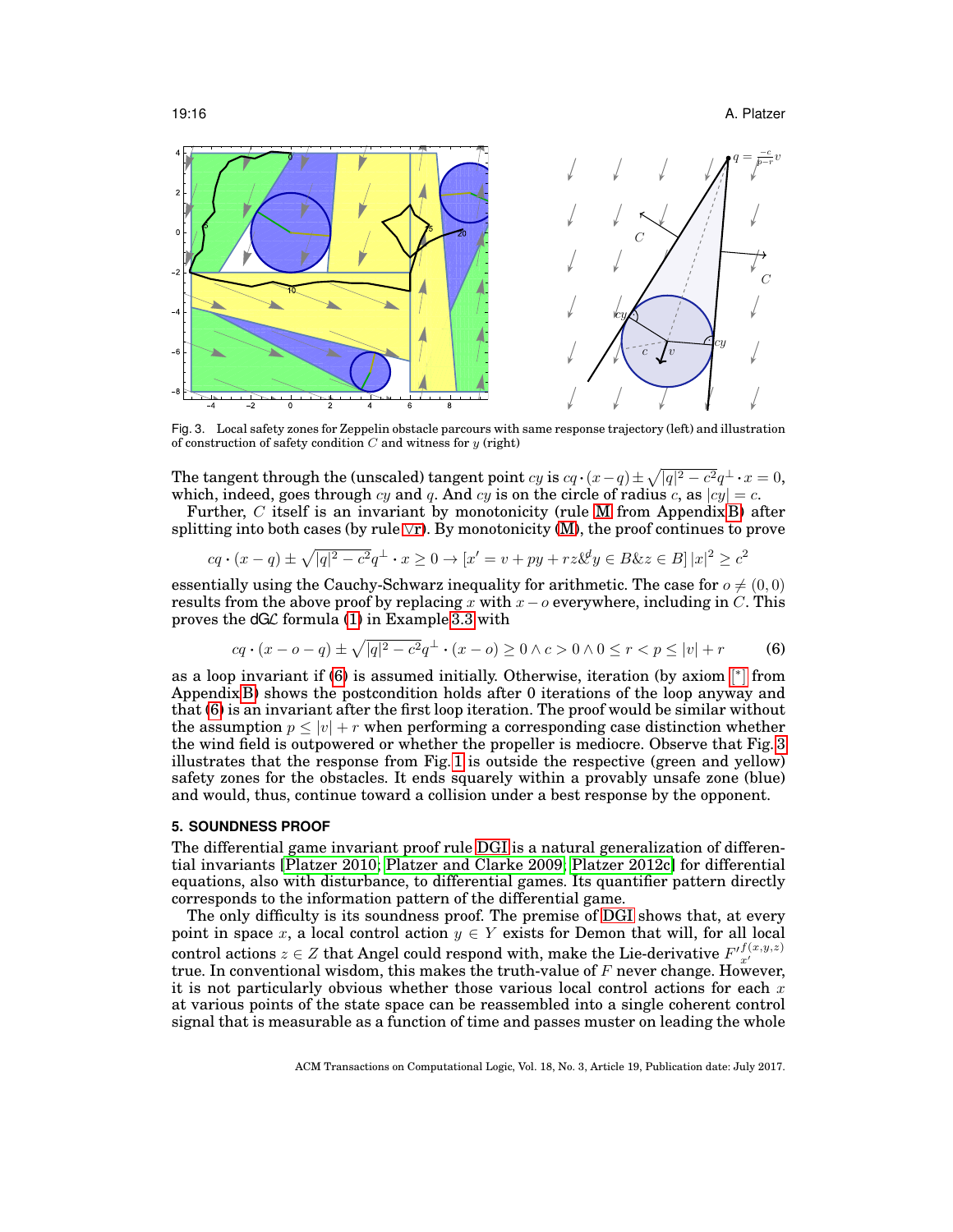Fig. 3. Local safety zones for Zeppelin obstacle parcours with same response trajectory (left) and illustration of construction of safety condition $C$ and witness for $y$ (right)

The tangent through the (unscaled) tangent point $cy$ is $cq \cdot (x-q) \pm \sqrt{|q|^2 - c^2} q^\perp \cdot x = 0$, which, indeed, goes through $cy$ and $q$. And $cy$ is on the circle of radius $c$, as $|cy| = c$.

Further, $C$ itself is an invariant by monotonicity (rule M from Appendix B) after splitting into both cases (by rule $\vee$r). By monotonicity (M), the proof continues to prove

$$cq \cdot (x-q) \pm \sqrt{|q|^2 - c^2} q^\perp \cdot x \geq 0 \rightarrow [x' = v + py + rz \&^d y \in B \& z \in B]\, |x|^2 \geq c^2$$

essentially using the Cauchy-Schwarz inequality for arithmetic. The case for $o \neq (0,0)$ results from the above proof by replacing $x$ with $x - o$ everywhere, including in $C$. This proves the dG$\mathcal{L}$ formula (1) in Example 3.3 with

$$cq \cdot (x - o - q) \pm \sqrt{|q|^2 - c^2} q^\perp \cdot (x - o) \geq 0 \wedge c > 0 \wedge 0 \leq r < p \leq |v| + r \tag{6}$$

as a loop invariant if (6) is assumed initially. Otherwise, iteration (by axiom [$^*$] from Appendix B) shows the postcondition holds after 0 iterations of the loop anyway and that (6) is an invariant after the first loop iteration. The proof would be similar without the assumption $p \leq |v| + r$ when performing a corresponding case distinction whether the wind field is outpowered or whether the propeller is mediocre. Observe that Fig. 3 illustrates that the response from Fig. 1 is outside the respective (green and yellow) safety zones for the obstacles. It ends squarely within a provably unsafe zone (blue) and would, thus, continue toward a collision under a best response by the opponent.

## 5. SOUNDNESS PROOF

The differential game invariant proof rule DGI is a natural generalization of differential invariants [Platzer 2010; Platzer and Clarke 2009; Platzer 2012c] for differential equations, also with disturbance, to differential games. Its quantifier pattern directly corresponds to the information pattern of the differential game.

The only difficulty is its soundness proof. The premise of DGI shows that, at every point in space $x$, a local control action $y \in Y$ exists for Demon that will, for all local control actions $z \in Z$ that Angel could respond with, make the Lie-derivative $F'^{f(x,y,z)}_{x'}$ true. In conventional wisdom, this makes the truth-value of $F$ never change. However, it is not particularly obvious whether those various local control actions for each $x$ at various points of the state space can be reassembled into a single coherent control signal that is measurable as a function of time and passes muster on leading the whole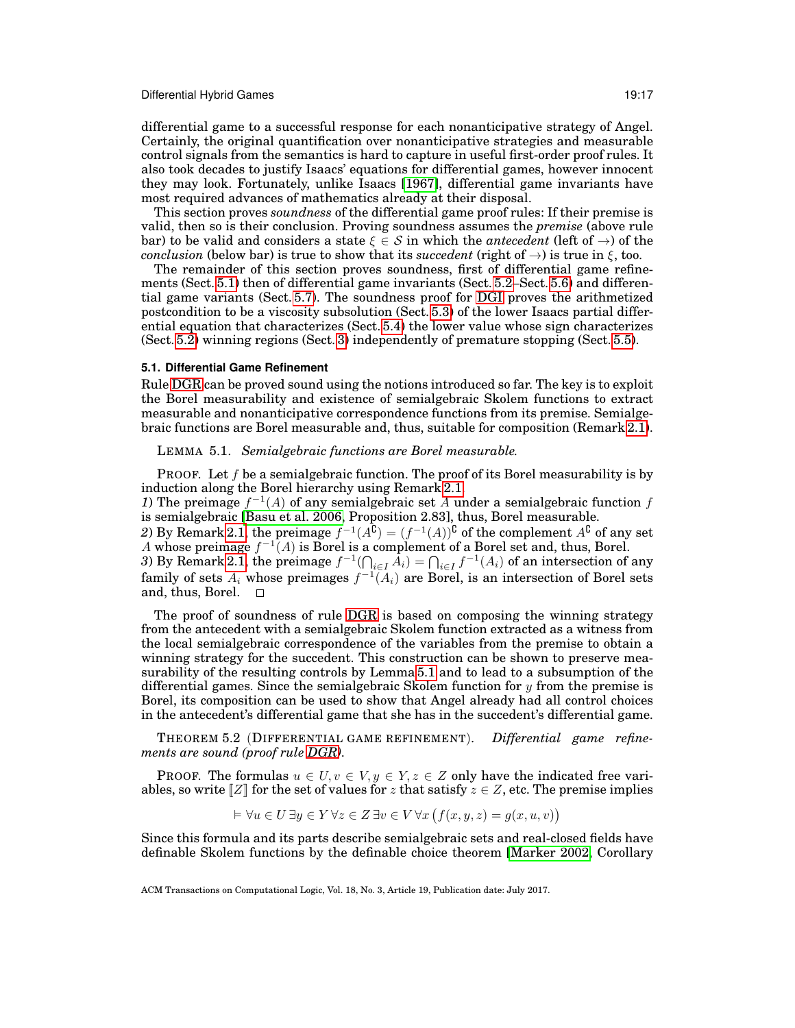differential game to a successful response for each nonanticipative strategy of Angel. Certainly, the original quantification over nonanticipative strategies and measurable control signals from the semantics is hard to capture in useful first-order proof rules. It also took decades to justify Isaacs' equations for differential games, however innocent they may look. Fortunately, unlike Isaacs [1967], differential game invariants have most required advances of mathematics already at their disposal.

This section proves *soundness* of the differential game proof rules: If their premise is valid, then so is their conclusion. Proving soundness assumes the *premise* (above rule bar) to be valid and considers a state $\xi \in \mathcal{S}$ in which the *antecedent* (left of $\to$) of the *conclusion* (below bar) is true to show that its *succedent* (right of $\to$) is true in $\xi$, too.

The remainder of this section proves soundness, first of differential game refinements (Sect. 5.1) then of differential game invariants (Sect. 5.2–Sect. 5.6) and differential game variants (Sect. 5.7). The soundness proof for DGI proves the arithmetized postcondition to be a viscosity subsolution (Sect. 5.3) of the lower Isaacs partial differential equation that characterizes (Sect. 5.4) the lower value whose sign characterizes (Sect. 5.2) winning regions (Sect. 3) independently of premature stopping (Sect. 5.5).

### 5.1. Differential Game Refinement

Rule DGR can be proved sound using the notions introduced so far. The key is to exploit the Borel measurability and existence of semialgebraic Skolem functions to extract measurable and nonanticipative correspondence functions from its premise. Semialgebraic functions are Borel measurable and, thus, suitable for composition (Remark 2.1).

LEMMA 5.1. *Semialgebraic functions are Borel measurable.*

PROOF. Let $f$ be a semialgebraic function. The proof of its Borel measurability is by induction along the Borel hierarchy using Remark 2.1.
*1)* The preimage $f^{-1}(A)$ of any semialgebraic set $A$ under a semialgebraic function $f$ is semialgebraic [Basu et al. 2006, Proposition 2.83], thus, Borel measurable.
*2)* By Remark 2.1, the preimage $f^{-1}(A^\complement) = (f^{-1}(A))^\complement$ of the complement $A^\complement$ of any set $A$ whose preimage $f^{-1}(A)$ is Borel is a complement of a Borel set and, thus, Borel.
*3)* By Remark 2.1, the preimage $f^{-1}(\bigcap_{i\in I} A_i) = \bigcap_{i\in I} f^{-1}(A_i)$ of an intersection of any family of sets $A_i$ whose preimages $f^{-1}(A_i)$ are Borel, is an intersection of Borel sets and, thus, Borel. □

The proof of soundness of rule DGR is based on composing the winning strategy from the antecedent with a semialgebraic Skolem function extracted as a witness from the local semialgebraic correspondence of the variables from the premise to obtain a winning strategy for the succedent. This construction can be shown to preserve measurability of the resulting controls by Lemma 5.1 and to lead to a subsumption of the differential games. Since the semialgebraic Skolem function for $y$ from the premise is Borel, its composition can be used to show that Angel already had all control choices in the antecedent's differential game that she has in the succedent's differential game.

THEOREM 5.2 (DIFFERENTIAL GAME REFINEMENT). *Differential game refinements are sound (proof rule DGR).*

PROOF. The formulas $u \in U, v \in V, y \in Y, z \in Z$ only have the indicated free variables, so write $[\![Z]\!]$ for the set of values for $z$ that satisfy $z \in Z$, etc. The premise implies

$$\vDash \forall u \in U\, \exists y \in Y\, \forall z \in Z\, \exists v \in V\, \forall x\, \big(f(x, y, z) = g(x, u, v)\big)$$

Since this formula and its parts describe semialgebraic sets and real-closed fields have definable Skolem functions by the definable choice theorem [Marker 2002, Corollary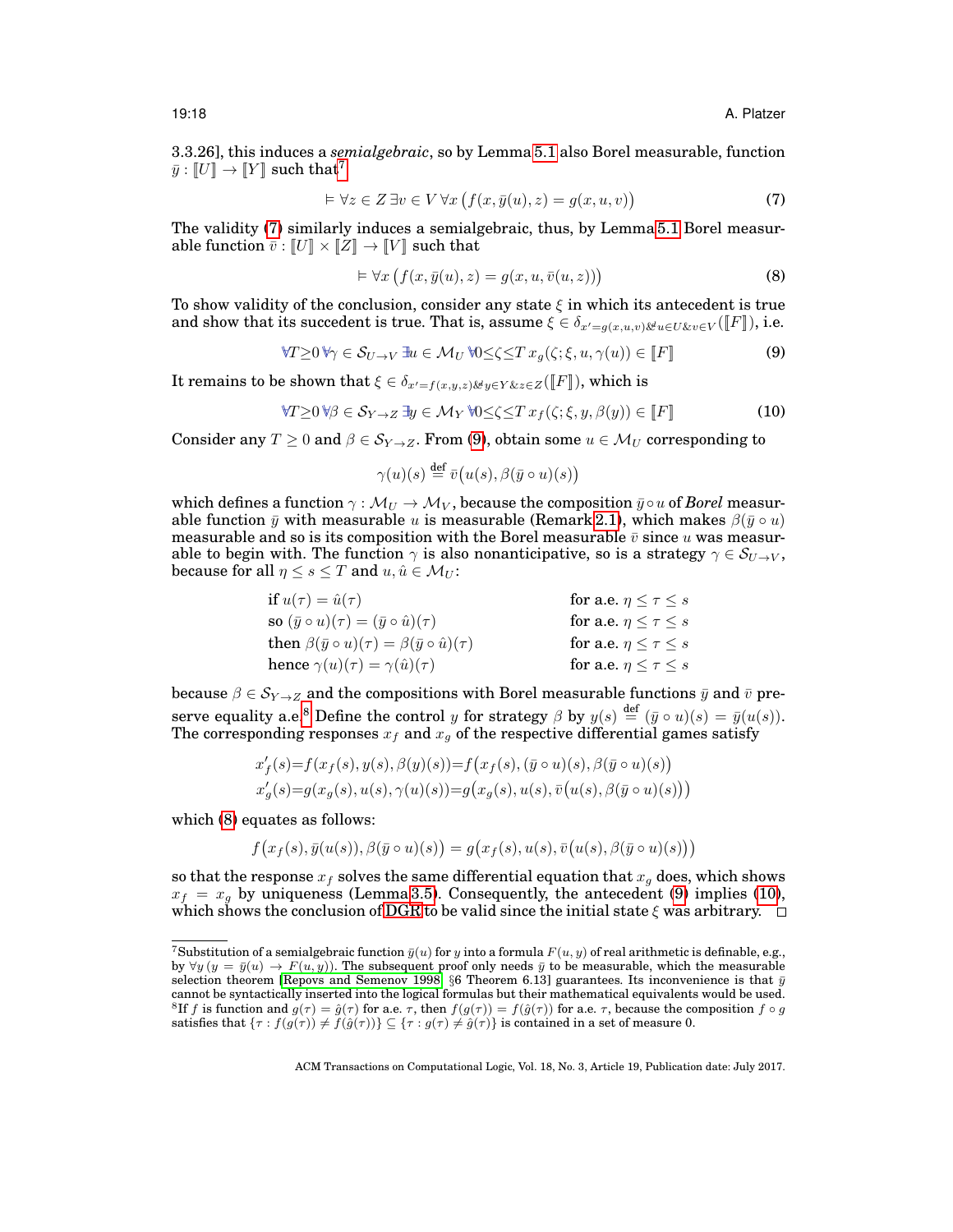3.3.26], this induces a *semialgebraic*, so by Lemma 5.1 also Borel measurable, function $\bar{y} : [\![U]\!] \to [\![Y]\!]$ such that[7]

$$\vDash \forall z \in Z \, \exists v \in V \, \forall x \, \big(f(x, \bar{y}(u), z) = g(x, u, v)\big) \tag{7}$$

The validity (7) similarly induces a semialgebraic, thus, by Lemma 5.1 Borel measurable function $\bar{v} : [\![U]\!] \times [\![Z]\!] \to [\![V]\!]$ such that

$$\vDash \forall x \, \big(f(x, \bar{y}(u), z) = g(x, u, \bar{v}(u, z))\big) \tag{8}$$

To show validity of the conclusion, consider any state $\xi$ in which its antecedent is true and show that its succedent is true. That is, assume $\xi \in \delta_{x'=g(x,u,v) \& u \in U \& v \in V}([\![F]\!])$, i.e.

$$\forall T \geq 0 \, \forall \gamma \in \mathcal{S}_{U \to V} \, \exists u \in \mathcal{M}_U \, \forall 0 \leq \zeta \leq T \, x_g(\zeta; \xi, u, \gamma(u)) \in [\![F]\!] \tag{9}$$

It remains to be shown that $\xi \in \delta_{x'=f(x,y,z) \& y \in Y \& z \in Z}([\![F]\!])$, which is

$$\forall T \geq 0 \, \forall \beta \in \mathcal{S}_{Y \to Z} \, \exists y \in \mathcal{M}_Y \, \forall 0 \leq \zeta \leq T \, x_f(\zeta; \xi, y, \beta(y)) \in [\![F]\!] \tag{10}$$

Consider any $T \geq 0$ and $\beta \in \mathcal{S}_{Y \to Z}$. From (9), obtain some $u \in \mathcal{M}_U$ corresponding to

$$\gamma(u)(s) \stackrel{\text{def}}{=} \bar{v}\big(u(s), \beta(\bar{y} \circ u)(s)\big)$$

which defines a function $\gamma : \mathcal{M}_U \to \mathcal{M}_V$, because the composition $\bar{y} \circ u$ of *Borel* measurable function $\bar{y}$ with measurable $u$ is measurable (Remark 2.1), which makes $\beta(\bar{y} \circ u)$ measurable and so is its composition with the Borel measurable $\bar{v}$ since $u$ was measurable to begin with. The function $\gamma$ is also nonanticipative, so is a strategy $\gamma \in \mathcal{S}_{U \to V}$, because for all $\eta \leq s \leq T$ and $u, \hat{u} \in \mathcal{M}_U$:

| | |
|---|---|
| if $u(\tau) = \hat{u}(\tau)$ | for a.e. $\eta \leq \tau \leq s$ |
| so $(\bar{y} \circ u)(\tau) = (\bar{y} \circ \hat{u})(\tau)$ | for a.e. $\eta \leq \tau \leq s$ |
| then $\beta(\bar{y} \circ u)(\tau) = \beta(\bar{y} \circ \hat{u})(\tau)$ | for a.e. $\eta \leq \tau \leq s$ |
| hence $\gamma(u)(\tau) = \gamma(\hat{u})(\tau)$ | for a.e. $\eta \leq \tau \leq s$ |

because $\beta \in \mathcal{S}_{Y \to Z}$ and the compositions with Borel measurable functions $\bar{y}$ and $\bar{v}$ preserve equality a.e.[8] Define the control $y$ for strategy $\beta$ by $y(s) \stackrel{\text{def}}{=} (\bar{y} \circ u)(s) = \bar{y}(u(s))$. The corresponding responses $x_f$ and $x_g$ of the respective differential games satisfy

$$x_f'(s) = f(x_f(s), y(s), \beta(y)(s)) = f\big(x_f(s), (\bar{y} \circ u)(s), \beta(\bar{y} \circ u)(s)\big)$$
$$x_g'(s) = g(x_g(s), u(s), \gamma(u)(s)) = g\big(x_g(s), u(s), \bar{v}\big(u(s), \beta(\bar{y} \circ u)(s)\big)\big)$$

which (8) equates as follows:

$$f\big(x_f(s), \bar{y}(u(s)), \beta(\bar{y} \circ u)(s)\big) = g\big(x_f(s), u(s), \bar{v}\big(u(s), \beta(\bar{y} \circ u)(s)\big)\big)$$

so that the response $x_f$ solves the same differential equation that $x_g$ does, which shows $x_f = x_g$ by uniqueness (Lemma 3.5). Consequently, the antecedent (9) implies (10), which shows the conclusion of DGR to be valid since the initial state $\xi$ was arbitrary. □

---

[7] Substitution of a semialgebraic function $\bar{y}(u)$ for $y$ into a formula $F(u, y)$ of real arithmetic is definable, e.g., by $\forall y \, (y = \bar{y}(u) \to F(u, y))$. The subsequent proof only needs $\bar{y}$ to be measurable, which the measurable selection theorem [Repovs and Semenov 1998, §6 Theorem 6.13] guarantees. Its inconvenience is that $\bar{y}$ cannot be syntactically inserted into the logical formulas but their mathematical equivalents would be used.

[8] If $f$ is function and $g(\tau) = \hat{g}(\tau)$ for a.e. $\tau$, then $f(g(\tau)) = f(\hat{g}(\tau))$ for a.e. $\tau$, because the composition $f \circ g$ satisfies that $\{\tau : f(g(\tau)) \neq f(\hat{g}(\tau))\} \subseteq \{\tau : g(\tau) \neq \hat{g}(\tau)\}$ is contained in a set of measure 0.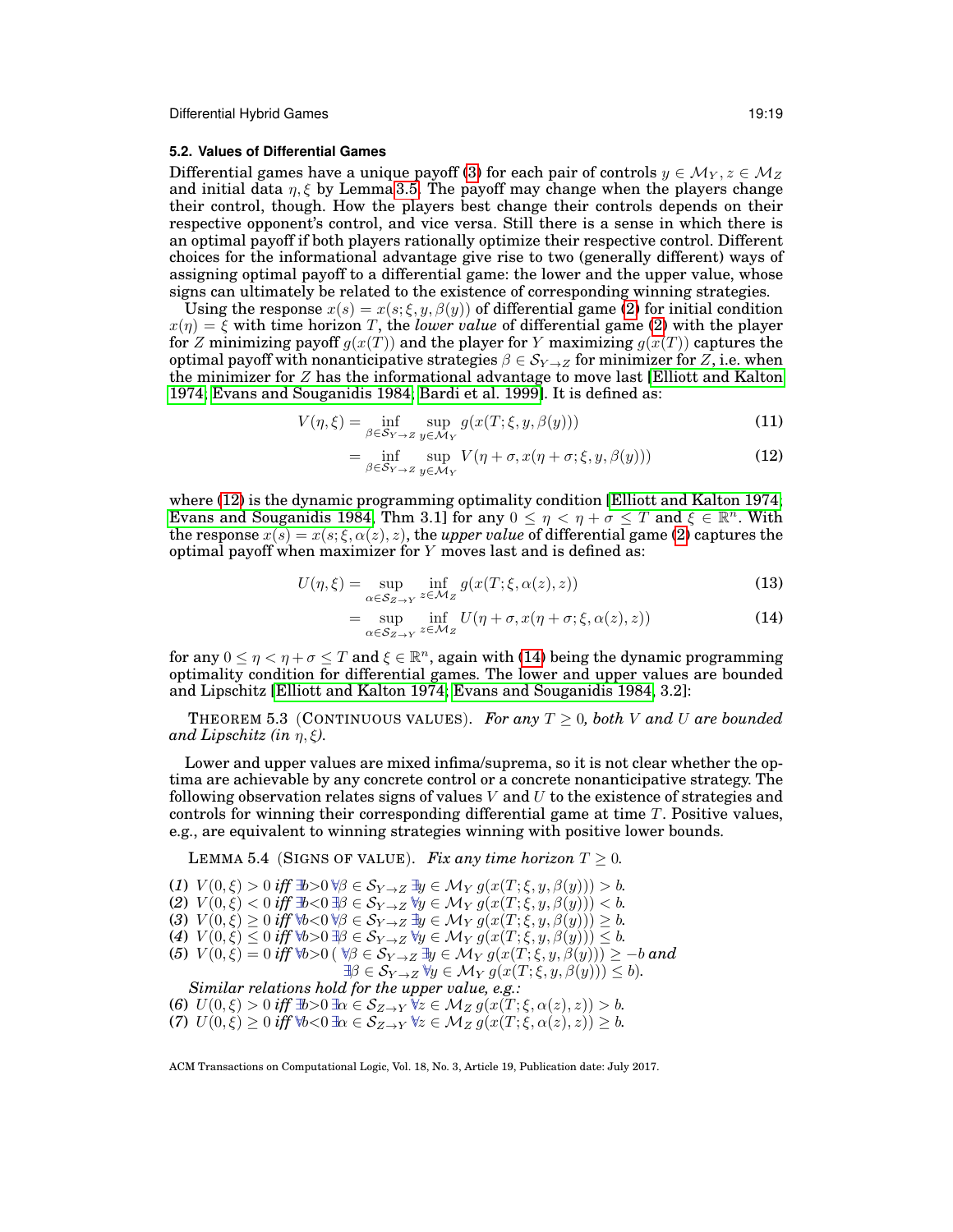### 5.2. Values of Differential Games

Differential games have a unique payoff (3) for each pair of controls $y \in \mathcal{M}_Y, z \in \mathcal{M}_Z$ and initial data $\eta, \xi$ by Lemma 3.5. The payoff may change when the players change their control, though. How the players best change their controls depends on their respective opponent's control, and vice versa. Still there is a sense in which there is an optimal payoff if both players rationally optimize their respective control. Different choices for the informational advantage give rise to two (generally different) ways of assigning optimal payoff to a differential game: the lower and the upper value, whose signs can ultimately be related to the existence of corresponding winning strategies.

Using the response $x(s) = x(s; \xi, y, \beta(y))$ of differential game (2) for initial condition $x(\eta) = \xi$ with time horizon $T$, the *lower value* of differential game (2) with the player for $Z$ minimizing payoff $g(x(T))$ and the player for $Y$ maximizing $g(x(T))$ captures the optimal payoff with nonanticipative strategies $\beta \in \mathcal{S}_{Y \to Z}$ for minimizer for $Z$, i.e. when the minimizer for $Z$ has the informational advantage to move last [Elliott and Kalton 1974; Evans and Souganidis 1984; Bardi et al. 1999]. It is defined as:

$$V(\eta, \xi) = \inf_{\beta \in \mathcal{S}_{Y \to Z}} \sup_{y \in \mathcal{M}_Y} g(x(T; \xi, y, \beta(y))) \tag{11}$$

$$= \inf_{\beta \in \mathcal{S}_{Y \to Z}} \sup_{y \in \mathcal{M}_Y} V(\eta + \sigma, x(\eta + \sigma; \xi, y, \beta(y))) \tag{12}$$

where (12) is the dynamic programming optimality condition [Elliott and Kalton 1974; Evans and Souganidis 1984, Thm 3.1] for any $0 \leq \eta < \eta + \sigma \leq T$ and $\xi \in \mathbb{R}^n$. With the response $x(s) = x(s; \xi, \alpha(z), z)$, the *upper value* of differential game (2) captures the optimal payoff when maximizer for $Y$ moves last and is defined as:

$$U(\eta, \xi) = \sup_{\alpha \in \mathcal{S}_{Z \to Y}} \inf_{z \in \mathcal{M}_Z} g(x(T; \xi, \alpha(z), z)) \tag{13}$$

$$= \sup_{\alpha \in \mathcal{S}_{Z \to Y}} \inf_{z \in \mathcal{M}_Z} U(\eta + \sigma, x(\eta + \sigma; \xi, \alpha(z), z)) \tag{14}$$

for any $0 \leq \eta < \eta + \sigma \leq T$ and $\xi \in \mathbb{R}^n$, again with (14) being the dynamic programming optimality condition for differential games. The lower and upper values are bounded and Lipschitz [Elliott and Kalton 1974; Evans and Souganidis 1984, 3.2]:

THEOREM 5.3 (CONTINUOUS VALUES). *For any $T \geq 0$, both $V$ and $U$ are bounded and Lipschitz (in $\eta, \xi$).*

Lower and upper values are mixed infima/suprema, so it is not clear whether the optima are achievable by any concrete control or a concrete nonanticipative strategy. The following observation relates signs of values $V$ and $U$ to the existence of strategies and controls for winning their corresponding differential game at time $T$. Positive values, e.g., are equivalent to winning strategies winning with positive lower bounds.

LEMMA 5.4 (SIGNS OF VALUE). *Fix any time horizon $T \geq 0$.*

(1) $V(0, \xi) > 0$ *iff* $\exists b{>}0\, \forall \beta \in \mathcal{S}_{Y \to Z}\, \exists y \in \mathcal{M}_Y\, g(x(T; \xi, y, \beta(y))) > b$.
(2) $V(0, \xi) < 0$ *iff* $\exists b{<}0\, \exists \beta \in \mathcal{S}_{Y \to Z}\, \forall y \in \mathcal{M}_Y\, g(x(T; \xi, y, \beta(y))) < b$.
(3) $V(0, \xi) \geq 0$ *iff* $\forall b{<}0\, \forall \beta \in \mathcal{S}_{Y \to Z}\, \exists y \in \mathcal{M}_Y\, g(x(T; \xi, y, \beta(y))) \geq b$.
(4) $V(0, \xi) \leq 0$ *iff* $\forall b{>}0\, \exists \beta \in \mathcal{S}_{Y \to Z}\, \forall y \in \mathcal{M}_Y\, g(x(T; \xi, y, \beta(y))) \leq b$.
(5) $V(0, \xi) = 0$ *iff* $\forall b{>}0\, ( \forall \beta \in \mathcal{S}_{Y \to Z}\, \exists y \in \mathcal{M}_Y\, g(x(T; \xi, y, \beta(y))) \geq -b$ *and* $\exists \beta \in \mathcal{S}_{Y \to Z}\, \forall y \in \mathcal{M}_Y\, g(x(T; \xi, y, \beta(y))) \leq b)$.

*Similar relations hold for the upper value, e.g.:*

(6) $U(0, \xi) > 0$ *iff* $\exists b{>}0\, \exists \alpha \in \mathcal{S}_{Z \to Y}\, \forall z \in \mathcal{M}_Z\, g(x(T; \xi, \alpha(z), z)) > b$.
(7) $U(0, \xi) \geq 0$ *iff* $\forall b{<}0\, \exists \alpha \in \mathcal{S}_{Z \to Y}\, \forall z \in \mathcal{M}_Z\, g(x(T; \xi, \alpha(z), z)) \geq b$.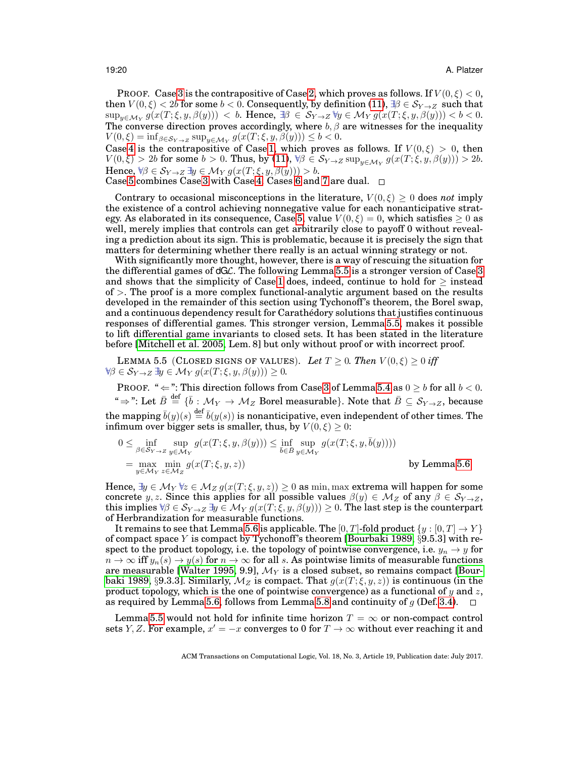PROOF. Case 3 is the contrapositive of Case 2, which proves as follows. If $V(0,\xi) < 0$, then $V(0,\xi) < 2b$ for some $b < 0$. Consequently, by definition (11), $\exists\beta \in \mathcal{S}_{Y\to Z}$ such that $\sup_{y\in\mathcal{M}_Y} g(x(T;\xi,y,\beta(y))) < b$. Hence, $\exists\beta \in \mathcal{S}_{Y\to Z}\, \forall y \in \mathcal{M}_Y\, g(x(T;\xi,y,\beta(y))) < b < 0$. The converse direction proves accordingly, where $b,\beta$ are witnesses for the inequality $V(0,\xi) = \inf_{\beta\in\mathcal{S}_{Y\to Z}} \sup_{y\in\mathcal{M}_Y} g(x(T;\xi,y,\beta(y))) \le b < 0$.
Case 4 is the contrapositive of Case 1, which proves as follows. If $V(0,\xi) > 0$, then $V(0,\xi) > 2b$ for some $b > 0$. Thus, by (11), $\forall\beta \in \mathcal{S}_{Y\to Z} \sup_{y\in\mathcal{M}_Y} g(x(T;\xi,y,\beta(y))) > 2b$. Hence, $\forall\beta \in \mathcal{S}_{Y\to Z}\, \exists y \in \mathcal{M}_Y\, g(x(T;\xi,y,\beta(y))) > b$.
Case 5 combines Case 3 with Case 4. Cases 6 and 7 are dual. $\square$

Contrary to occasional misconceptions in the literature, $V(0,\xi) \ge 0$ does *not* imply the existence of a control achieving nonnegative value for each nonanticipative strategy. As elaborated in its consequence, Case 5, value $V(0,\xi) = 0$, which satisfies $\ge 0$ as well, merely implies that controls can get arbitrarily close to payoff 0 without revealing a prediction about its sign. This is problematic, because it is precisely the sign that matters for determining whether there really is an actual winning strategy or not.

With significantly more thought, however, there is a way of rescuing the situation for the differential games of dG$\mathcal{L}$. The following Lemma 5.5 is a stronger version of Case 3 and shows that the simplicity of Case 1 does, indeed, continue to hold for $\ge$ instead of $>$. The proof is a more complex functional-analytic argument based on the results developed in the remainder of this section using Tychonoff's theorem, the Borel swap, and a continuous dependency result for Carathéodory solutions that justifies continuous responses of differential games. This stronger version, Lemma 5.5, makes it possible to lift differential game invariants to closed sets. It has been stated in the literature before [Mitchell et al. 2005, Lem. 8] but only without proof or with incorrect proof.

LEMMA 5.5 (CLOSED SIGNS OF VALUES). *Let $T \ge 0$. Then $V(0,\xi) \ge 0$ iff $\forall\beta \in \mathcal{S}_{Y\to Z}\, \exists y \in \mathcal{M}_Y\, g(x(T;\xi,y,\beta(y))) \ge 0$.*

PROOF. "$\Leftarrow$": This direction follows from Case 3 of Lemma 5.4 as $0 \ge b$ for all $b < 0$.
"$\Rightarrow$": Let $\bar{B} \overset{\text{def}}{=} \{\bar{b} : \mathcal{M}_Y \to \mathcal{M}_Z \text{ Borel measurable}\}$. Note that $\bar{B} \subseteq \mathcal{S}_{Y\to Z}$, because the mapping $\bar{b}(y)(s) \overset{\text{def}}{=} \bar{b}(y(s))$ is nonanticipative, even independent of other times. The infimum over bigger sets is smaller, thus, by $V(0,\xi) \ge 0$:

$$
\begin{aligned}
0 \le \inf_{\beta\in\mathcal{S}_{Y\to Z}} \sup_{y\in\mathcal{M}_Y} g(x(T;\xi,y,\beta(y))) &\le \inf_{\bar{b}\in\bar{B}} \sup_{y\in\mathcal{M}_Y} g(x(T;\xi,y,\bar{b}(y)))) \\
&= \max_{y\in\mathcal{M}_Y} \min_{z\in\mathcal{M}_Z} g(x(T;\xi,y,z)) \qquad \text{by Lemma 5.6}
\end{aligned}
$$

Hence, $\exists y \in \mathcal{M}_Y\, \forall z \in \mathcal{M}_Z\, g(x(T;\xi,y,z)) \ge 0$ as $\min, \max$ extrema will happen for some concrete $y, z$. Since this applies for all possible values $\beta(y) \in \mathcal{M}_Z$ of any $\beta \in \mathcal{S}_{Y\to Z}$, this implies $\forall\beta \in \mathcal{S}_{Y\to Z}\, \exists y \in \mathcal{M}_Y\, g(x(T;\xi,y,\beta(y))) \ge 0$. The last step is the counterpart of Herbrandization for measurable functions.

It remains to see that Lemma 5.6 is applicable. The $[0,T]$-fold product $\{y : [0,T] \to Y\}$ of compact space $Y$ is compact by Tychonoff's theorem [Bourbaki 1989, §9.5.3] with respect to the product topology, i.e. the topology of pointwise convergence, i.e. $y_n \to y$ for $n \to \infty$ iff $y_n(s) \to y(s)$ for $n \to \infty$ for all $s$. As pointwise limits of measurable functions are measurable [Walter 1995, 9.9], $\mathcal{M}_Y$ is a closed subset, so remains compact [Bourbaki 1989, §9.3.3]. Similarly, $\mathcal{M}_Z$ is compact. That $g(x(T;\xi,y,z))$ is continuous (in the product topology, which is the one of pointwise convergence) as a functional of $y$ and $z$, as required by Lemma 5.6, follows from Lemma 5.8 and continuity of $g$ (Def. 3.4). $\square$

Lemma 5.5 would not hold for infinite time horizon $T = \infty$ or non-compact control sets $Y, Z$. For example, $x' = -x$ converges to 0 for $T \to \infty$ without ever reaching it and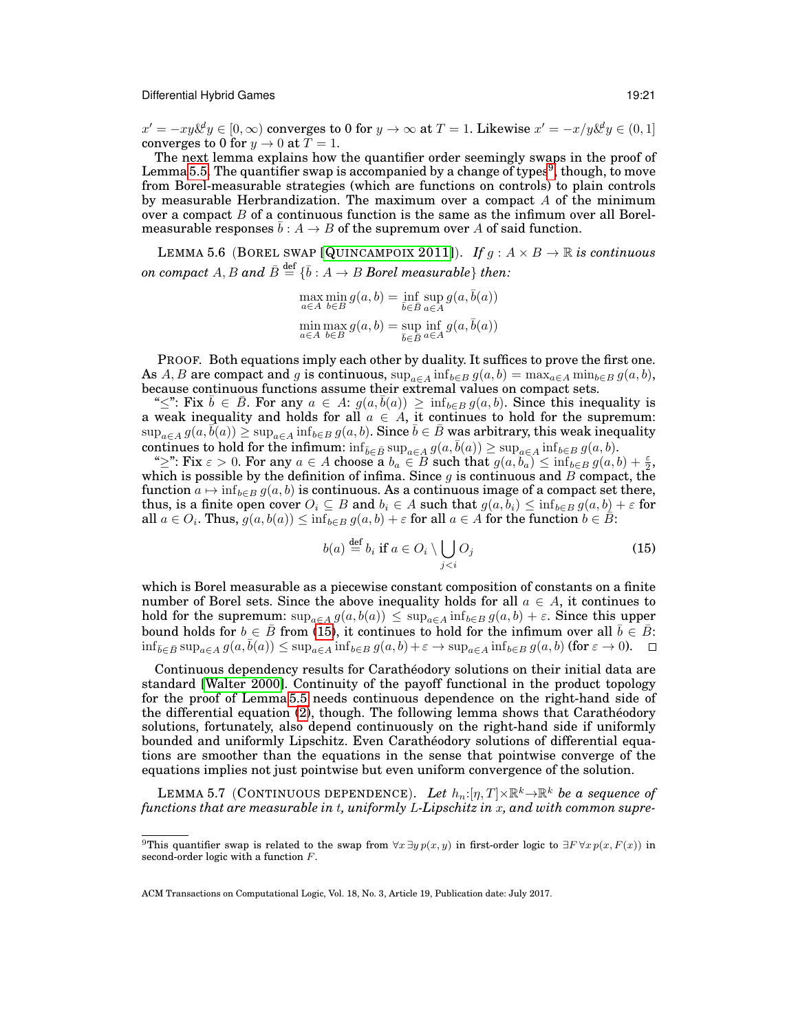$x' = -xy \,\&^d\, y \in [0, \infty)$ converges to 0 for $y \to \infty$ at $T = 1$. Likewise $x' = -x/y \,\&^d\, y \in (0, 1]$ converges to 0 for $y \to 0$ at $T = 1$.

The next lemma explains how the quantifier order seemingly swaps in the proof of Lemma 5.5. The quantifier swap is accompanied by a change of types[9], though, to move from Borel-measurable strategies (which are functions on controls) to plain controls by measurable Herbrandization. The maximum over a compact $A$ of the minimum over a compact $B$ of a continuous function is the same as the infimum over all Borel-measurable responses $\bar{b} : A \to B$ of the supremum over $A$ of said function.

LEMMA 5.6 (BOREL SWAP [QUINCAMPOIX 2011]). *If $g : A \times B \to \mathbb{R}$ is continuous on compact $A, B$ and $\bar{B} \stackrel{\text{def}}{=} \{\bar{b} : A \to B \text{ Borel measurable}\}$ then:*

$$\max_{a \in A} \min_{b \in B} g(a, b) = \inf_{\bar{b} \in \bar{B}} \sup_{a \in A} g(a, \bar{b}(a))$$

$$\min_{a \in A} \max_{b \in B} g(a, b) = \sup_{\bar{b} \in \bar{B}} \inf_{a \in A} g(a, \bar{b}(a))$$

PROOF. Both equations imply each other by duality. It suffices to prove the first one. As $A, B$ are compact and $g$ is continuous, $\sup_{a \in A} \inf_{b \in B} g(a, b) = \max_{a \in A} \min_{b \in B} g(a, b)$, because continuous functions assume their extremal values on compact sets.

"$\leq$": Fix $\bar{b} \in \bar{B}$. For any $a \in A$: $g(a, \bar{b}(a)) \geq \inf_{b \in B} g(a, b)$. Since this inequality is a weak inequality and holds for all $a \in A$, it continues to hold for the supremum: $\sup_{a \in A} g(a, \bar{b}(a)) \geq \sup_{a \in A} \inf_{b \in B} g(a, b)$. Since $\bar{b} \in \bar{B}$ was arbitrary, this weak inequality continues to hold for the infimum: $\inf_{\bar{b} \in \bar{B}} \sup_{a \in A} g(a, \bar{b}(a)) \geq \sup_{a \in A} \inf_{b \in B} g(a, b)$.

"$\geq$": Fix $\varepsilon > 0$. For any $a \in A$ choose a $b_a \in B$ such that $g(a, b_a) \leq \inf_{b \in B} g(a, b) + \frac{\varepsilon}{2}$, which is possible by the definition of infima. Since $g$ is continuous and $B$ compact, the function $a \mapsto \inf_{b \in B} g(a, b)$ is continuous. As a continuous image of a compact set there, thus, is a finite open cover $O_i \subseteq B$ and $b_i \in A$ such that $g(a, b_i) \leq \inf_{b \in B} g(a, b) + \varepsilon$ for all $a \in O_i$. Thus, $g(a, b(a)) \leq \inf_{b \in B} g(a, b) + \varepsilon$ for all $a \in A$ for the function $b \in \bar{B}$:

$$b(a) \stackrel{\text{def}}{=} b_i \text{ if } a \in O_i \setminus \bigcup_{j<i} O_j \tag{15}$$

which is Borel measurable as a piecewise constant composition of constants on a finite number of Borel sets. Since the above inequality holds for all $a \in A$, it continues to hold for the supremum: $\sup_{a \in A} g(a, b(a)) \leq \sup_{a \in A} \inf_{b \in B} g(a, b) + \varepsilon$. Since this upper bound holds for $b \in \bar{B}$ from (15), it continues to hold for the infimum over all $\bar{b} \in \bar{B}$: $\inf_{\bar{b} \in \bar{B}} \sup_{a \in A} g(a, \bar{b}(a)) \leq \sup_{a \in A} \inf_{b \in B} g(a, b) + \varepsilon \to \sup_{a \in A} \inf_{b \in B} g(a, b)$ (for $\varepsilon \to 0$). $\square$

Continuous dependency results for Carathéodory solutions on their initial data are standard [Walter 2000]. Continuity of the payoff functional in the product topology for the proof of Lemma 5.5 needs continuous dependence on the right-hand side of the differential equation (2), though. The following lemma shows that Carathéodory solutions, fortunately, also depend continuously on the right-hand side if uniformly bounded and uniformly Lipschitz. Even Carathéodory solutions of differential equations are smoother than the equations in the sense that pointwise converge of the equations implies not just pointwise but even uniform convergence of the solution.

LEMMA 5.7 (CONTINUOUS DEPENDENCE). *Let $h_n : [\eta, T] \times \mathbb{R}^k \to \mathbb{R}^k$ be a sequence of functions that are measurable in $t$, uniformly $L$-Lipschitz in $x$, and with common supre-*

[9] This quantifier swap is related to the swap from $\forall x \, \exists y \, p(x, y)$ in first-order logic to $\exists F \, \forall x \, p(x, F(x))$ in second-order logic with a function $F$.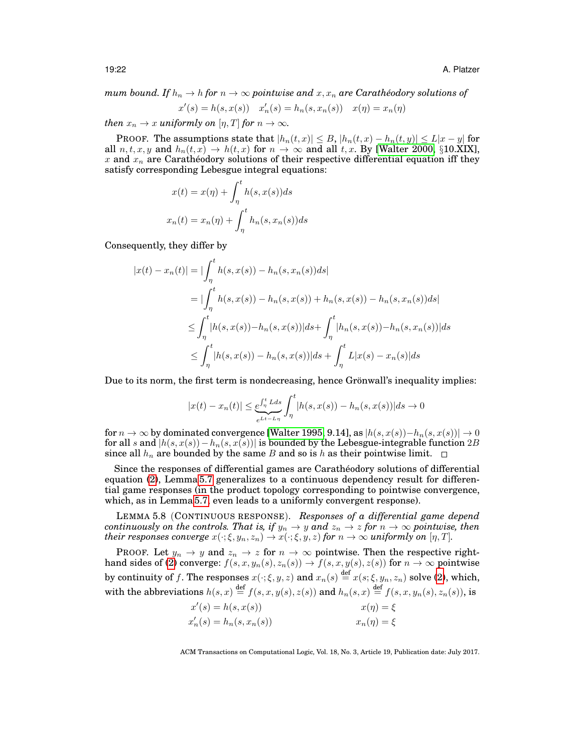*mum bound. If $h_n \to h$ for $n \to \infty$ pointwise and $x, x_n$ are Carathéodory solutions of*

$$x'(s) = h(s, x(s)) \quad x_n'(s) = h_n(s, x_n(s)) \quad x(\eta) = x_n(\eta)$$

*then $x_n \to x$ uniformly on $[\eta, T]$ for $n \to \infty$.*

PROOF. The assumptions state that $|h_n(t,x)| \le B$, $|h_n(t,x) - h_n(t,y)| \le L|x-y|$ for all $n, t, x, y$ and $h_n(t,x) \to h(t,x)$ for $n \to \infty$ and all $t, x$. By [Walter 2000, §10.XIX], $x$ and $x_n$ are Carathéodory solutions of their respective differential equation iff they satisfy corresponding Lebesgue integral equations:

$$x(t) = x(\eta) + \int_\eta^t h(s, x(s))ds$$

$$x_n(t) = x_n(\eta) + \int_\eta^t h_n(s, x_n(s))ds$$

Consequently, they differ by

$$\begin{aligned}
|x(t) - x_n(t)| &= |\int_\eta^t h(s, x(s)) - h_n(s, x_n(s))ds| \\
&= |\int_\eta^t h(s, x(s)) - h_n(s, x(s)) + h_n(s, x(s)) - h_n(s, x_n(s))ds| \\
&\le \int_\eta^t |h(s, x(s)) - h_n(s, x(s))|ds + \int_\eta^t |h_n(s, x(s)) - h_n(s, x_n(s))|ds \\
&\le \int_\eta^t |h(s, x(s)) - h_n(s, x(s))|ds + \int_\eta^t L|x(s) - x_n(s)|ds
\end{aligned}$$

Due to its norm, the first term is nondecreasing, hence Grönwall's inequality implies:

$$|x(t) - x_n(t)| \le \underbrace{e^{\int_\eta^t L ds}}_{e^{Lt - L\eta}} \int_\eta^t |h(s, x(s)) - h_n(s, x(s))|ds \to 0$$

for $n \to \infty$ by dominated convergence [Walter 1995, 9.14], as $|h(s, x(s)) - h_n(s, x(s))| \to 0$ for all $s$ and $|h(s, x(s)) - h_n(s, x(s))|$ is bounded by the Lebesgue-integrable function $2B$ since all $h_n$ are bounded by the same $B$ and so is $h$ as their pointwise limit. □

Since the responses of differential games are Carathéodory solutions of differential equation (2), Lemma 5.7 generalizes to a continuous dependency result for differential game responses (in the product topology corresponding to pointwise convergence, which, as in Lemma 5.7, even leads to a uniformly convergent response).

LEMMA 5.8 (CONTINUOUS RESPONSE). *Responses of a differential game depend continuously on the controls. That is, if $y_n \to y$ and $z_n \to z$ for $n \to \infty$ pointwise, then their responses converge $x(\cdot; \xi, y_n, z_n) \to x(\cdot; \xi, y, z)$ for $n \to \infty$ uniformly on $[\eta, T]$.*

PROOF. Let $y_n \to y$ and $z_n \to z$ for $n \to \infty$ pointwise. Then the respective right-hand sides of (2) converge: $f(s, x, y_n(s), z_n(s)) \to f(s, x, y(s), z(s))$ for $n \to \infty$ pointwise by continuity of $f$. The responses $x(\cdot; \xi, y, z)$ and $x_n(s) \stackrel{\text{def}}{=} x(s; \xi, y_n, z_n)$ solve (2), which, with the abbreviations $h(s, x) \stackrel{\text{def}}{=} f(s, x, y(s), z(s))$ and $h_n(s, x) \stackrel{\text{def}}{=} f(s, x, y_n(s), z_n(s))$, is

$$\begin{aligned}
x'(s) &= h(s, x(s)) & x(\eta) &= \xi \\
x_n'(s) &= h_n(s, x_n(s)) & x_n(\eta) &= \xi
\end{aligned}$$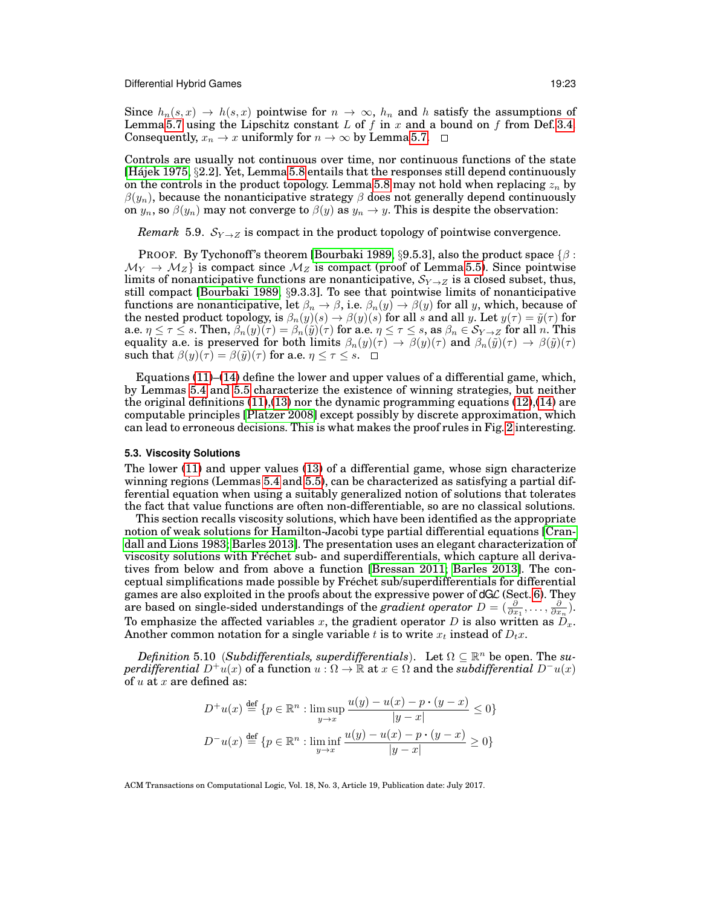Since $h_n(s,x) \to h(s,x)$ pointwise for $n \to \infty$, $h_n$ and $h$ satisfy the assumptions of Lemma 5.7 using the Lipschitz constant $L$ of $f$ in $x$ and a bound on $f$ from Def. 3.4. Consequently, $x_n \to x$ uniformly for $n \to \infty$ by Lemma 5.7. □

Controls are usually not continuous over time, nor continuous functions of the state [Hájek 1975, §2.2]. Yet, Lemma 5.8 entails that the responses still depend continuously on the controls in the product topology. Lemma 5.8 may not hold when replacing $z_n$ by $\beta(y_n)$, because the nonanticipative strategy $\beta$ does not generally depend continuously on $y_n$, so $\beta(y_n)$ may not converge to $\beta(y)$ as $y_n \to y$. This is despite the observation:

*Remark* 5.9. $\mathcal{S}_{Y\to Z}$ is compact in the product topology of pointwise convergence.

PROOF. By Tychonoff's theorem [Bourbaki 1989, §9.5.3], also the product space $\{\beta : \mathcal{M}_Y \to \mathcal{M}_Z\}$ is compact since $\mathcal{M}_Z$ is compact (proof of Lemma 5.5). Since pointwise limits of nonanticipative functions are nonanticipative, $\mathcal{S}_{Y\to Z}$ is a closed subset, thus, still compact [Bourbaki 1989, §9.3.3]. To see that pointwise limits of nonanticipative functions are nonanticipative, let $\beta_n \to \beta$, i.e. $\beta_n(y) \to \beta(y)$ for all $y$, which, because of the nested product topology, is $\beta_n(y)(s) \to \beta(y)(s)$ for all $s$ and all $y$. Let $y(\tau) = \tilde{y}(\tau)$ for a.e. $\eta \le \tau \le s$. Then, $\beta_n(y)(\tau) = \beta_n(\tilde{y})(\tau)$ for a.e. $\eta \le \tau \le s$, as $\beta_n \in \mathcal{S}_{Y\to Z}$ for all $n$. This equality a.e. is preserved for both limits $\beta_n(y)(\tau) \to \beta(y)(\tau)$ and $\beta_n(\tilde{y})(\tau) \to \beta(\tilde{y})(\tau)$ such that $\beta(y)(\tau) = \beta(\tilde{y})(\tau)$ for a.e. $\eta \le \tau \le s$. □

Equations (11)–(14) define the lower and upper values of a differential game, which, by Lemmas 5.4 and 5.5 characterize the existence of winning strategies, but neither the original definitions (11),(13) nor the dynamic programming equations (12),(14) are computable principles [Platzer 2008] except possibly by discrete approximation, which can lead to erroneous decisions. This is what makes the proof rules in Fig. 2 interesting.

### 5.3. Viscosity Solutions

The lower (11) and upper values (13) of a differential game, whose sign characterize winning regions (Lemmas 5.4 and 5.5), can be characterized as satisfying a partial differential equation when using a suitably generalized notion of solutions that tolerates the fact that value functions are often non-differentiable, so are no classical solutions.

This section recalls viscosity solutions, which have been identified as the appropriate notion of weak solutions for Hamilton-Jacobi type partial differential equations [Crandall and Lions 1983; Barles 2013]. The presentation uses an elegant characterization of viscosity solutions with Fréchet sub- and superdifferentials, which capture all derivatives from below and from above a function [Bressan 2011; Barles 2013]. The conceptual simplifications made possible by Fréchet sub/superdifferentials for differential games are also exploited in the proofs about the expressive power of dGL (Sect. 6). They are based on single-sided understandings of the *gradient operator* $D = (\frac{\partial}{\partial x_1}, \dots, \frac{\partial}{\partial x_n})$. To emphasize the affected variables $x$, the gradient operator $D$ is also written as $D_x$. Another common notation for a single variable $t$ is to write $x_t$ instead of $D_t x$.

*Definition* 5.10 (*Subdifferentials, superdifferentials*). Let $\Omega \subseteq \mathbb{R}^n$ be open. The *superdifferential* $D^+u(x)$ of a function $u : \Omega \to \mathbb{R}$ at $x \in \Omega$ and the *subdifferential* $D^-u(x)$ of $u$ at $x$ are defined as:

$$D^+u(x) \overset{\text{def}}{=} \{p \in \mathbb{R}^n : \limsup_{y\to x} \frac{u(y) - u(x) - p \cdot (y - x)}{|y - x|} \le 0\}$$

$$D^-u(x) \overset{\text{def}}{=} \{p \in \mathbb{R}^n : \liminf_{y\to x} \frac{u(y) - u(x) - p \cdot (y - x)}{|y - x|} \ge 0\}$$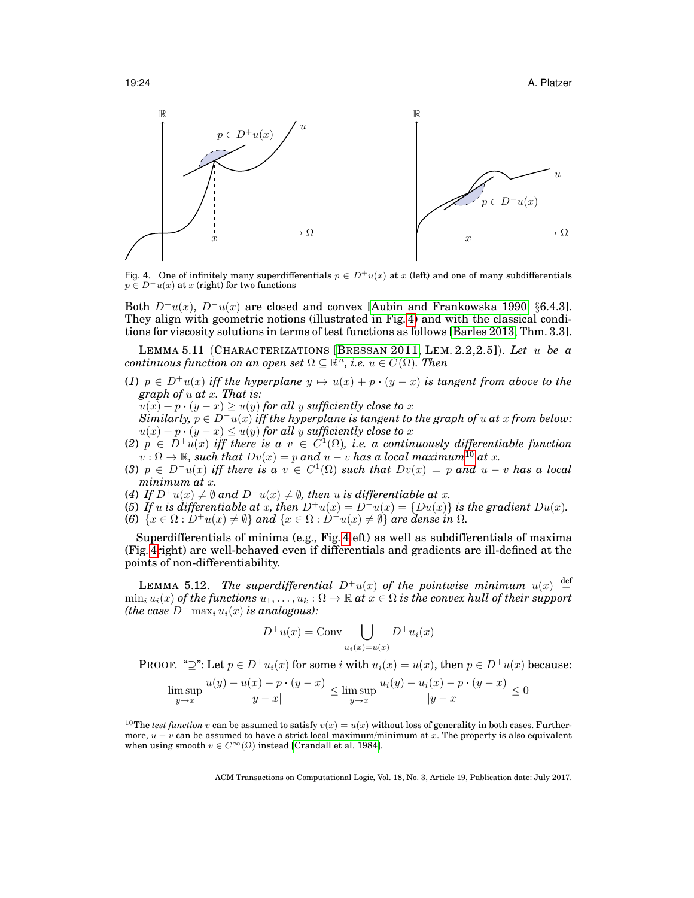Fig. 4. One of infinitely many superdifferentials $p \in D^+u(x)$ at $x$ (left) and one of many subdifferentials $p \in D^-u(x)$ at $x$ (right) for two functions

Both $D^+u(x)$, $D^-u(x)$ are closed and convex [Aubin and Frankowska 1990, §6.4.3]. They align with geometric notions (illustrated in Fig. 4) and with the classical conditions for viscosity solutions in terms of test functions as follows [Barles 2013, Thm. 3.3].

LEMMA 5.11 (CHARACTERIZATIONS [BRESSAN 2011, LEM. 2.2,2.5]). *Let $u$ be a continuous function on an open set $\Omega \subseteq \mathbb{R}^n$, i.e. $u \in C(\Omega)$. Then*

(1) *$p \in D^+u(x)$ iff the hyperplane $y \mapsto u(x) + p \cdot (y - x)$ is tangent from above to the graph of $u$ at $x$. That is:*
*$u(x) + p \cdot (y - x) \geq u(y)$ for all $y$ sufficiently close to $x$*
*Similarly, $p \in D^-u(x)$ iff the hyperplane is tangent to the graph of $u$ at $x$ from below: $u(x) + p \cdot (y - x) \leq u(y)$ for all $y$ sufficiently close to $x$*
(2) *$p \in D^+u(x)$ iff there is a $v \in C^1(\Omega)$, i.e. a continuously differentiable function $v : \Omega \to \mathbb{R}$, such that $Dv(x) = p$ and $u - v$ has a local maximum[10] at $x$.*
(3) *$p \in D^-u(x)$ iff there is a $v \in C^1(\Omega)$ such that $Dv(x) = p$ and $u - v$ has a local minimum at $x$.*
(4) *If $D^+u(x) \neq \emptyset$ and $D^-u(x) \neq \emptyset$, then $u$ is differentiable at $x$.*
(5) *If $u$ is differentiable at $x$, then $D^+u(x) = D^-u(x) = \{Du(x)\}$ is the gradient $Du(x)$.*
(6) *$\{x \in \Omega : D^+u(x) \neq \emptyset\}$ and $\{x \in \Omega : D^-u(x) \neq \emptyset\}$ are dense in $\Omega$.*

Superdifferentials of minima (e.g., Fig. 4left) as well as subdifferentials of maxima (Fig. 4right) are well-behaved even if differentials and gradients are ill-defined at the points of non-differentiability.

LEMMA 5.12. *The superdifferential $D^+u(x)$ of the pointwise minimum $u(x) \stackrel{\text{def}}{=} \min_i u_i(x)$ of the functions $u_1, \dots, u_k : \Omega \to \mathbb{R}$ at $x \in \Omega$ is the convex hull of their support (the case $D^- \max_i u_i(x)$ is analogous):*

$$D^+u(x) = \operatorname{Conv} \bigcup_{u_i(x)=u(x)} D^+u_i(x)$$

PROOF. "$\supseteq$": Let $p \in D^+u_i(x)$ for some $i$ with $u_i(x) = u(x)$, then $p \in D^+u(x)$ because:

$$\limsup_{y \to x} \frac{u(y) - u(x) - p \cdot (y - x)}{|y - x|} \leq \limsup_{y \to x} \frac{u_i(y) - u_i(x) - p \cdot (y - x)}{|y - x|} \leq 0$$

[10] The *test function* $v$ can be assumed to satisfy $v(x) = u(x)$ without loss of generality in both cases. Furthermore, $u - v$ can be assumed to have a strict local maximum/minimum at $x$. The property is also equivalent when using smooth $v \in C^\infty(\Omega)$ instead [Crandall et al. 1984].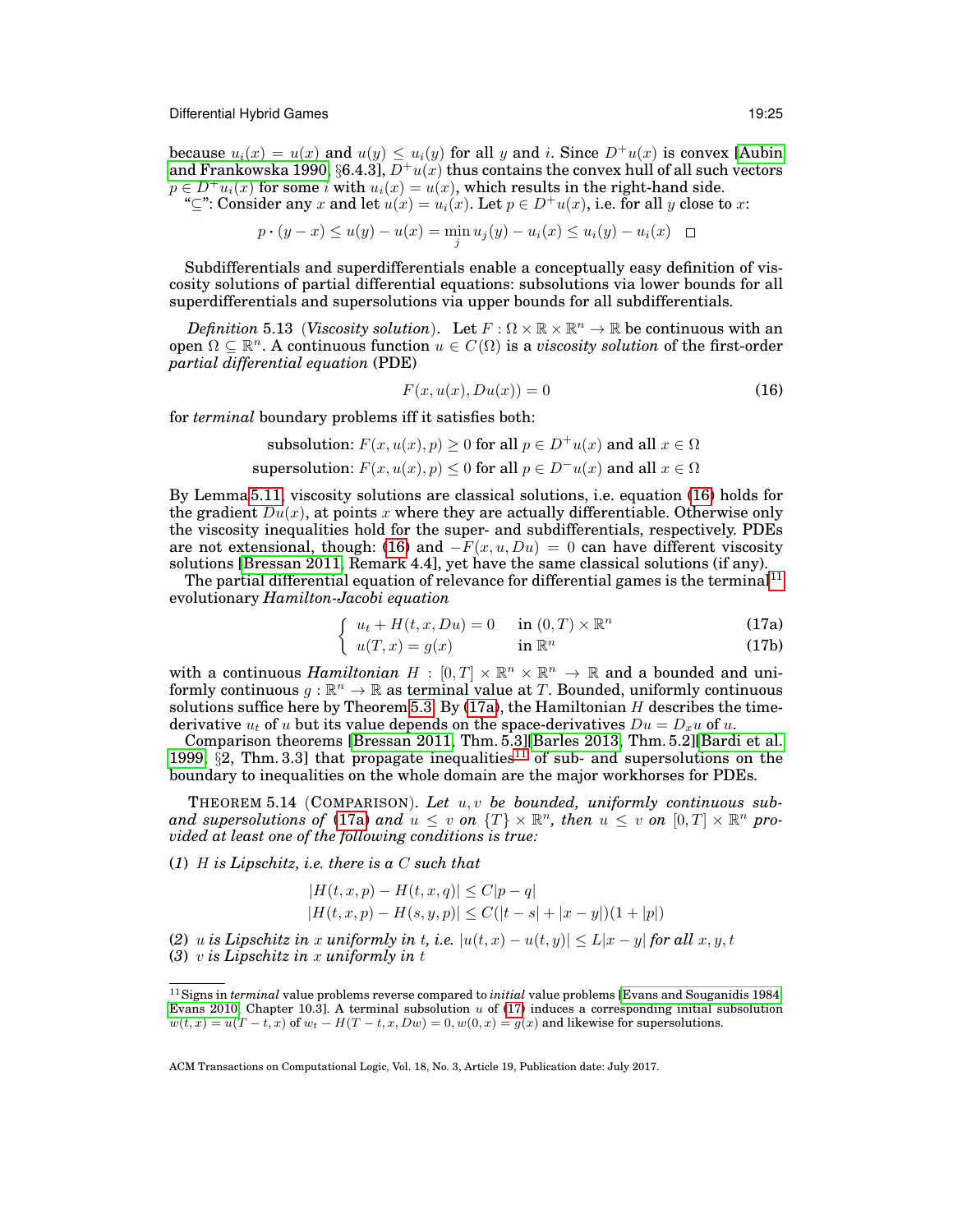because $u_i(x) = u(x)$ and $u(y) \leq u_i(y)$ for all $y$ and $i$. Since $D^+u(x)$ is convex [Aubin and Frankowska 1990, §6.4.3], $D^+u(x)$ thus contains the convex hull of all such vectors $p \in D^+u_i(x)$ for some $i$ with $u_i(x) = u(x)$, which results in the right-hand side.

"⊆": Consider any $x$ and let $u(x) = u_i(x)$. Let $p \in D^+u(x)$, i.e. for all $y$ close to $x$:

$$p \cdot (y - x) \leq u(y) - u(x) = \min_j u_j(y) - u_i(x) \leq u_i(y) - u_i(x) \quad \square$$

Subdifferentials and superdifferentials enable a conceptually easy definition of viscosity solutions of partial differential equations: subsolutions via lower bounds for all superdifferentials and supersolutions via upper bounds for all subdifferentials.

*Definition* 5.13 (*Viscosity solution*). Let $F : \Omega \times \mathbb{R} \times \mathbb{R}^n \to \mathbb{R}$ be continuous with an open $\Omega \subseteq \mathbb{R}^n$. A continuous function $u \in C(\Omega)$ is a *viscosity solution* of the first-order *partial differential equation* (PDE)

$$F(x, u(x), Du(x)) = 0 \tag{16}$$

for *terminal* boundary problems iff it satisfies both:

$$\text{subsolution: } F(x, u(x), p) \geq 0 \text{ for all } p \in D^+u(x) \text{ and all } x \in \Omega$$

$$\text{supersolution: } F(x, u(x), p) \leq 0 \text{ for all } p \in D^-u(x) \text{ and all } x \in \Omega$$

By Lemma 5.11, viscosity solutions are classical solutions, i.e. equation (16) holds for the gradient $Du(x)$, at points $x$ where they are actually differentiable. Otherwise only the viscosity inequalities hold for the super- and subdifferentials, respectively. PDEs are not extensional, though: (16) and $-F(x, u, Du) = 0$ can have different viscosity solutions [Bressan 2011, Remark 4.4], yet have the same classical solutions (if any).

The partial differential equation of relevance for differential games is the terminal[11] evolutionary *Hamilton-Jacobi equation*

$$\begin{cases} u_t + H(t, x, Du) = 0 & \text{in } (0, T) \times \mathbb{R}^n \quad (17a) \\ u(T, x) = g(x) & \text{in } \mathbb{R}^n \quad (17b) \end{cases}$$

with a continuous *Hamiltonian* $H : [0, T] \times \mathbb{R}^n \times \mathbb{R}^n \to \mathbb{R}$ and a bounded and uniformly continuous $g : \mathbb{R}^n \to \mathbb{R}$ as terminal value at $T$. Bounded, uniformly continuous solutions suffice here by Theorem 5.3. By (17a), the Hamiltonian $H$ describes the time-derivative $u_t$ of $u$ but its value depends on the space-derivatives $Du = D_x u$ of $u$.

Comparison theorems [Bressan 2011, Thm. 5.3][Barles 2013, Thm. 5.2][Bardi et al. 1999, §2, Thm. 3.3] that propagate inequalities[11] of sub- and supersolutions on the boundary to inequalities on the whole domain are the major workhorses for PDEs.

THEOREM 5.14 (COMPARISON). *Let $u, v$ be bounded, uniformly continuous sub- and supersolutions of (17a) and $u \leq v$ on $\{T\} \times \mathbb{R}^n$, then $u \leq v$ on $[0, T] \times \mathbb{R}^n$ provided at least one of the following conditions is true:*

(*1*) *$H$ is Lipschitz, i.e. there is a $C$ such that*

$$|H(t, x, p) - H(t, x, q)| \leq C|p - q|$$
$$|H(t, x, p) - H(s, y, p)| \leq C(|t - s| + |x - y|)(1 + |p|)$$

(*2*) *$u$ is Lipschitz in $x$ uniformly in $t$, i.e. $|u(t, x) - u(t, y)| \leq L|x - y|$ for all $x, y, t$*

(*3*) *$v$ is Lipschitz in $x$ uniformly in $t$*

[11] Signs in *terminal* value problems reverse compared to *initial* value problems [Evans and Souganidis 1984; Evans 2010, Chapter 10.3]. A terminal subsolution $u$ of (17) induces a corresponding initial subsolution $w(t, x) = u(T - t, x)$ of $w_t - H(T - t, x, Dw) = 0, w(0, x) = g(x)$ and likewise for supersolutions.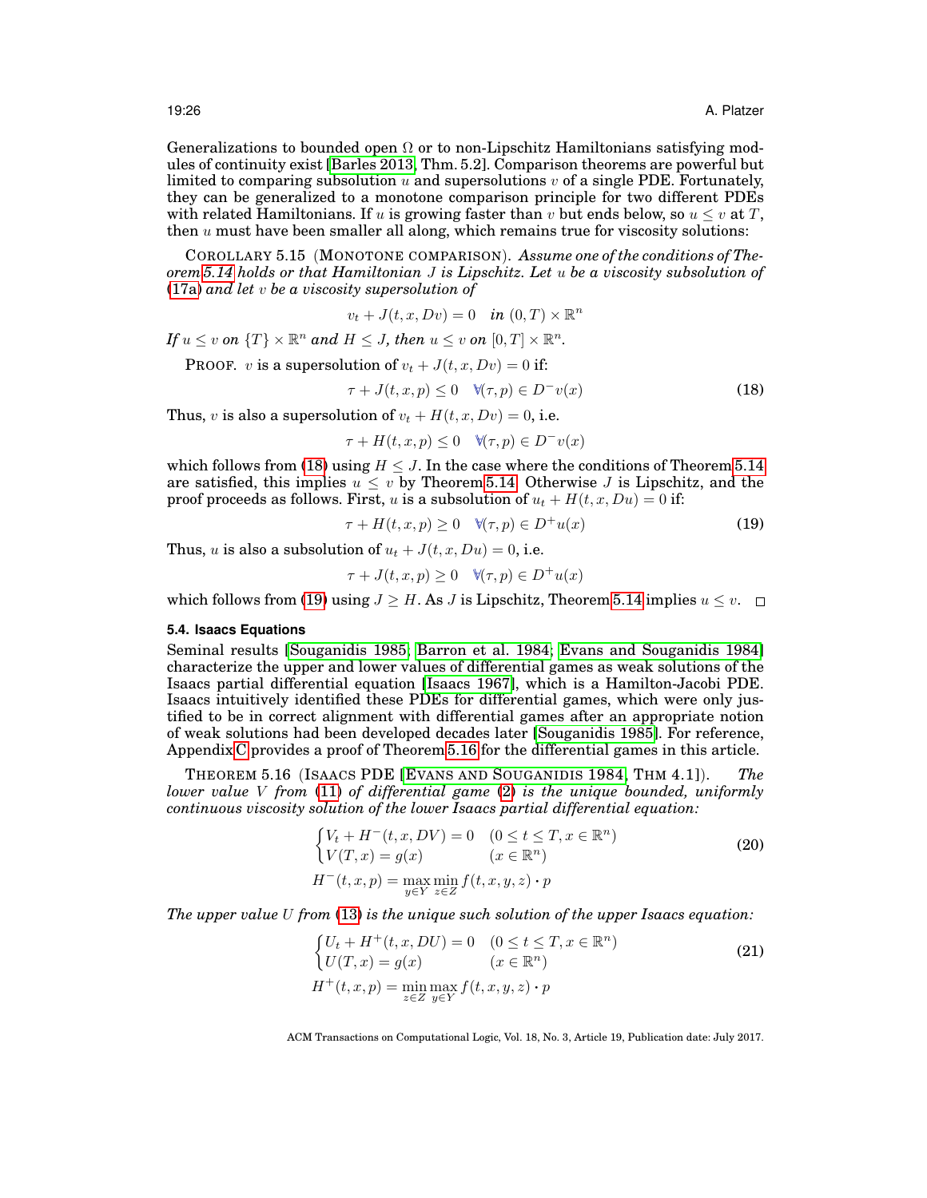Generalizations to bounded open $\Omega$ or to non-Lipschitz Hamiltonians satisfying modules of continuity exist [Barles 2013, Thm. 5.2]. Comparison theorems are powerful but limited to comparing subsolution $u$ and supersolutions $v$ of a single PDE. Fortunately, they can be generalized to a monotone comparison principle for two different PDEs with related Hamiltonians. If $u$ is growing faster than $v$ but ends below, so $u \leq v$ at $T$, then $u$ must have been smaller all along, which remains true for viscosity solutions:

COROLLARY 5.15 (MONOTONE COMPARISON). *Assume one of the conditions of Theorem 5.14 holds or that Hamiltonian $J$ is Lipschitz. Let $u$ be a viscosity subsolution of (17a) and let $v$ be a viscosity supersolution of*

$$v_t + J(t, x, Dv) = 0 \quad \textit{in } (0, T) \times \mathbb{R}^n$$

*If $u \leq v$ on $\{T\} \times \mathbb{R}^n$ and $H \leq J$, then $u \leq v$ on $[0, T] \times \mathbb{R}^n$.*

PROOF. $v$ is a supersolution of $v_t + J(t, x, Dv) = 0$ if:

$$\tau + J(t, x, p) \leq 0 \quad \forall (\tau, p) \in D^- v(x) \tag{18}$$

Thus, $v$ is also a supersolution of $v_t + H(t, x, Dv) = 0$, i.e.

$$\tau + H(t, x, p) \leq 0 \quad \forall (\tau, p) \in D^- v(x)$$

which follows from (18) using $H \leq J$. In the case where the conditions of Theorem 5.14 are satisfied, this implies $u \leq v$ by Theorem 5.14. Otherwise $J$ is Lipschitz, and the proof proceeds as follows. First, $u$ is a subsolution of $u_t + H(t, x, Du) = 0$ if:

$$\tau + H(t, x, p) \geq 0 \quad \forall (\tau, p) \in D^+ u(x) \tag{19}$$

Thus, $u$ is also a subsolution of $u_t + J(t, x, Du) = 0$, i.e.

$$\tau + J(t, x, p) \geq 0 \quad \forall (\tau, p) \in D^+ u(x)$$

which follows from (19) using $J \geq H$. As $J$ is Lipschitz, Theorem 5.14 implies $u \leq v$. $\square$

### 5.4. Isaacs Equations

Seminal results [Souganidis 1985; Barron et al. 1984; Evans and Souganidis 1984] characterize the upper and lower values of differential games as weak solutions of the Isaacs partial differential equation [Isaacs 1967], which is a Hamilton-Jacobi PDE. Isaacs intuitively identified these PDEs for differential games, which were only justified to be in correct alignment with differential games after an appropriate notion of weak solutions had been developed decades later [Souganidis 1985]. For reference, Appendix C provides a proof of Theorem 5.16 for the differential games in this article.

THEOREM 5.16 (ISAACS PDE [EVANS AND SOUGANIDIS 1984, THM 4.1]). *The lower value $V$ from (11) of differential game (2) is the unique bounded, uniformly continuous viscosity solution of the lower Isaacs partial differential equation:*

$$\begin{cases} V_t + H^-(t, x, DV) = 0 & (0 \leq t \leq T, x \in \mathbb{R}^n) \\ V(T, x) = g(x) & (x \in \mathbb{R}^n) \end{cases} \tag{20}$$

$$H^-(t, x, p) = \max_{y \in Y} \min_{z \in Z} f(t, x, y, z) \cdot p$$

*The upper value $U$ from (13) is the unique such solution of the upper Isaacs equation:*

$$\begin{cases} U_t + H^+(t, x, DU) = 0 & (0 \leq t \leq T, x \in \mathbb{R}^n) \\ U(T, x) = g(x) & (x \in \mathbb{R}^n) \end{cases} \tag{21}$$

$$H^+(t, x, p) = \min_{z \in Z} \max_{y \in Y} f(t, x, y, z) \cdot p$$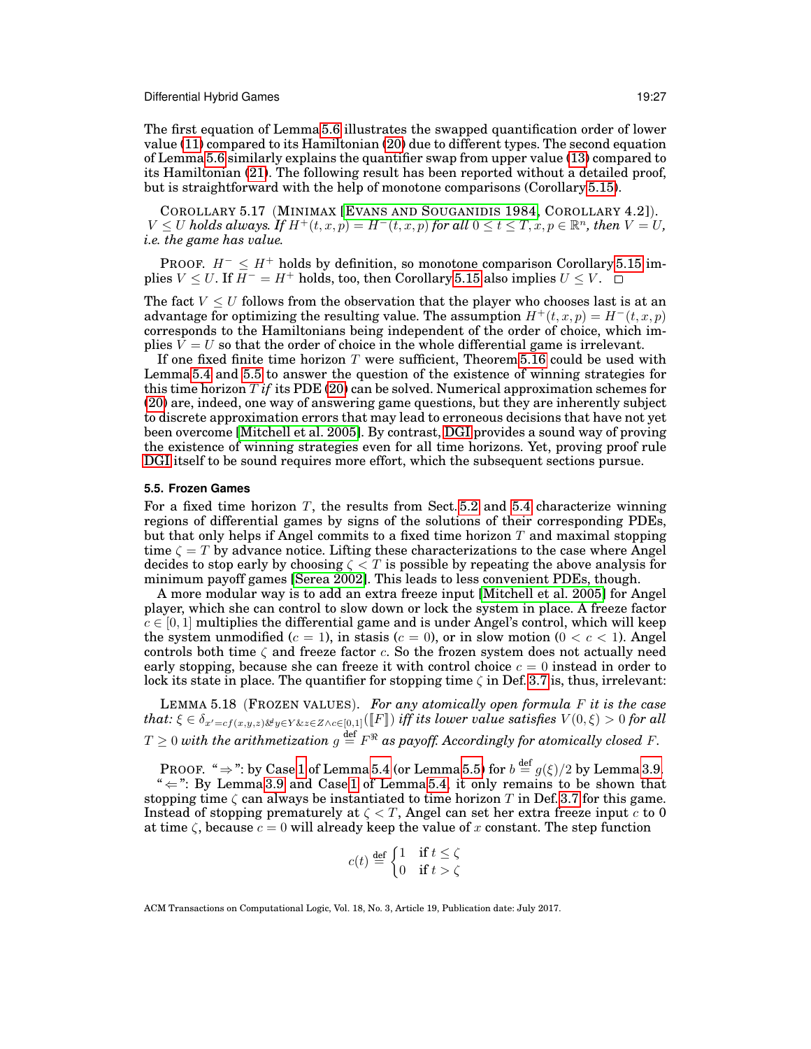The first equation of Lemma 5.6 illustrates the swapped quantification order of lower value (11) compared to its Hamiltonian (20) due to different types. The second equation of Lemma 5.6 similarly explains the quantifier swap from upper value (13) compared to its Hamiltonian (21). The following result has been reported without a detailed proof, but is straightforward with the help of monotone comparisons (Corollary 5.15).

COROLLARY 5.17 (MINIMAX [EVANS AND SOUGANIDIS 1984, COROLLARY 4.2]). *$V \leq U$ holds always. If $H^+(t,x,p) = H^-(t,x,p)$ for all $0 \leq t \leq T, x, p \in \mathbb{R}^n$, then $V = U$, i.e. the game has value.*

PROOF. $H^- \leq H^+$ holds by definition, so monotone comparison Corollary 5.15 implies $V \leq U$. If $H^- = H^+$ holds, too, then Corollary 5.15 also implies $U \leq V$. □

The fact $V \leq U$ follows from the observation that the player who chooses last is at an advantage for optimizing the resulting value. The assumption $H^+(t,x,p) = H^-(t,x,p)$ corresponds to the Hamiltonians being independent of the order of choice, which implies $V = U$ so that the order of choice in the whole differential game is irrelevant.

If one fixed finite time horizon $T$ were sufficient, Theorem 5.16 could be used with Lemma 5.4 and 5.5 to answer the question of the existence of winning strategies for this time horizon $T$ *if* its PDE (20) can be solved. Numerical approximation schemes for (20) are, indeed, one way of answering game questions, but they are inherently subject to discrete approximation errors that may lead to erroneous decisions that have not yet been overcome [Mitchell et al. 2005]. By contrast, DGI provides a sound way of proving the existence of winning strategies even for all time horizons. Yet, proving proof rule DGI itself to be sound requires more effort, which the subsequent sections pursue.

### 5.5. Frozen Games

For a fixed time horizon $T$, the results from Sect. 5.2 and 5.4 characterize winning regions of differential games by signs of the solutions of their corresponding PDEs, but that only helps if Angel commits to a fixed time horizon $T$ and maximal stopping time $\zeta = T$ by advance notice. Lifting these characterizations to the case where Angel decides to stop early by choosing $\zeta < T$ is possible by repeating the above analysis for minimum payoff games [Serea 2002]. This leads to less convenient PDEs, though.

A more modular way is to add an extra freeze input [Mitchell et al. 2005] for Angel player, which she can control to slow down or lock the system in place. A freeze factor $c \in [0,1]$ multiplies the differential game and is under Angel's control, which will keep the system unmodified ($c = 1$), in stasis ($c = 0$), or in slow motion ($0 < c < 1$). Angel controls both time $\zeta$ and freeze factor $c$. So the frozen system does not actually need early stopping, because she can freeze it with control choice $c = 0$ instead in order to lock its state in place. The quantifier for stopping time $\zeta$ in Def. 3.7 is, thus, irrelevant:

LEMMA 5.18 (FROZEN VALUES). *For any atomically open formula $F$ it is the case that: $\xi \in \delta_{x'=cf(x,y,z)\&^{d}y\in Y\&z\in Z\wedge c\in[0,1]}([\![F]\!])$ iff its lower value satisfies $V(0,\xi) > 0$ for all $T \geq 0$ with the arithmetization $g \stackrel{\text{def}}{=} F^{\Re}$ as payoff. Accordingly for atomically closed $F$.*

PROOF. "$\Rightarrow$": by Case 1 of Lemma 5.4 (or Lemma 5.5) for $b \stackrel{\text{def}}{=} g(\xi)/2$ by Lemma 3.9.
"$\Leftarrow$": By Lemma 3.9 and Case 1 of Lemma 5.4, it only remains to be shown that stopping time $\zeta$ can always be instantiated to time horizon $T$ in Def. 3.7 for this game. Instead of stopping prematurely at $\zeta < T$, Angel can set her extra freeze input $c$ to 0 at time $\zeta$, because $c = 0$ will already keep the value of $x$ constant. The step function

$$c(t) \stackrel{\text{def}}{=} \begin{cases} 1 & \text{if } t \leq \zeta \\ 0 & \text{if } t > \zeta \end{cases}$$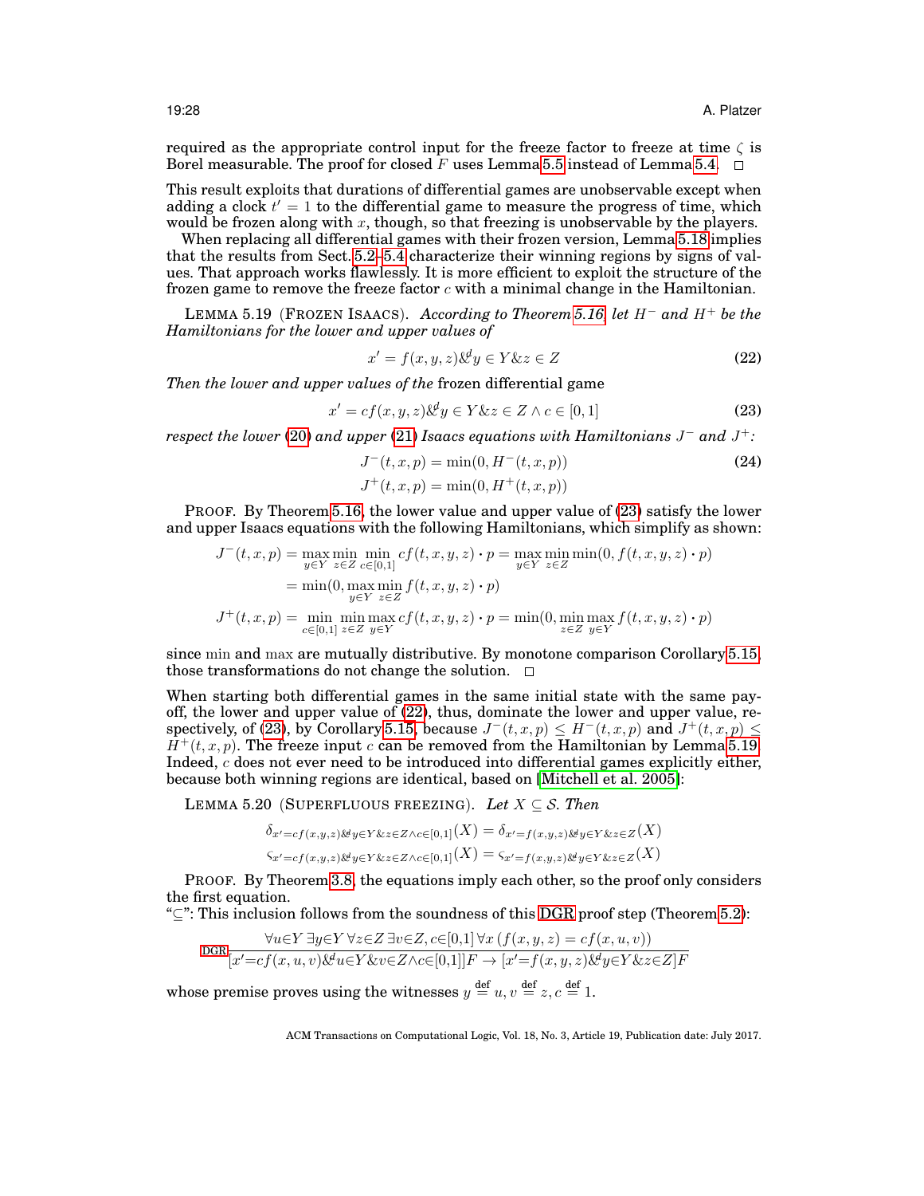required as the appropriate control input for the freeze factor to freeze at time $\zeta$ is Borel measurable. The proof for closed $F$ uses Lemma 5.5 instead of Lemma 5.4. □

This result exploits that durations of differential games are unobservable except when adding a clock $t' = 1$ to the differential game to measure the progress of time, which would be frozen along with $x$, though, so that freezing is unobservable by the players.

When replacing all differential games with their frozen version, Lemma 5.18 implies that the results from Sect. 5.2–5.4 characterize their winning regions by signs of values. That approach works flawlessly. It is more efficient to exploit the structure of the frozen game to remove the freeze factor $c$ with a minimal change in the Hamiltonian.

LEMMA 5.19 (FROZEN ISAACS). *According to Theorem 5.16, let $H^-$ and $H^+$ be the Hamiltonians for the lower and upper values of*

$$x' = f(x, y, z) \&^d y \in Y \& z \in Z \tag{22}$$

*Then the lower and upper values of the* frozen differential game

$$x' = cf(x, y, z) \&^d y \in Y \& z \in Z \wedge c \in [0, 1] \tag{23}$$

*respect the lower (20) and upper (21) Isaacs equations with Hamiltonians $J^-$ and $J^+$:*

$$\begin{aligned} J^-(t, x, p) &= \min(0, H^-(t, x, p)) \\ J^+(t, x, p) &= \min(0, H^+(t, x, p)) \end{aligned} \tag{24}$$

PROOF. By Theorem 5.16, the lower value and upper value of (23) satisfy the lower and upper Isaacs equations with the following Hamiltonians, which simplify as shown:

$$\begin{aligned} J^-(t, x, p) &= \max_{y \in Y} \min_{z \in Z} \min_{c \in [0,1]} cf(t, x, y, z) \cdot p = \max_{y \in Y} \min_{z \in Z} \min(0, f(t, x, y, z) \cdot p) \\ &= \min(0, \max_{y \in Y} \min_{z \in Z} f(t, x, y, z) \cdot p) \\ J^+(t, x, p) &= \min_{c \in [0,1]} \min_{z \in Z} \max_{y \in Y} cf(t, x, y, z) \cdot p = \min(0, \min_{z \in Z} \max_{y \in Y} f(t, x, y, z) \cdot p) \end{aligned}$$

since min and max are mutually distributive. By monotone comparison Corollary 5.15, those transformations do not change the solution. □

When starting both differential games in the same initial state with the same payoff, the lower and upper value of (22), thus, dominate the lower and upper value, respectively, of (23), by Corollary 5.15, because $J^-(t, x, p) \le H^-(t, x, p)$ and $J^+(t, x, p) \le H^+(t, x, p)$. The freeze input $c$ can be removed from the Hamiltonian by Lemma 5.19. Indeed, $c$ does not ever need to be introduced into differential games explicitly either, because both winning regions are identical, based on [Mitchell et al. 2005]:

LEMMA 5.20 (SUPERFLUOUS FREEZING). *Let $X \subseteq \mathcal{S}$. Then*

$$\begin{aligned} \delta_{x'=cf(x,y,z) \&^d y \in Y \& z \in Z \wedge c \in [0,1]}(X) &= \delta_{x'=f(x,y,z) \&^d y \in Y \& z \in Z}(X) \\ \varsigma_{x'=cf(x,y,z) \&^d y \in Y \& z \in Z \wedge c \in [0,1]}(X) &= \varsigma_{x'=f(x,y,z) \&^d y \in Y \& z \in Z}(X) \end{aligned}$$

PROOF. By Theorem 3.8, the equations imply each other, so the proof only considers the first equation.

"$\subseteq$": This inclusion follows from the soundness of this DGR proof step (Theorem 5.2):

$$\text{DGR}\ \frac{\forall u \in Y\, \exists y \in Y\, \forall z \in Z\, \exists v \in Z, c \in [0,1]\, \forall x\, (f(x, y, z) = cf(x, u, v))}{[x' = cf(x, u, v) \&^d u \in Y \& v \in Z \wedge c \in [0,1]]F \to [x' = f(x, y, z) \&^d y \in Y \& z \in Z]F}$$

whose premise proves using the witnesses $y \stackrel{\text{def}}{=} u, v \stackrel{\text{def}}{=} z, c \stackrel{\text{def}}{=} 1$.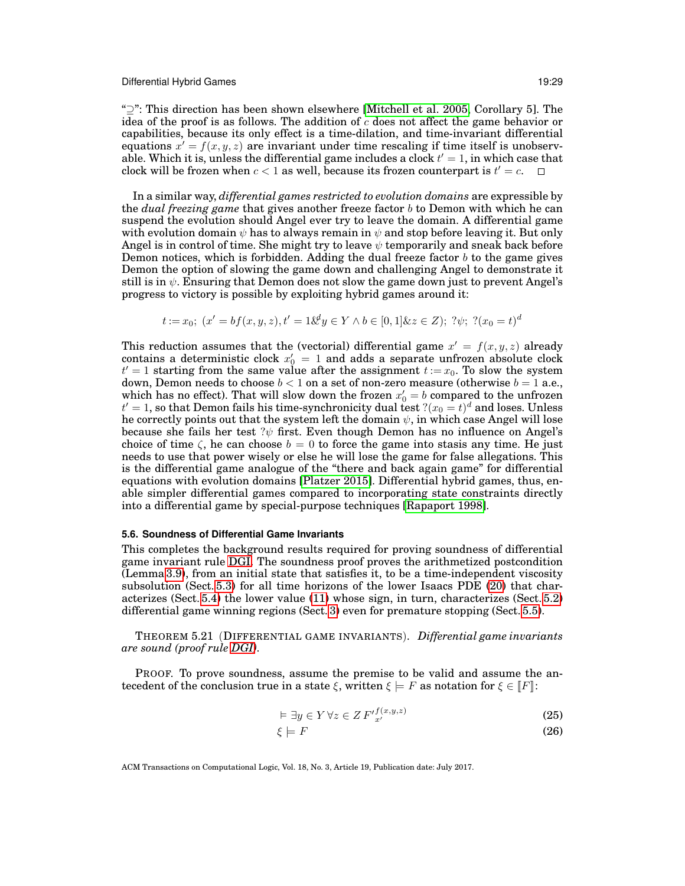"$\supseteq$": This direction has been shown elsewhere [Mitchell et al. 2005, Corollary 5]. The idea of the proof is as follows. The addition of $c$ does not affect the game behavior or capabilities, because its only effect is a time-dilation, and time-invariant differential equations $x' = f(x, y, z)$ are invariant under time rescaling if time itself is unobservable. Which it is, unless the differential game includes a clock $t' = 1$, in which case that clock will be frozen when $c < 1$ as well, because its frozen counterpart is $t' = c$. $\square$

In a similar way, *differential games restricted to evolution domains* are expressible by the *dual freezing game* that gives another freeze factor $b$ to Demon with which he can suspend the evolution should Angel ever try to leave the domain. A differential game with evolution domain $\psi$ has to always remain in $\psi$ and stop before leaving it. But only Angel is in control of time. She might try to leave $\psi$ temporarily and sneak back before Demon notices, which is forbidden. Adding the dual freeze factor $b$ to the game gives Demon the option of slowing the game down and challenging Angel to demonstrate it still is in $\psi$. Ensuring that Demon does not slow the game down just to prevent Angel's progress to victory is possible by exploiting hybrid games around it:

$$t := x_0;\ (x' = bf(x, y, z), t' = 1 \&^{d} y \in Y \wedge b \in [0, 1] \& z \in Z);\ ?\psi;\ ?(x_0 = t)^d$$

This reduction assumes that the (vectorial) differential game $x' = f(x, y, z)$ already contains a deterministic clock $x_0' = 1$ and adds a separate unfrozen absolute clock $t' = 1$ starting from the same value after the assignment $t := x_0$. To slow the system down, Demon needs to choose $b < 1$ on a set of non-zero measure (otherwise $b = 1$ a.e., which has no effect). That will slow down the frozen $x_0' = b$ compared to the unfrozen $t' = 1$, so that Demon fails his time-synchronicity dual test $?(x_0 = t)^d$ and loses. Unless he correctly points out that the system left the domain $\psi$, in which case Angel will lose because she fails her test $?\psi$ first. Even though Demon has no influence on Angel's choice of time $\zeta$, he can choose $b = 0$ to force the game into stasis any time. He just needs to use that power wisely or else he will lose the game for false allegations. This is the differential game analogue of the "there and back again game" for differential equations with evolution domains [Platzer 2015]. Differential hybrid games, thus, enable simpler differential games compared to incorporating state constraints directly into a differential game by special-purpose techniques [Rapaport 1998].

### 5.6. Soundness of Differential Game Invariants

This completes the background results required for proving soundness of differential game invariant rule DGI. The soundness proof proves the arithmetized postcondition (Lemma 3.9), from an initial state that satisfies it, to be a time-independent viscosity subsolution (Sect. 5.3) for all time horizons of the lower Isaacs PDE (20) that characterizes (Sect. 5.4) the lower value (11) whose sign, in turn, characterizes (Sect. 5.2) differential game winning regions (Sect. 3) even for premature stopping (Sect. 5.5).

THEOREM 5.21 (DIFFERENTIAL GAME INVARIANTS). *Differential game invariants are sound (proof rule DGI).*

PROOF. To prove soundness, assume the premise to be valid and assume the antecedent of the conclusion true in a state $\xi$, written $\xi \models F$ as notation for $\xi \in [\![F]\!]$:

$$\models \exists y \in Y\, \forall z \in Z\, F'^{f(x,y,z)}_{x'} \tag{25}$$

$$\xi \models F \tag{26}$$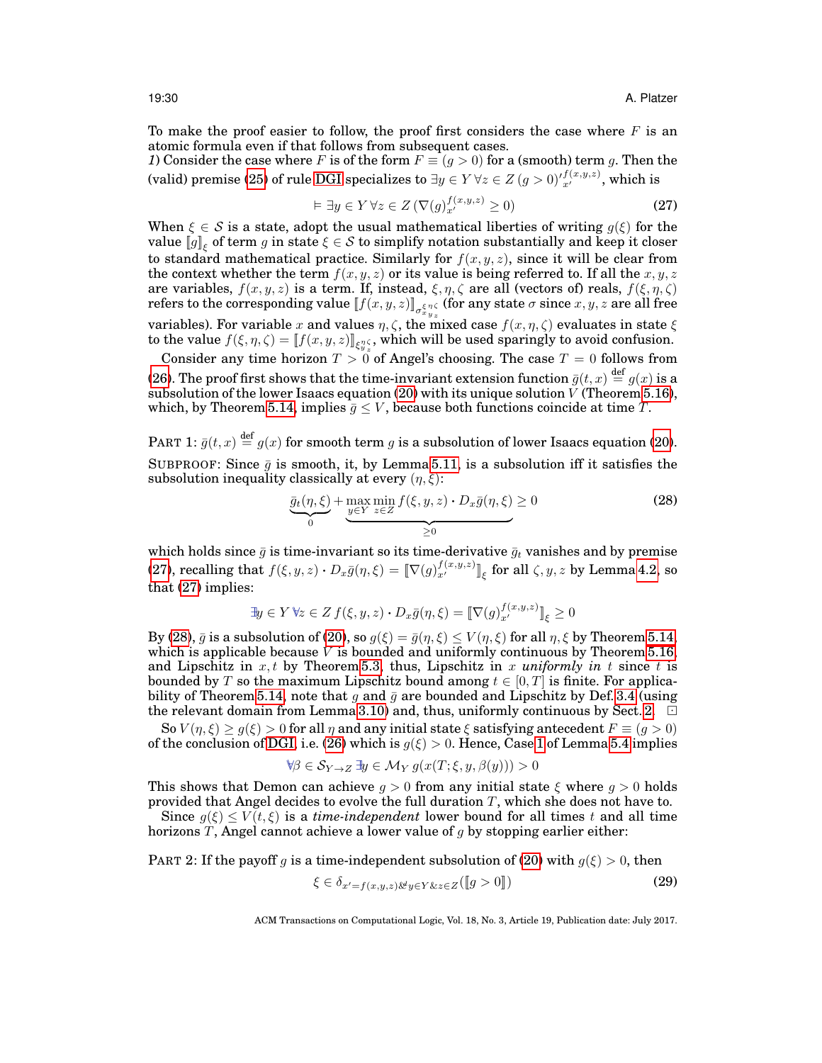To make the proof easier to follow, the proof first considers the case where $F$ is an atomic formula even if that follows from subsequent cases.

*1)* Consider the case where $F$ is of the form $F \equiv (g > 0)$ for a (smooth) term $g$. Then the (valid) premise (25) of rule DGI specializes to $\exists y \in Y \, \forall z \in Z \, (g > 0)'^{f(x,y,z)}_{x'}$, which is

$$\vDash \exists y \in Y \, \forall z \in Z \, (\nabla(g)^{f(x,y,z)}_{x'} \geq 0) \tag{27}$$

When $\xi \in \mathcal{S}$ is a state, adopt the usual mathematical liberties of writing $g(\xi)$ for the value $[\![g]\!]_\xi$ of term $g$ in state $\xi \in \mathcal{S}$ to simplify notation substantially and keep it closer to standard mathematical practice. Similarly for $f(x, y, z)$, since it will be clear from the context whether the term $f(x, y, z)$ or its value is being referred to. If all the $x, y, z$ are variables, $f(x, y, z)$ is a term. If, instead, $\xi, \eta, \zeta$ are all (vectors of) reals, $f(\xi, \eta, \zeta)$ refers to the corresponding value $[\![f(x, y, z)]\!]_{\sigma^{\xi}_{x}{}^{\eta}_{y}{}^{\zeta}_{z}}$ (for any state $\sigma$ since $x, y, z$ are all free variables). For variable $x$ and values $\eta, \zeta$, the mixed case $f(x, \eta, \zeta)$ evaluates in state $\xi$ to the value $f(\xi, \eta, \zeta) = [\![f(x, y, z)]\!]_{\xi^{\eta}_{y}{}^{\zeta}_{z}}$, which will be used sparingly to avoid confusion.

Consider any time horizon $T > 0$ of Angel's choosing. The case $T = 0$ follows from (26). The proof first shows that the time-invariant extension function $\bar{g}(t, x) \stackrel{\text{def}}{=} g(x)$ is a subsolution of the lower Isaacs equation (20) with its unique solution $V$ (Theorem 5.16), which, by Theorem 5.14, implies $\bar{g} \leq V$, because both functions coincide at time $T$.

Part 1: $\bar{g}(t, x) \stackrel{\text{def}}{=} g(x)$ for smooth term $g$ is a subsolution of lower Isaacs equation (20).

Subproof: Since $\bar{g}$ is smooth, it, by Lemma 5.11, is a subsolution iff it satisfies the subsolution inequality classically at every $(\eta, \xi)$:

$$\underbrace{\bar{g}_t(\eta, \xi)}_{0} + \underbrace{\max_{y \in Y} \min_{z \in Z} f(\xi, y, z) \cdot D_x \bar{g}(\eta, \xi)}_{\geq 0} \geq 0 \tag{28}$$

which holds since $\bar{g}$ is time-invariant so its time-derivative $\bar{g}_t$ vanishes and by premise (27), recalling that $f(\xi, y, z) \cdot D_x \bar{g}(\eta, \xi) = [\![\nabla(g)^{f(x,y,z)}_{x'}]\!]_\xi$ for all $\zeta, y, z$ by Lemma 4.2, so that (27) implies:

$$\exists y \in Y \, \forall z \in Z \, f(\xi, y, z) \cdot D_x \bar{g}(\eta, \xi) = [\![\nabla(g)^{f(x,y,z)}_{x'}]\!]_\xi \geq 0$$

By (28), $\bar{g}$ is a subsolution of (20), so $g(\xi) = \bar{g}(\eta, \xi) \leq V(\eta, \xi)$ for all $\eta, \xi$ by Theorem 5.14, which is applicable because $V$ is bounded and uniformly continuous by Theorem 5.16, and Lipschitz in $x, t$ by Theorem 5.3, thus, Lipschitz in $x$ *uniformly in* $t$ since $t$ is bounded by $T$ so the maximum Lipschitz bound among $t \in [0, T]$ is finite. For applicability of Theorem 5.14, note that $g$ and $\bar{g}$ are bounded and Lipschitz by Def. 3.4 (using the relevant domain from Lemma 3.10) and, thus, uniformly continuous by Sect. 2. ⊡

So $V(\eta, \xi) \geq g(\xi) > 0$ for all $\eta$ and any initial state $\xi$ satisfying antecedent $F \equiv (g > 0)$ of the conclusion of DGI, i.e. (26) which is $g(\xi) > 0$. Hence, Case 1 of Lemma 5.4 implies

$$\forall \beta \in \mathcal{S}_{Y \to Z} \, \exists y \in \mathcal{M}_Y \, g(x(T; \xi, y, \beta(y))) > 0$$

This shows that Demon can achieve $g > 0$ from any initial state $\xi$ where $g > 0$ holds provided that Angel decides to evolve the full duration $T$, which she does not have to.

Since $g(\xi) \leq V(t, \xi)$ is a *time-independent* lower bound for all times $t$ and all time horizons $T$, Angel cannot achieve a lower value of $g$ by stopping earlier either:

Part 2: If the payoff $g$ is a time-independent subsolution of (20) with $g(\xi) > 0$, then

$$\xi \in \delta_{x'=f(x,y,z) \& y \in Y \& z \in Z}([\![g > 0]\!]) \tag{29}$$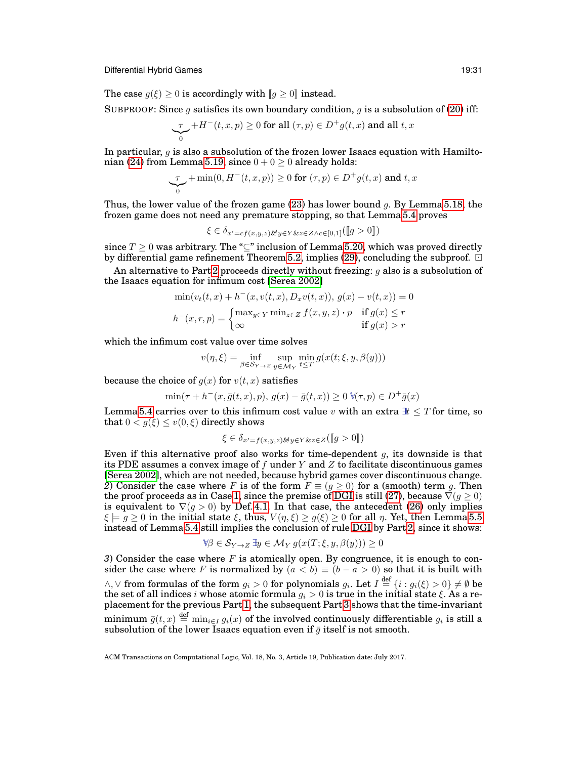The case $g(\xi) \geq 0$ is accordingly with $[\![g \geq 0]\!]$ instead.

SUBPROOF: Since $g$ satisfies its own boundary condition, $g$ is a subsolution of (20) iff:

$$\underbrace{\tau}_{0} + H^{-}(t,x,p) \geq 0 \text{ for all } (\tau,p) \in D^{+}g(t,x) \text{ and all } t,x$$

In particular, $g$ is also a subsolution of the frozen lower Isaacs equation with Hamiltonian (24) from Lemma 5.19, since $0+0 \geq 0$ already holds:

$$\underbrace{\tau}_{0} + \min(0, H^{-}(t,x,p)) \geq 0 \text{ for } (\tau,p) \in D^{+}g(t,x) \text{ and } t,x$$

Thus, the lower value of the frozen game (23) has lower bound $g$. By Lemma 5.18, the frozen game does not need any premature stopping, so that Lemma 5.4 proves

$$\xi \in \delta_{x'=cf(x,y,z) \& y \in Y \& z \in Z \wedge c \in [0,1]}([\![g > 0]\!])$$

since $T \geq 0$ was arbitrary. The "$\subseteq$" inclusion of Lemma 5.20, which was proved directly by differential game refinement Theorem 5.2, implies (29), concluding the subproof. ⊡

An alternative to Part 2 proceeds directly without freezing: $g$ also is a subsolution of the Isaacs equation for infimum cost [Serea 2002]

$$\min(v_t(t,x) + h^{-}(x, v(t,x), D_x v(t,x)),\ g(x) - v(t,x)) = 0$$

$$h^{-}(x,r,p) = \begin{cases} \max_{y \in Y} \min_{z \in Z} f(x,y,z) \cdot p & \text{if } g(x) \leq r \\ \infty & \text{if } g(x) > r \end{cases}$$

which the infimum cost value over time solves

$$v(\eta,\xi) = \inf_{\beta \in \mathcal{S}_{Y \to Z}} \sup_{y \in \mathcal{M}_Y} \min_{t \leq T} g(x(t;\xi,y,\beta(y)))$$

because the choice of $g(x)$ for $v(t,x)$ satisfies

$$\min(\tau + h^{-}(x, \bar{g}(t,x), p),\ g(x) - \bar{g}(t,x)) \geq 0\ \forall (\tau,p) \in D^{+}\bar{g}(x)$$

Lemma 5.4 carries over to this infimum cost value $v$ with an extra $\exists t \leq T$ for time, so that $0 < g(\xi) \leq v(0,\xi)$ directly shows

$$\xi \in \delta_{x'=f(x,y,z) \& y \in Y \& z \in Z}([\![g > 0]\!])$$

Even if this alternative proof also works for time-dependent $g$, its downside is that its PDE assumes a convex image of $f$ under $Y$ and $Z$ to facilitate discontinuous games [Serea 2002], which are not needed, because hybrid games cover discontinuous change.

*2)* Consider the case where $F$ is of the form $F \equiv (g \geq 0)$ for a (smooth) term $g$. Then the proof proceeds as in Case 1, since the premise of DGI is still (27), because $\nabla(g \geq 0)$ is equivalent to $\nabla(g > 0)$ by Def. 4.1. In that case, the antecedent (26) only implies $\xi \models g \geq 0$ in the initial state $\xi$, thus, $V(\eta,\xi) \geq g(\xi) \geq 0$ for all $\eta$. Yet, then Lemma 5.5 instead of Lemma 5.4 still implies the conclusion of rule DGI by Part 2, since it shows:

$$\forall \beta \in \mathcal{S}_{Y \to Z}\ \exists y \in \mathcal{M}_Y\ g(x(T;\xi,y,\beta(y))) \geq 0$$

*3)* Consider the case where $F$ is atomically open. By congruence, it is enough to consider the case where $F$ is normalized by $(a < b) \equiv (b - a > 0)$ so that it is built with $\wedge, \vee$ from formulas of the form $g_i > 0$ for polynomials $g_i$. Let $I \stackrel{\text{def}}{=} \{i : g_i(\xi) > 0\} \neq \emptyset$ be the set of all indices $i$ whose atomic formula $g_i > 0$ is true in the initial state $\xi$. As a replacement for the previous Part 1, the subsequent Part 3 shows that the time-invariant minimum $\bar{g}(t,x) \stackrel{\text{def}}{=} \min_{i \in I} g_i(x)$ of the involved continuously differentiable $g_i$ is still a subsolution of the lower Isaacs equation even if $\bar{g}$ itself is not smooth.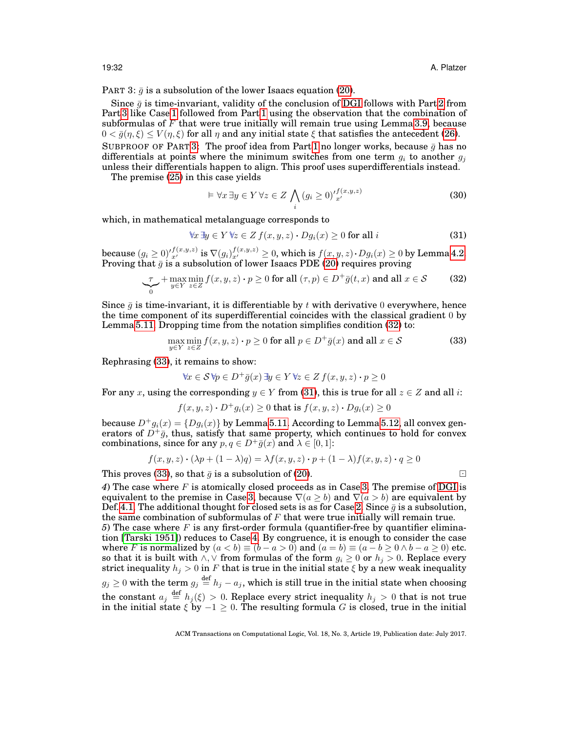PART 3: $\bar{g}$ is a subsolution of the lower Isaacs equation (20).

Since $\bar{g}$ is time-invariant, validity of the conclusion of DGI follows with Part 2 from Part 3 like Case 1 followed from Part 1 using the observation that the combination of subformulas of $F$ that were true initially will remain true using Lemma 3.9, because $0 < \bar{g}(\eta, \xi) \leq V(\eta, \xi)$ for all $\eta$ and any initial state $\xi$ that satisfies the antecedent (26).

SUBPROOF OF PART 3: The proof idea from Part 1 no longer works, because $\bar{g}$ has no differentials at points where the minimum switches from one term $g_i$ to another $g_j$ unless their differentials happen to align. This proof uses superdifferentials instead.

The premise (25) in this case yields

$$\vDash \forall x \, \exists y \in Y \, \forall z \in Z \, \bigwedge_i (g_i \geq 0)'^{f(x,y,z)}_{x'} \tag{30}$$

which, in mathematical metalanguage corresponds to

$$\forall x \, \exists y \in Y \, \forall z \in Z \; f(x,y,z) \cdot Dg_i(x) \geq 0 \text{ for all } i \tag{31}$$

because $(g_i \geq 0)'^{f(x,y,z)}_{x'}$ is $\nabla(g_i)^{f(x,y,z)}_{x'} \geq 0$, which is $f(x,y,z) \cdot Dg_i(x) \geq 0$ by Lemma 4.2. Proving that $\bar{g}$ is a subsolution of lower Isaacs PDE (20) requires proving

$$\underbrace{\tau}_{0} + \max_{y \in Y} \min_{z \in Z} f(x,y,z) \cdot p \geq 0 \text{ for all } (\tau, p) \in D^+\bar{g}(t,x) \text{ and all } x \in \mathcal{S} \tag{32}$$

Since $\bar{g}$ is time-invariant, it is differentiable by $t$ with derivative $0$ everywhere, hence the time component of its superdifferential coincides with the classical gradient $0$ by Lemma 5.11. Dropping time from the notation simplifies condition (32) to:

$$\max_{y \in Y} \min_{z \in Z} f(x,y,z) \cdot p \geq 0 \text{ for all } p \in D^+\bar{g}(x) \text{ and all } x \in \mathcal{S} \tag{33}$$

Rephrasing (33), it remains to show:

$$\forall x \in \mathcal{S} \, \forall p \in D^+\bar{g}(x) \, \exists y \in Y \, \forall z \in Z \; f(x,y,z) \cdot p \geq 0$$

For any $x$, using the corresponding $y \in Y$ from (31), this is true for all $z \in Z$ and all $i$:

$$f(x,y,z) \cdot D^+g_i(x) \geq 0 \text{ that is } f(x,y,z) \cdot Dg_i(x) \geq 0$$

because $D^+g_i(x) = \{Dg_i(x)\}$ by Lemma 5.11. According to Lemma 5.12, all convex generators of $D^+\bar{g}$, thus, satisfy that same property, which continues to hold for convex combinations, since for any $p, q \in D^+\bar{g}(x)$ and $\lambda \in [0,1]$:

$$f(x,y,z) \cdot (\lambda p + (1-\lambda) q) = \lambda f(x,y,z) \cdot p + (1-\lambda) f(x,y,z) \cdot q \geq 0$$

This proves (33), so that $\bar{g}$ is a subsolution of (20). ⊡

*4)* The case where $F$ is atomically closed proceeds as in Case 3. The premise of DGI is equivalent to the premise in Case 3, because $\nabla(a \geq b)$ and $\nabla(a > b)$ are equivalent by Def. 4.1. The additional thought for closed sets is as for Case 2. Since $\bar{g}$ is a subsolution, the same combination of subformulas of $F$ that were true initially will remain true.

*5)* The case where $F$ is any first-order formula (quantifier-free by quantifier elimination [Tarski 1951]) reduces to Case 4. By congruence, it is enough to consider the case where $F$ is normalized by $(a < b) \equiv (b - a > 0)$ and $(a = b) \equiv (a - b \geq 0 \wedge b - a \geq 0)$ etc. so that it is built with $\wedge, \vee$ from formulas of the form $g_i \geq 0$ or $h_j > 0$. Replace every strict inequality $h_j > 0$ in $F$ that is true in the initial state $\xi$ by a new weak inequality $g_j \geq 0$ with the term $g_j \stackrel{\text{def}}{=} h_j - a_j$, which is still true in the initial state when choosing the constant $a_j \stackrel{\text{def}}{=} h_j(\xi) > 0$. Replace every strict inequality $h_j > 0$ that is not true in the initial state $\xi$ by $-1 \geq 0$. The resulting formula $G$ is closed, true in the initial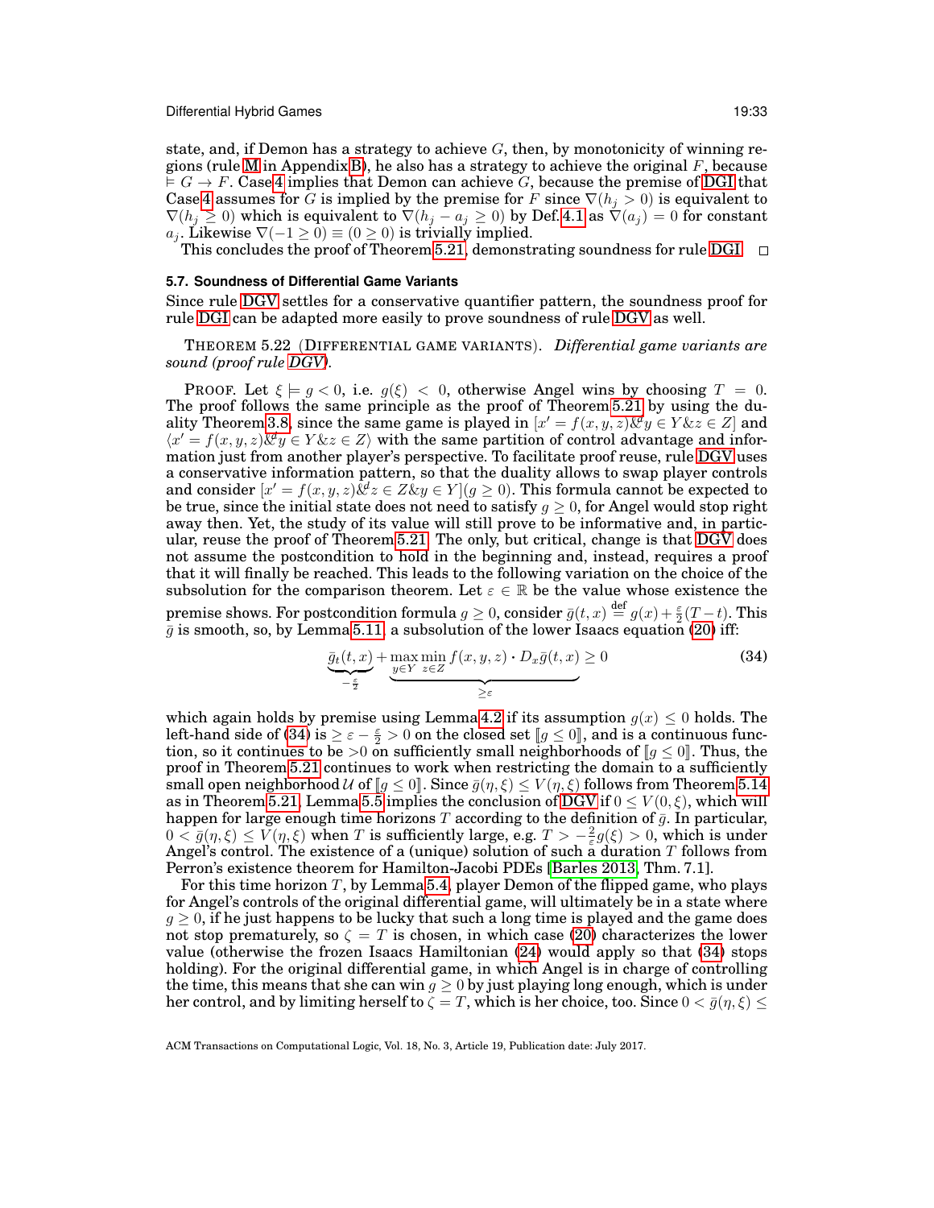state, and, if Demon has a strategy to achieve $G$, then, by monotonicity of winning regions (rule M in Appendix B), he also has a strategy to achieve the original $F$, because $\vDash G \rightarrow F$. Case 4 implies that Demon can achieve $G$, because the premise of DGI that Case 4 assumes for $G$ is implied by the premise for $F$ since $\nabla(h_j > 0)$ is equivalent to $\nabla(h_j \geq 0)$ which is equivalent to $\nabla(h_j - a_j \geq 0)$ by Def. 4.1 as $\nabla(a_j) = 0$ for constant $a_j$. Likewise $\nabla(-1 \geq 0) \equiv (0 \geq 0)$ is trivially implied.

This concludes the proof of Theorem 5.21, demonstrating soundness for rule DGI. □

### 5.7. Soundness of Differential Game Variants

Since rule DGV settles for a conservative quantifier pattern, the soundness proof for rule DGI can be adapted more easily to prove soundness of rule DGV as well.

THEOREM 5.22 (DIFFERENTIAL GAME VARIANTS). *Differential game variants are sound (proof rule DGV).*

PROOF. Let $\xi \models g < 0$, i.e. $g(\xi) < 0$, otherwise Angel wins by choosing $T = 0$. The proof follows the same principle as the proof of Theorem 5.21 by using the duality Theorem 3.8, since the same game is played in $[x' = f(x, y, z)\&^d y \in Y \& z \in Z]$ and $\langle x' = f(x, y, z)\&^d y \in Y \& z \in Z\rangle$ with the same partition of control advantage and information just from another player's perspective. To facilitate proof reuse, rule DGV uses a conservative information pattern, so that the duality allows to swap player controls and consider $[x' = f(x, y, z)\&^d z \in Z \& y \in Y](g \geq 0)$. This formula cannot be expected to be true, since the initial state does not need to satisfy $g \geq 0$, for Angel would stop right away then. Yet, the study of its value will still prove to be informative and, in particular, reuse the proof of Theorem 5.21. The only, but critical, change is that DGV does not assume the postcondition to hold in the beginning and, instead, requires a proof that it will finally be reached. This leads to the following variation on the choice of the subsolution for the comparison theorem. Let $\varepsilon \in \mathbb{R}$ be the value whose existence the premise shows. For postcondition formula $g \geq 0$, consider $\bar{g}(t, x) \stackrel{\text{def}}{=} g(x) + \frac{\varepsilon}{2}(T - t)$. This $\bar{g}$ is smooth, so, by Lemma 5.11, a subsolution of the lower Isaacs equation (20) iff:

$$\underbrace{\bar{g}_t(t, x)}_{-\frac{\varepsilon}{2}} + \underbrace{\max_{y \in Y} \min_{z \in Z} f(x, y, z) \cdot D_x \bar{g}(t, x)}_{\geq \varepsilon} \geq 0 \tag{34}$$

which again holds by premise using Lemma 4.2 if its assumption $g(x) \leq 0$ holds. The left-hand side of (34) is $\geq \varepsilon - \frac{\varepsilon}{2} > 0$ on the closed set $[\![g \leq 0]\!]$, and is a continuous function, so it continues to be $>0$ on sufficiently small neighborhoods of $[\![g \leq 0]\!]$. Thus, the proof in Theorem 5.21 continues to work when restricting the domain to a sufficiently small open neighborhood $\mathcal{U}$ of $[\![g \leq 0]\!]$. Since $\bar{g}(\eta, \xi) \leq V(\eta, \xi)$ follows from Theorem 5.14 as in Theorem 5.21, Lemma 5.5 implies the conclusion of DGV if $0 \leq V(0, \xi)$, which will happen for large enough time horizons $T$ according to the definition of $\bar{g}$. In particular, $0 < \bar{g}(\eta, \xi) \leq V(\eta, \xi)$ when $T$ is sufficiently large, e.g. $T > -\frac{2}{\varepsilon} g(\xi) > 0$, which is under Angel's control. The existence of a (unique) solution of such a duration $T$ follows from Perron's existence theorem for Hamilton-Jacobi PDEs [Barles 2013, Thm. 7.1].

For this time horizon $T$, by Lemma 5.4, player Demon of the flipped game, who plays for Angel's controls of the original differential game, will ultimately be in a state where $g \geq 0$, if he just happens to be lucky that such a long time is played and the game does not stop prematurely, so $\zeta = T$ is chosen, in which case (20) characterizes the lower value (otherwise the frozen Isaacs Hamiltonian (24) would apply so that (34) stops holding). For the original differential game, in which Angel is in charge of controlling the time, this means that she can win $g \geq 0$ by just playing long enough, which is under her control, and by limiting herself to $\zeta = T$, which is her choice, too. Since $0 < \bar{g}(\eta, \xi) \leq$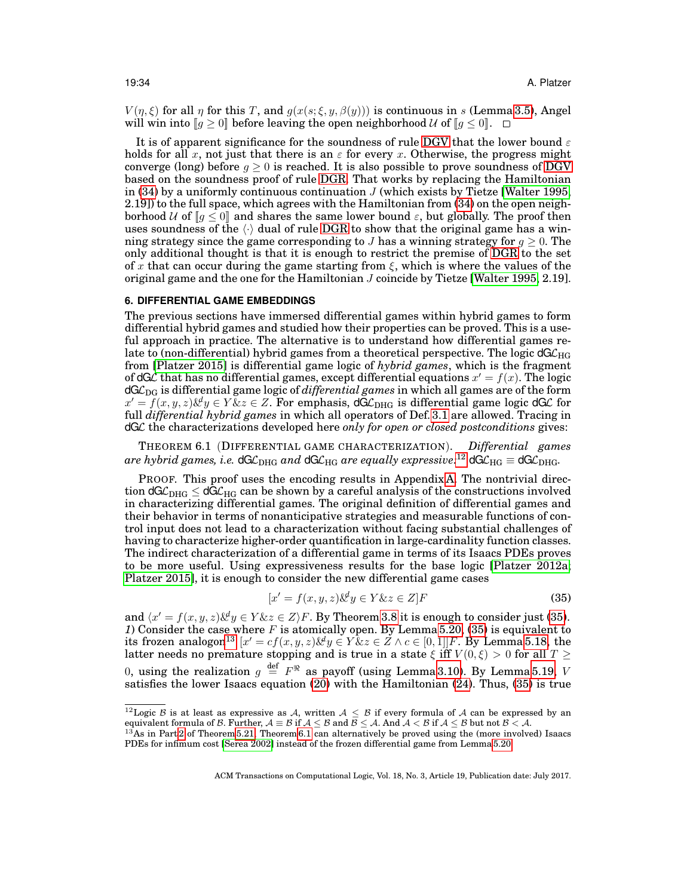$V(\eta, \xi)$ for all $\eta$ for this $T$, and $g(x(s;\xi, y, \beta(y)))$ is continuous in $s$ (Lemma 3.5), Angel will win into $[\![g \geq 0]\!]$ before leaving the open neighborhood $\mathcal{U}$ of $[\![g \leq 0]\!]$. □

It is of apparent significance for the soundness of rule DGV that the lower bound $\varepsilon$ holds for all $x$, not just that there is an $\varepsilon$ for every $x$. Otherwise, the progress might converge (long) before $g \geq 0$ is reached. It is also possible to prove soundness of DGV based on the soundness proof of rule DGR. That works by replacing the Hamiltonian in (34) by a uniformly continuous continuation $J$ (which exists by Tietze [Walter 1995, 2.19]) to the full space, which agrees with the Hamiltonian from (34) on the open neighborhood $\mathcal{U}$ of $[\![g \leq 0]\!]$ and shares the same lower bound $\varepsilon$, but globally. The proof then uses soundness of the $\langle\cdot\rangle$ dual of rule DGR to show that the original game has a winning strategy since the game corresponding to $J$ has a winning strategy for $g \geq 0$. The only additional thought is that it is enough to restrict the premise of DGR to the set of $x$ that can occur during the game starting from $\xi$, which is where the values of the original game and the one for the Hamiltonian $J$ coincide by Tietze [Walter 1995, 2.19].

## 6. DIFFERENTIAL GAME EMBEDDINGS

The previous sections have immersed differential games within hybrid games to form differential hybrid games and studied how their properties can be proved. This is a useful approach in practice. The alternative is to understand how differential games relate to (non-differential) hybrid games from a theoretical perspective. The logic $\mathsf{dG}\mathcal{L}_{\mathrm{HG}}$ from [Platzer 2015] is differential game logic of *hybrid games*, which is the fragment of $\mathsf{dG}\mathcal{L}$ that has no differential games, except differential equations $x' = f(x)$. The logic $\mathsf{dG}\mathcal{L}_{\mathrm{DG}}$ is differential game logic of *differential games* in which all games are of the form $x' = f(x, y, z) \&^d y \in Y \& z \in Z$. For emphasis, $\mathsf{dG}\mathcal{L}_{\mathrm{DHG}}$ is differential game logic $\mathsf{dG}\mathcal{L}$ for full *differential hybrid games* in which all operators of Def. 3.1 are allowed. Tracing in $\mathsf{dG}\mathcal{L}$ the characterizations developed here *only for open or closed postconditions* gives:

THEOREM 6.1 (DIFFERENTIAL GAME CHARACTERIZATION). *Differential games are hybrid games, i.e.* $\mathsf{dG}\mathcal{L}_{\mathrm{DHG}}$ *and* $\mathsf{dG}\mathcal{L}_{\mathrm{HG}}$ *are equally expressive.*[12] $\mathsf{dG}\mathcal{L}_{\mathrm{HG}} \equiv \mathsf{dG}\mathcal{L}_{\mathrm{DHG}}$.

PROOF. This proof uses the encoding results in Appendix A. The nontrivial direction $\mathsf{dG}\mathcal{L}_{\mathrm{DHG}} \leq \mathsf{dG}\mathcal{L}_{\mathrm{HG}}$ can be shown by a careful analysis of the constructions involved in characterizing differential games. The original definition of differential games and their behavior in terms of nonanticipative strategies and measurable functions of control input does not lead to a characterization without facing substantial challenges of having to characterize higher-order quantification in large-cardinality function classes. The indirect characterization of a differential game in terms of its Isaacs PDEs proves to be more useful. Using expressiveness results for the base logic [Platzer 2012a; Platzer 2015], it is enough to consider the new differential game cases

$$[x' = f(x, y, z) \&^d y \in Y \& z \in Z]F \tag{35}$$

and $\langle x' = f(x, y, z) \&^d y \in Y \& z \in Z\rangle F$. By Theorem 3.8 it is enough to consider just (35).
*1)* Consider the case where $F$ is atomically open. By Lemma 5.20, (35) is equivalent to its frozen analogon[13] $[x' = cf(x, y, z) \&^d y \in Y \& z \in Z \wedge c \in [0, 1]]F$. By Lemma 5.18, the latter needs no premature stopping and is true in a state $\xi$ iff $V(0, \xi) > 0$ for all $T \geq 0$, using the realization $g \stackrel{\text{def}}{=} F^{\Re}$ as payoff (using Lemma 3.10). By Lemma 5.19, $V$ satisfies the lower Isaacs equation (20) with the Hamiltonian (24). Thus, (35) is true

[12] Logic $\mathcal{B}$ is at least as expressive as $\mathcal{A}$, written $\mathcal{A} \leq \mathcal{B}$ if every formula of $\mathcal{A}$ can be expressed by an equivalent formula of $\mathcal{B}$. Further, $\mathcal{A} \equiv \mathcal{B}$ if $\mathcal{A} \leq \mathcal{B}$ and $\mathcal{B} \leq \mathcal{A}$. And $\mathcal{A} < \mathcal{B}$ if $\mathcal{A} \leq \mathcal{B}$ but not $\mathcal{B} \leq \mathcal{A}$.

[13] As in Part 2 of Theorem 5.21, Theorem 6.1 can alternatively be proved using the (more involved) Isaacs PDEs for infimum cost [Serea 2002] instead of the frozen differential game from Lemma 5.20.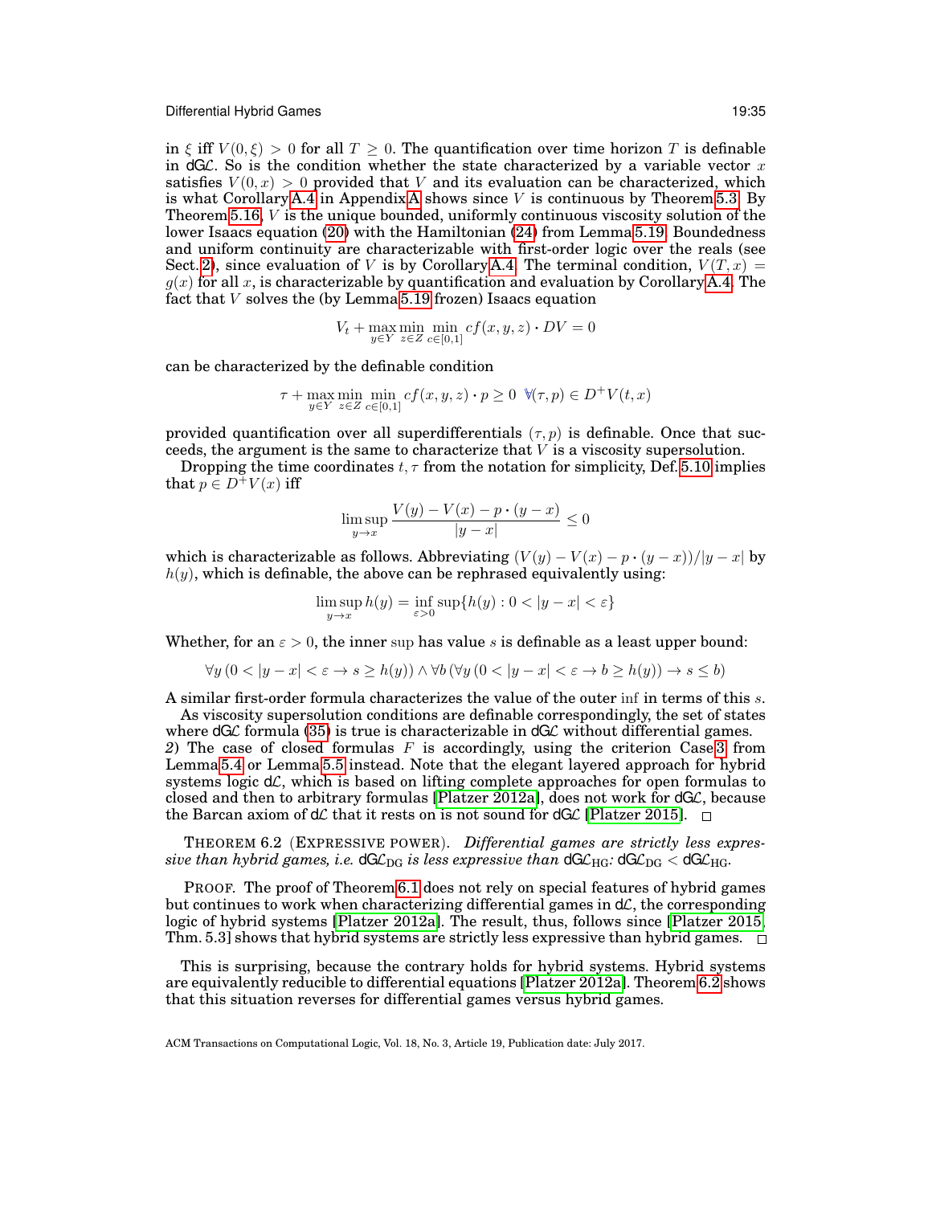in $\xi$ iff $V(0,\xi) > 0$ for all $T \geq 0$. The quantification over time horizon $T$ is definable in dG$\mathcal{L}$. So is the condition whether the state characterized by a variable vector $x$ satisfies $V(0,x) > 0$ provided that $V$ and its evaluation can be characterized, which is what Corollary A.4 in Appendix A shows since $V$ is continuous by Theorem 5.3. By Theorem 5.16, $V$ is the unique bounded, uniformly continuous viscosity solution of the lower Isaacs equation (20) with the Hamiltonian (24) from Lemma 5.19. Boundedness and uniform continuity are characterizable with first-order logic over the reals (see Sect. 2), since evaluation of $V$ is by Corollary A.4. The terminal condition, $V(T,x) = g(x)$ for all $x$, is characterizable by quantification and evaluation by Corollary A.4. The fact that $V$ solves the (by Lemma 5.19 frozen) Isaacs equation

$$V_t + \max_{y\in Y} \min_{z\in Z} \min_{c\in[0,1]} cf(x,y,z) \cdot DV = 0$$

can be characterized by the definable condition

$$\tau + \max_{y\in Y} \min_{z\in Z} \min_{c\in[0,1]} cf(x,y,z) \cdot p \geq 0 \;\; \forall(\tau,p) \in D^{+}V(t,x)$$

provided quantification over all superdifferentials $(\tau,p)$ is definable. Once that succeeds, the argument is the same to characterize that $V$ is a viscosity supersolution.

Dropping the time coordinates $t,\tau$ from the notation for simplicity, Def. 5.10 implies that $p \in D^{+}V(x)$ iff

$$\limsup_{y\to x} \frac{V(y) - V(x) - p \cdot (y-x)}{|y-x|} \leq 0$$

which is characterizable as follows. Abbreviating $(V(y) - V(x) - p \cdot (y-x))/|y-x|$ by $h(y)$, which is definable, the above can be rephrased equivalently using:

$$\limsup_{y\to x} h(y) = \inf_{\varepsilon>0} \sup\{h(y) : 0 < |y-x| < \varepsilon\}$$

Whether, for an $\varepsilon > 0$, the inner sup has value $s$ is definable as a least upper bound:

$$\forall y\,(0 < |y-x| < \varepsilon \to s \geq h(y)) \wedge \forall b\,(\forall y\,(0 < |y-x| < \varepsilon \to b \geq h(y)) \to s \leq b)$$

A similar first-order formula characterizes the value of the outer inf in terms of this $s$.

As viscosity supersolution conditions are definable correspondingly, the set of states where dG$\mathcal{L}$ formula (35) is true is characterizable in dG$\mathcal{L}$ without differential games.

*2)* The case of closed formulas $F$ is accordingly, using the criterion Case 3 from Lemma 5.4 or Lemma 5.5 instead. Note that the elegant layered approach for hybrid systems logic d$\mathcal{L}$, which is based on lifting complete approaches for open formulas to closed and then to arbitrary formulas [Platzer 2012a], does not work for dG$\mathcal{L}$, because the Barcan axiom of d$\mathcal{L}$ that it rests on is not sound for dG$\mathcal{L}$ [Platzer 2015]. □

THEOREM 6.2 (EXPRESSIVE POWER). *Differential games are strictly less expressive than hybrid games, i.e.* dG$\mathcal{L}_{\text{DG}}$ *is less expressive than* dG$\mathcal{L}_{\text{HG}}$*:* dG$\mathcal{L}_{\text{DG}}$ $<$ dG$\mathcal{L}_{\text{HG}}$.

PROOF. The proof of Theorem 6.1 does not rely on special features of hybrid games but continues to work when characterizing differential games in d$\mathcal{L}$, the corresponding logic of hybrid systems [Platzer 2012a]. The result, thus, follows since [Platzer 2015, Thm. 5.3] shows that hybrid systems are strictly less expressive than hybrid games. □

This is surprising, because the contrary holds for hybrid systems. Hybrid systems are equivalently reducible to differential equations [Platzer 2012a]. Theorem 6.2 shows that this situation reverses for differential games versus hybrid games.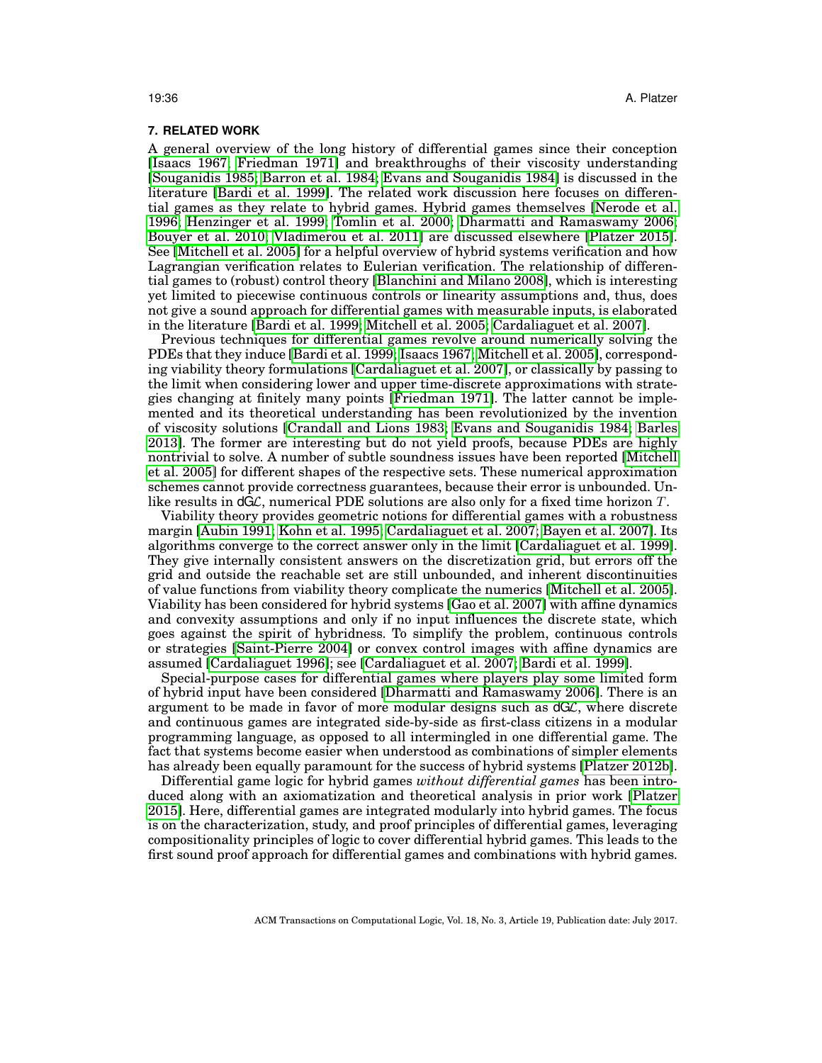## 7. RELATED WORK

A general overview of the long history of differential games since their conception [Isaacs 1967; Friedman 1971] and breakthroughs of their viscosity understanding [Souganidis 1985; Barron et al. 1984; Evans and Souganidis 1984] is discussed in the literature [Bardi et al. 1999]. The related work discussion here focuses on differential games as they relate to hybrid games. Hybrid games themselves [Nerode et al. 1996; Henzinger et al. 1999; Tomlin et al. 2000; Dharmatti and Ramaswamy 2006; Bouyer et al. 2010; Vladimerou et al. 2011] are discussed elsewhere [Platzer 2015]. See [Mitchell et al. 2005] for a helpful overview of hybrid systems verification and how Lagrangian verification relates to Eulerian verification. The relationship of differential games to (robust) control theory [Blanchini and Milano 2008], which is interesting yet limited to piecewise continuous controls or linearity assumptions and, thus, does not give a sound approach for differential games with measurable inputs, is elaborated in the literature [Bardi et al. 1999; Mitchell et al. 2005; Cardaliaguet et al. 2007].

Previous techniques for differential games revolve around numerically solving the PDEs that they induce [Bardi et al. 1999; Isaacs 1967; Mitchell et al. 2005], corresponding viability theory formulations [Cardaliaguet et al. 2007], or classically by passing to the limit when considering lower and upper time-discrete approximations with strategies changing at finitely many points [Friedman 1971]. The latter cannot be implemented and its theoretical understanding has been revolutionized by the invention of viscosity solutions [Crandall and Lions 1983; Evans and Souganidis 1984; Barles 2013]. The former are interesting but do not yield proofs, because PDEs are highly nontrivial to solve. A number of subtle soundness issues have been reported [Mitchell et al. 2005] for different shapes of the respective sets. These numerical approximation schemes cannot provide correctness guarantees, because their error is unbounded. Unlike results in dG$\mathcal{L}$, numerical PDE solutions are also only for a fixed time horizon $T$.

Viability theory provides geometric notions for differential games with a robustness margin [Aubin 1991; Kohn et al. 1995; Cardaliaguet et al. 2007; Bayen et al. 2007]. Its algorithms converge to the correct answer only in the limit [Cardaliaguet et al. 1999]. They give internally consistent answers on the discretization grid, but errors off the grid and outside the reachable set are still unbounded, and inherent discontinuities of value functions from viability theory complicate the numerics [Mitchell et al. 2005]. Viability has been considered for hybrid systems [Gao et al. 2007] with affine dynamics and convexity assumptions and only if no input influences the discrete state, which goes against the spirit of hybridness. To simplify the problem, continuous controls or strategies [Saint-Pierre 2004] or convex control images with affine dynamics are assumed [Cardaliaguet 1996]; see [Cardaliaguet et al. 2007; Bardi et al. 1999].

Special-purpose cases for differential games where players play some limited form of hybrid input have been considered [Dharmatti and Ramaswamy 2006]. There is an argument to be made in favor of more modular designs such as dG$\mathcal{L}$, where discrete and continuous games are integrated side-by-side as first-class citizens in a modular programming language, as opposed to all intermingled in one differential game. The fact that systems become easier when understood as combinations of simpler elements has already been equally paramount for the success of hybrid systems [Platzer 2012b].

Differential game logic for hybrid games *without differential games* has been introduced along with an axiomatization and theoretical analysis in prior work [Platzer 2015]. Here, differential games are integrated modularly into hybrid games. The focus is on the characterization, study, and proof principles of differential games, leveraging compositionality principles of logic to cover differential hybrid games. This leads to the first sound proof approach for differential games and combinations with hybrid games.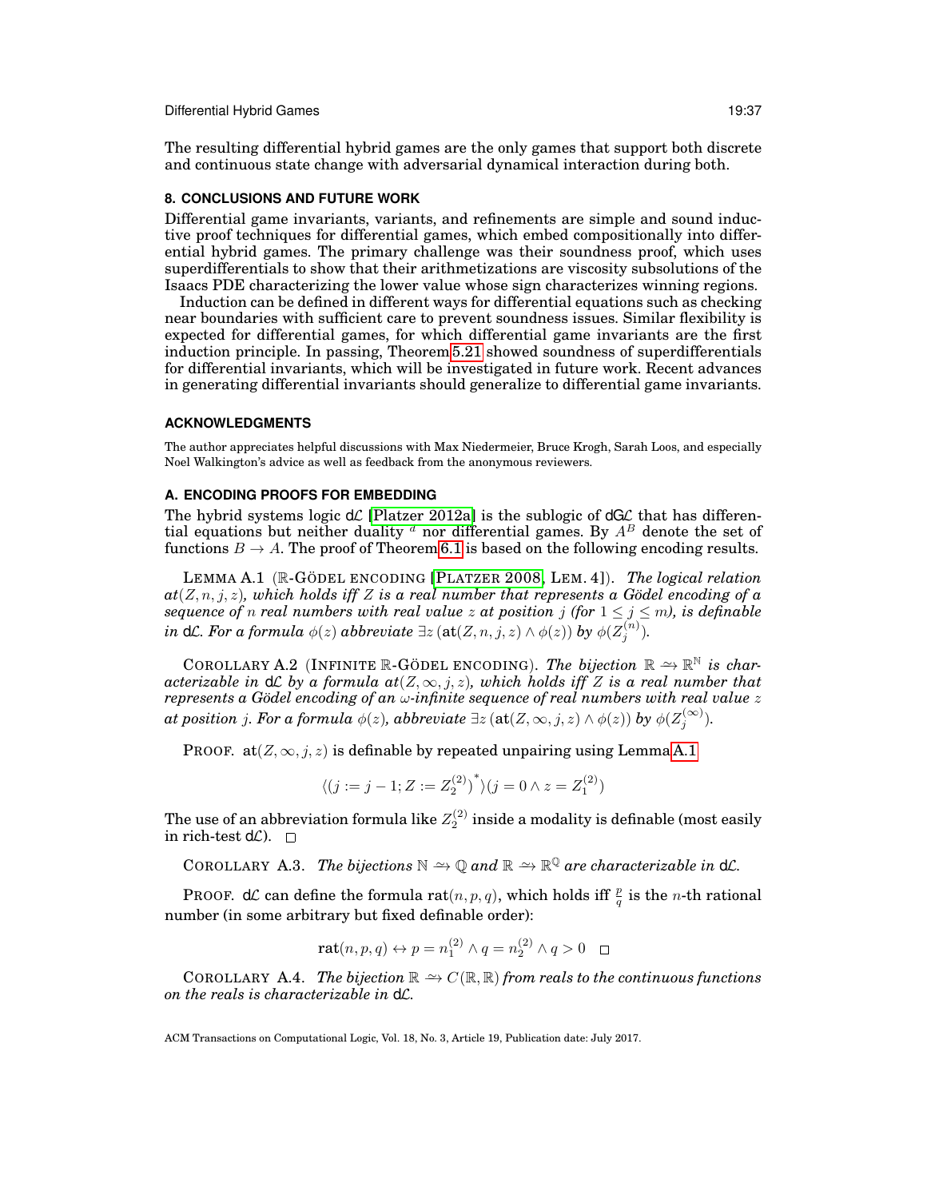The resulting differential hybrid games are the only games that support both discrete and continuous state change with adversarial dynamical interaction during both.

## 8. CONCLUSIONS AND FUTURE WORK

Differential game invariants, variants, and refinements are simple and sound inductive proof techniques for differential games, which embed compositionally into differential hybrid games. The primary challenge was their soundness proof, which uses superdifferentials to show that their arithmetizations are viscosity subsolutions of the Isaacs PDE characterizing the lower value whose sign characterizes winning regions.

Induction can be defined in different ways for differential equations such as checking near boundaries with sufficient care to prevent soundness issues. Similar flexibility is expected for differential games, for which differential game invariants are the first induction principle. In passing, Theorem 5.21 showed soundness of superdifferentials for differential invariants, which will be investigated in future work. Recent advances in generating differential invariants should generalize to differential game invariants.

## ACKNOWLEDGMENTS

The author appreciates helpful discussions with Max Niedermeier, Bruce Krogh, Sarah Loos, and especially Noel Walkington's advice as well as feedback from the anonymous reviewers.

## A. ENCODING PROOFS FOR EMBEDDING

The hybrid systems logic d$\mathcal{L}$ [Platzer 2012a] is the sublogic of dG$\mathcal{L}$ that has differential equations but neither duality $^d$ nor differential games. By $A^B$ denote the set of functions $B \to A$. The proof of Theorem 6.1 is based on the following encoding results.

LEMMA A.1 ($\mathbb{R}$-GÖDEL ENCODING [PLATZER 2008, LEM. 4]). *The logical relation $at(Z,n,j,z)$, which holds iff $Z$ is a real number that represents a Gödel encoding of a sequence of $n$ real numbers with real value $z$ at position $j$ (for $1 \le j \le m$), is definable in* d$\mathcal{L}$. *For a formula $\phi(z)$ abbreviate $\exists z\,(\mathrm{at}(Z,n,j,z) \land \phi(z))$ by $\phi(Z_j^{(n)})$.*

COROLLARY A.2 (INFINITE $\mathbb{R}$-GÖDEL ENCODING). *The bijection $\mathbb{R} \rightsquigarrow \mathbb{R}^{\mathbb{N}}$ is characterizable in* d$\mathcal{L}$ *by a formula $at(Z,\infty,j,z)$, which holds iff $Z$ is a real number that represents a Gödel encoding of an $\omega$-infinite sequence of real numbers with real value $z$ at position $j$. For a formula $\phi(z)$, abbreviate $\exists z\,(\mathrm{at}(Z,\infty,j,z) \land \phi(z))$ by $\phi(Z_j^{(\infty)})$.*

PROOF. $\mathrm{at}(Z,\infty,j,z)$ is definable by repeated unpairing using Lemma A.1

$$\langle (j := j-1; Z := Z_2^{(2)})^* \rangle (j = 0 \land z = Z_1^{(2)})$$

The use of an abbreviation formula like $Z_2^{(2)}$ inside a modality is definable (most easily in rich-test d$\mathcal{L}$). $\square$

COROLLARY A.3. *The bijections $\mathbb{N} \rightsquigarrow \mathbb{Q}$ and $\mathbb{R} \rightsquigarrow \mathbb{R}^{\mathbb{Q}}$ are characterizable in* d$\mathcal{L}$.

PROOF. d$\mathcal{L}$ can define the formula $\mathrm{rat}(n,p,q)$, which holds iff $\frac{p}{q}$ is the $n$-th rational number (in some arbitrary but fixed definable order):

$$\mathrm{rat}(n,p,q) \leftrightarrow p = n_1^{(2)} \land q = n_2^{(2)} \land q > 0 \quad \square$$

COROLLARY A.4. *The bijection $\mathbb{R} \rightsquigarrow C(\mathbb{R},\mathbb{R})$ from reals to the continuous functions on the reals is characterizable in* d$\mathcal{L}$.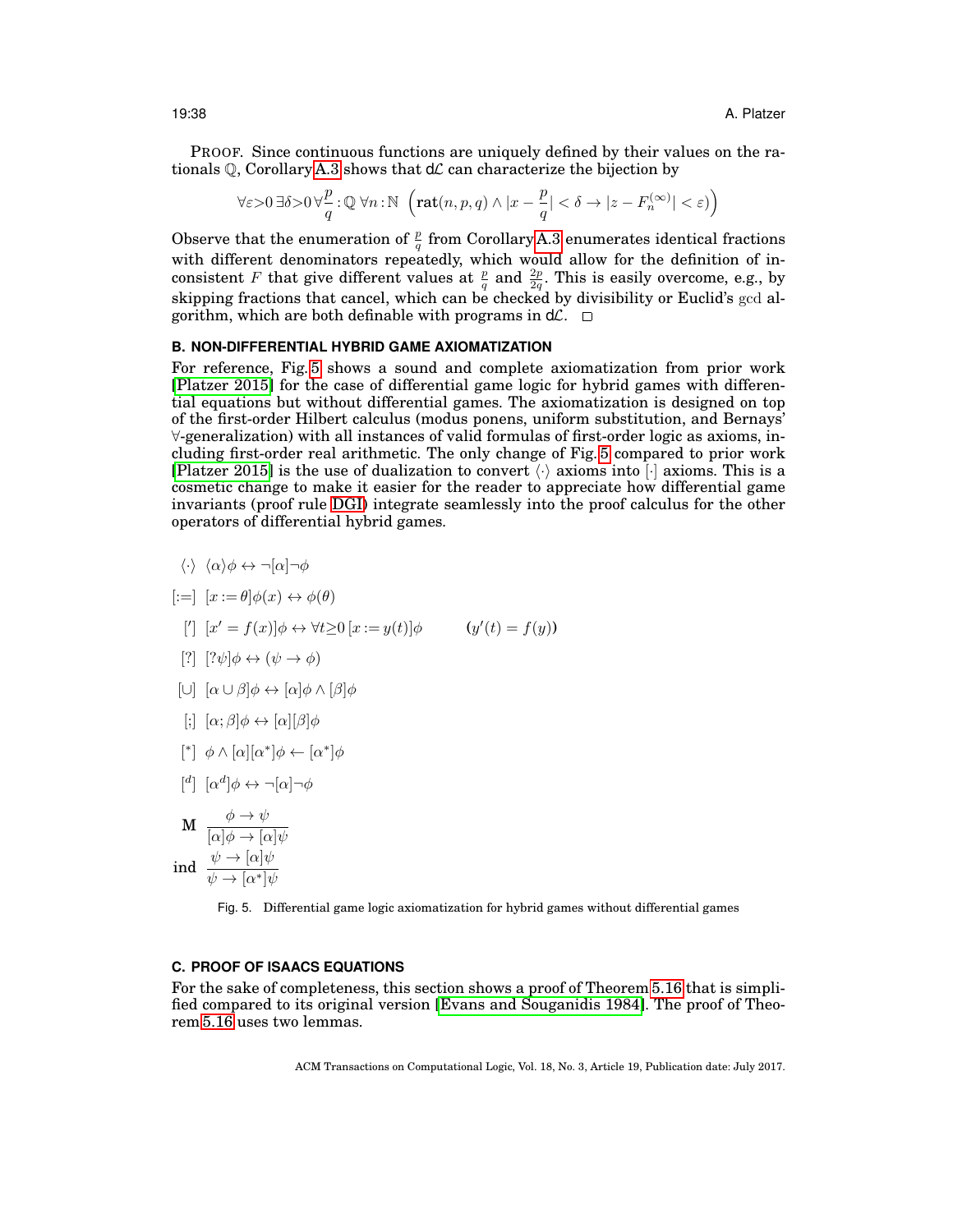PROOF. Since continuous functions are uniquely defined by their values on the rationals $\mathbb{Q}$, Corollary A.3 shows that $\mathsf{d}\mathcal{L}$ can characterize the bijection by

$$\forall \varepsilon{>}0\, \exists \delta{>}0\, \forall \frac{p}{q} : \mathbb{Q}\, \forall n : \mathbb{N}\ \Big( \mathbf{rat}(n,p,q) \land |x - \frac{p}{q}| < \delta \rightarrow |z - F_n^{(\infty)}| < \varepsilon \Big)$$

Observe that the enumeration of $\frac{p}{q}$ from Corollary A.3 enumerates identical fractions with different denominators repeatedly, which would allow for the definition of inconsistent $F$ that give different values at $\frac{p}{q}$ and $\frac{2p}{2q}$. This is easily overcome, e.g., by skipping fractions that cancel, which can be checked by divisibility or Euclid's gcd algorithm, which are both definable with programs in $\mathsf{d}\mathcal{L}$. □

## B. NON-DIFFERENTIAL HYBRID GAME AXIOMATIZATION

For reference, Fig. 5 shows a sound and complete axiomatization from prior work [Platzer 2015] for the case of differential game logic for hybrid games with differential equations but without differential games. The axiomatization is designed on top of the first-order Hilbert calculus (modus ponens, uniform substitution, and Bernays' $\forall$-generalization) with all instances of valid formulas of first-order logic as axioms, including first-order real arithmetic. The only change of Fig. 5 compared to prior work [Platzer 2015] is the use of dualization to convert $\langle\cdot\rangle$ axioms into $[\cdot]$ axioms. This is a cosmetic change to make it easier for the reader to appreciate how differential game invariants (proof rule DGI) integrate seamlessly into the proof calculus for the other operators of differential hybrid games.

$\langle\cdot\rangle$ $\quad \langle\alpha\rangle\phi \leftrightarrow \neg[\alpha]\neg\phi$

$[:=]$ $\quad [x := \theta]\phi(x) \leftrightarrow \phi(\theta)$

$[']$ $\quad [x' = f(x)]\phi \leftrightarrow \forall t{\geq}0\, [x := y(t)]\phi \qquad (y'(t) = f(y))$

$[?]$ $\quad [?\psi]\phi \leftrightarrow (\psi \rightarrow \phi)$

$[\cup]$ $\quad [\alpha \cup \beta]\phi \leftrightarrow [\alpha]\phi \land [\beta]\phi$

$[;]$ $\quad [\alpha;\beta]\phi \leftrightarrow [\alpha][\beta]\phi$

$[^*]$ $\quad \phi \land [\alpha][\alpha^*]\phi \leftarrow [\alpha^*]\phi$

$[^d]$ $\quad [\alpha^d]\phi \leftrightarrow \neg[\alpha]\neg\phi$

M $\quad \dfrac{\phi \rightarrow \psi}{[\alpha]\phi \rightarrow [\alpha]\psi}$

ind $\quad \dfrac{\psi \rightarrow [\alpha]\psi}{\psi \rightarrow [\alpha^*]\psi}$

Fig. 5. Differential game logic axiomatization for hybrid games without differential games

## C. PROOF OF ISAACS EQUATIONS

For the sake of completeness, this section shows a proof of Theorem 5.16 that is simplified compared to its original version [Evans and Souganidis 1984]. The proof of Theorem 5.16 uses two lemmas.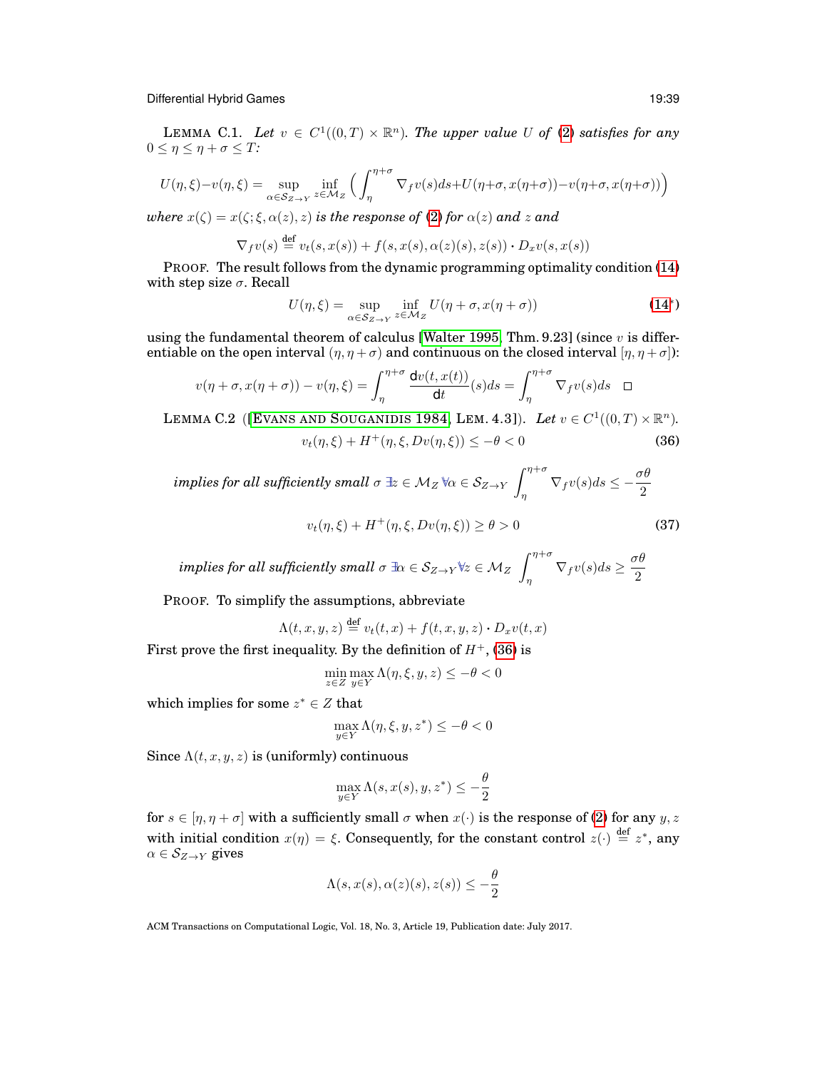LEMMA C.1. *Let $v \in C^1((0,T) \times \mathbb{R}^n)$. The upper value $U$ of (2) satisfies for any $0 \le \eta \le \eta + \sigma \le T$:*

$$U(\eta,\xi) - v(\eta,\xi) = \sup_{\alpha \in \mathcal{S}_{Z \to Y}} \inf_{z \in \mathcal{M}_Z} \Big( \int_\eta^{\eta+\sigma} \nabla_f v(s) ds + U(\eta+\sigma, x(\eta+\sigma)) - v(\eta+\sigma, x(\eta+\sigma)) \Big)$$

*where $x(\zeta) = x(\zeta; \xi, \alpha(z), z)$ is the response of (2) for $\alpha(z)$ and $z$ and*

$$\nabla_f v(s) \stackrel{\text{def}}{=} v_t(s, x(s)) + f(s, x(s), \alpha(z)(s), z(s)) \cdot D_x v(s, x(s))$$

PROOF. The result follows from the dynamic programming optimality condition (14) with step size $\sigma$. Recall

$$U(\eta,\xi) = \sup_{\alpha \in \mathcal{S}_{Z \to Y}} \inf_{z \in \mathcal{M}_Z} U(\eta + \sigma, x(\eta+\sigma)) \tag{14*}$$

using the fundamental theorem of calculus [Walter 1995, Thm. 9.23] (since $v$ is differentiable on the open interval $(\eta, \eta+\sigma)$ and continuous on the closed interval $[\eta, \eta+\sigma]$):

$$v(\eta+\sigma, x(\eta+\sigma)) - v(\eta,\xi) = \int_\eta^{\eta+\sigma} \frac{\mathsf{d}v(t,x(t))}{\mathsf{d}t}(s) ds = \int_\eta^{\eta+\sigma} \nabla_f v(s) ds \quad \square$$

LEMMA C.2 ([EVANS AND SOUGANIDIS 1984, LEM. 4.3]). *Let $v \in C^1((0,T) \times \mathbb{R}^n)$.*

$$v_t(\eta,\xi) + H^+(\eta,\xi, Dv(\eta,\xi)) \le -\theta < 0 \tag{36}$$

*implies for all sufficiently small $\sigma$ $\exists z \in \mathcal{M}_Z \, \forall \alpha \in \mathcal{S}_{Z \to Y}$ $\displaystyle\int_\eta^{\eta+\sigma} \nabla_f v(s) ds \le -\frac{\sigma\theta}{2}$*

$$v_t(\eta,\xi) + H^+(\eta,\xi, Dv(\eta,\xi)) \ge \theta > 0 \tag{37}$$

*implies for all sufficiently small $\sigma$ $\exists \alpha \in \mathcal{S}_{Z \to Y} \forall z \in \mathcal{M}_Z$ $\displaystyle\int_\eta^{\eta+\sigma} \nabla_f v(s) ds \ge \frac{\sigma\theta}{2}$*

PROOF. To simplify the assumptions, abbreviate

$$\Lambda(t,x,y,z) \stackrel{\text{def}}{=} v_t(t,x) + f(t,x,y,z) \cdot D_x v(t,x)$$

First prove the first inequality. By the definition of $H^+$, (36) is

$$\min_{z \in Z} \max_{y \in Y} \Lambda(\eta, \xi, y, z) \le -\theta < 0$$

which implies for some $z^* \in Z$ that

$$\max_{y \in Y} \Lambda(\eta, \xi, y, z^*) \le -\theta < 0$$

Since $\Lambda(t,x,y,z)$ is (uniformly) continuous

$$\max_{y \in Y} \Lambda(s, x(s), y, z^*) \le -\frac{\theta}{2}$$

for $s \in [\eta, \eta+\sigma]$ with a sufficiently small $\sigma$ when $x(\cdot)$ is the response of (2) for any $y, z$ with initial condition $x(\eta) = \xi$. Consequently, for the constant control $z(\cdot) \stackrel{\text{def}}{=} z^*$, any $\alpha \in \mathcal{S}_{Z \to Y}$ gives

$$\Lambda(s, x(s), \alpha(z)(s), z(s)) \le -\frac{\theta}{2}$$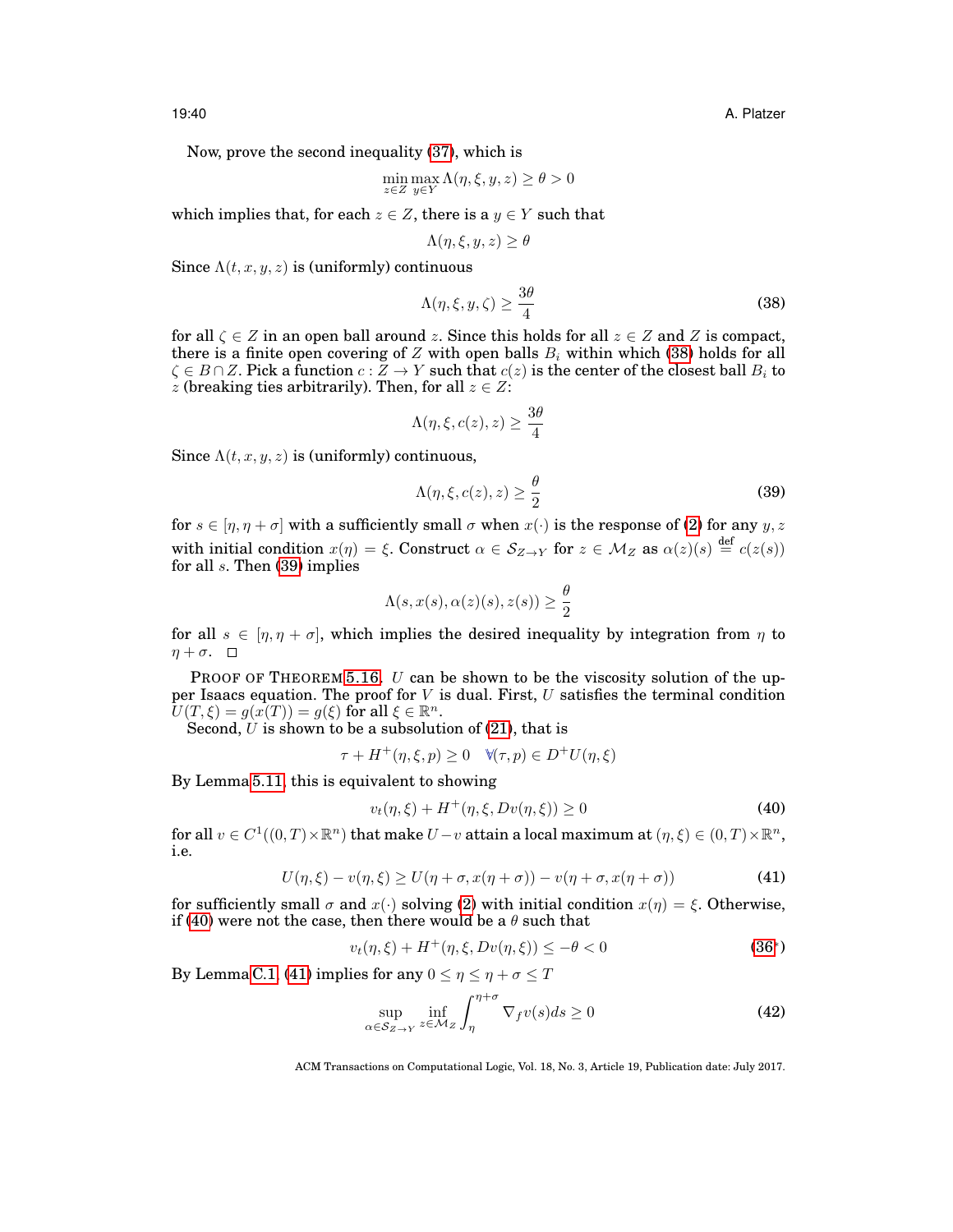Now, prove the second inequality (37), which is

$$\min_{z\in Z}\max_{y\in Y}\Lambda(\eta,\xi,y,z)\geq\theta>0$$

which implies that, for each $z\in Z$, there is a $y\in Y$ such that

$$\Lambda(\eta,\xi,y,z)\geq\theta$$

Since $\Lambda(t,x,y,z)$ is (uniformly) continuous

$$\Lambda(\eta,\xi,y,\zeta)\geq\frac{3\theta}{4}\tag{38}$$

for all $\zeta\in Z$ in an open ball around $z$. Since this holds for all $z\in Z$ and $Z$ is compact, there is a finite open covering of $Z$ with open balls $B_i$ within which (38) holds for all $\zeta\in B\cap Z$. Pick a function $c: Z\to Y$ such that $c(z)$ is the center of the closest ball $B_i$ to $z$ (breaking ties arbitrarily). Then, for all $z\in Z$:

$$\Lambda(\eta,\xi,c(z),z)\geq\frac{3\theta}{4}$$

Since $\Lambda(t,x,y,z)$ is (uniformly) continuous,

$$\Lambda(\eta,\xi,c(z),z)\geq\frac{\theta}{2}\tag{39}$$

for $s\in[\eta,\eta+\sigma]$ with a sufficiently small $\sigma$ when $x(\cdot)$ is the response of (2) for any $y,z$ with initial condition $x(\eta)=\xi$. Construct $\alpha\in\mathcal{S}_{Z\to Y}$ for $z\in\mathcal{M}_Z$ as $\alpha(z)(s)\overset{\text{def}}{=}c(z(s))$ for all $s$. Then (39) implies

$$\Lambda(s,x(s),\alpha(z)(s),z(s))\geq\frac{\theta}{2}$$

for all $s\in[\eta,\eta+\sigma]$, which implies the desired inequality by integration from $\eta$ to $\eta+\sigma$. □

PROOF OF THEOREM 5.16. $U$ can be shown to be the viscosity solution of the upper Isaacs equation. The proof for $V$ is dual. First, $U$ satisfies the terminal condition $U(T,\xi)=g(x(T))=g(\xi)$ for all $\xi\in\mathbb{R}^n$.

Second, $U$ is shown to be a subsolution of (21), that is

$$\tau+H^+(\eta,\xi,p)\geq 0\quad\forall(\tau,p)\in D^+U(\eta,\xi)$$

By Lemma 5.11, this is equivalent to showing

$$v_t(\eta,\xi)+H^+(\eta,\xi,Dv(\eta,\xi))\geq 0\tag{40}$$

for all $v\in C^1((0,T)\times\mathbb{R}^n)$ that make $U-v$ attain a local maximum at $(\eta,\xi)\in(0,T)\times\mathbb{R}^n$, i.e.

$$U(\eta,\xi)-v(\eta,\xi)\geq U(\eta+\sigma,x(\eta+\sigma))-v(\eta+\sigma,x(\eta+\sigma))\tag{41}$$

for sufficiently small $\sigma$ and $x(\cdot)$ solving (2) with initial condition $x(\eta)=\xi$. Otherwise, if (40) were not the case, then there would be a $\theta$ such that

$$v_t(\eta,\xi)+H^+(\eta,\xi,Dv(\eta,\xi))\leq-\theta<0\tag{36$^+$}$$

By Lemma C.1 (41) implies for any $0\leq\eta\leq\eta+\sigma\leq T$

$$\sup_{\alpha\in\mathcal{S}_{Z\to Y}}\inf_{z\in\mathcal{M}_Z}\int_\eta^{\eta+\sigma}\nabla_f v(s)ds\geq 0\tag{42}$$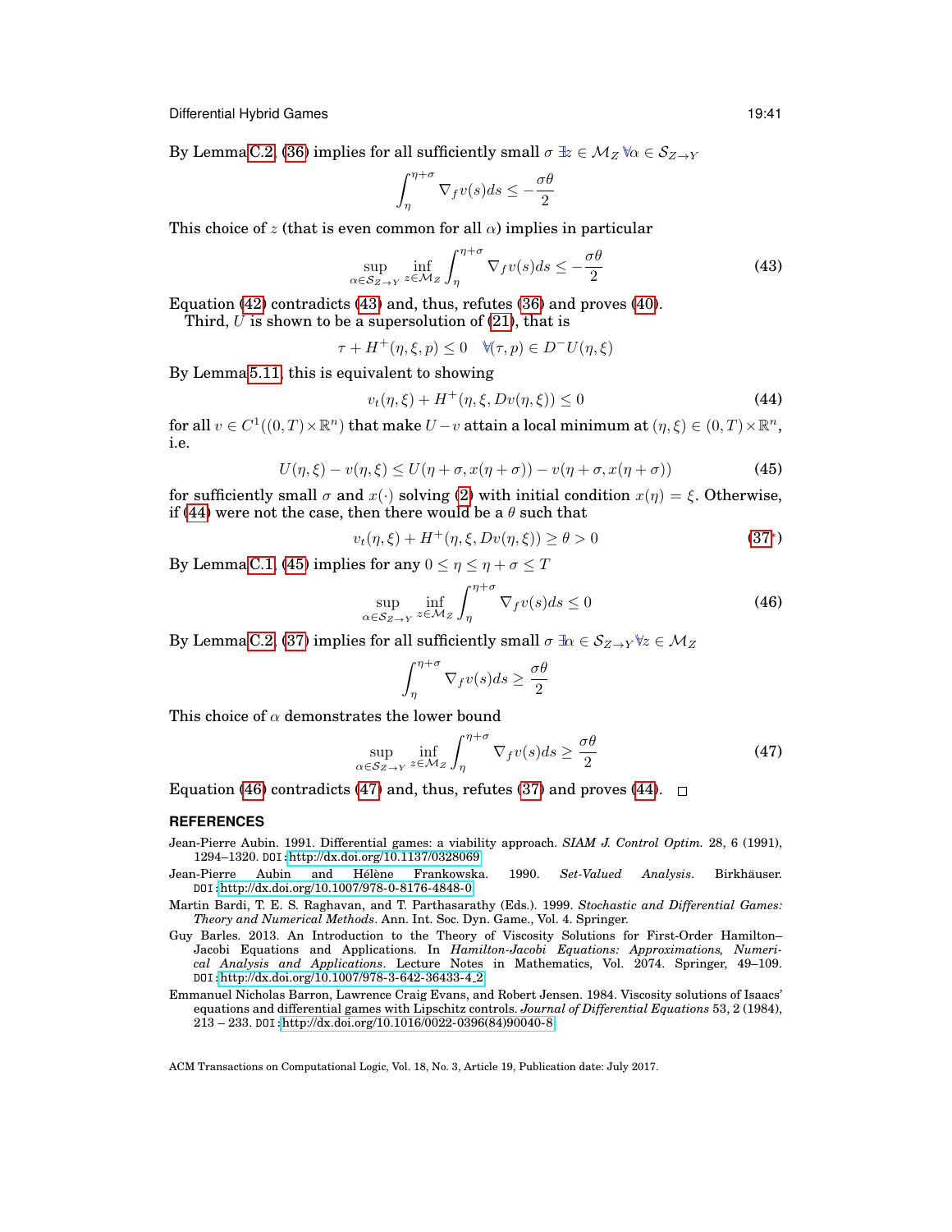By Lemma C.2, (36) implies for all sufficiently small $\sigma$ $\exists z \in \mathcal{M}_Z$ $\forall \alpha \in \mathcal{S}_{Z\to Y}$

$$\int_\eta^{\eta+\sigma} \nabla_f v(s) ds \leq -\frac{\sigma\theta}{2}$$

This choice of $z$ (that is even common for all $\alpha$) implies in particular

$$\sup_{\alpha\in\mathcal{S}_{Z\to Y}} \inf_{z\in\mathcal{M}_Z} \int_\eta^{\eta+\sigma} \nabla_f v(s) ds \leq -\frac{\sigma\theta}{2} \tag{43}$$

Equation (42) contradicts (43) and, thus, refutes (36) and proves (40).

Third, $U$ is shown to be a supersolution of (21), that is

$$\tau + H^+(\eta, \xi, p) \leq 0 \quad \forall (\tau, p) \in D^- U(\eta, \xi)$$

By Lemma 5.11, this is equivalent to showing

$$v_t(\eta, \xi) + H^+(\eta, \xi, Dv(\eta, \xi)) \leq 0 \tag{44}$$

for all $v \in C^1((0,T)\times\mathbb{R}^n)$ that make $U - v$ attain a local minimum at $(\eta, \xi) \in (0,T)\times\mathbb{R}^n$, i.e.

$$U(\eta, \xi) - v(\eta, \xi) \leq U(\eta+\sigma, x(\eta+\sigma)) - v(\eta+\sigma, x(\eta+\sigma)) \tag{45}$$

for sufficiently small $\sigma$ and $x(\cdot)$ solving (2) with initial condition $x(\eta) = \xi$. Otherwise, if (44) were not the case, then there would be a $\theta$ such that

$$v_t(\eta, \xi) + H^+(\eta, \xi, Dv(\eta, \xi)) \geq \theta > 0 \tag{37$^*$}$$

By Lemma C.1, (45) implies for any $0 \leq \eta \leq \eta + \sigma \leq T$

$$\sup_{\alpha\in\mathcal{S}_{Z\to Y}} \inf_{z\in\mathcal{M}_Z} \int_\eta^{\eta+\sigma} \nabla_f v(s) ds \leq 0 \tag{46}$$

By Lemma C.2, (37) implies for all sufficiently small $\sigma$ $\exists \alpha \in \mathcal{S}_{Z\to Y}$ $\forall z \in \mathcal{M}_Z$

$$\int_\eta^{\eta+\sigma} \nabla_f v(s) ds \geq \frac{\sigma\theta}{2}$$

This choice of $\alpha$ demonstrates the lower bound

$$\sup_{\alpha\in\mathcal{S}_{Z\to Y}} \inf_{z\in\mathcal{M}_Z} \int_\eta^{\eta+\sigma} \nabla_f v(s) ds \geq \frac{\sigma\theta}{2} \tag{47}$$

Equation (46) contradicts (47) and, thus, refutes (37) and proves (44). □

## REFERENCES

Jean-Pierre Aubin. 1991. Differential games: a viability approach. *SIAM J. Control Optim.* 28, 6 (1991), 1294–1320. DOI: http://dx.doi.org/10.1137/0328069

Jean-Pierre Aubin and Hélène Frankowska. 1990. *Set-Valued Analysis*. Birkhäuser. DOI: http://dx.doi.org/10.1007/978-0-8176-4848-0

Martin Bardi, T. E. S. Raghavan, and T. Parthasarathy (Eds.). 1999. *Stochastic and Differential Games: Theory and Numerical Methods*. Ann. Int. Soc. Dyn. Game., Vol. 4. Springer.

Guy Barles. 2013. An Introduction to the Theory of Viscosity Solutions for First-Order Hamilton–Jacobi Equations and Applications. In *Hamilton-Jacobi Equations: Approximations, Numerical Analysis and Applications*. Lecture Notes in Mathematics, Vol. 2074. Springer, 49–109. DOI: http://dx.doi.org/10.1007/978-3-642-36433-4_2

Emmanuel Nicholas Barron, Lawrence Craig Evans, and Robert Jensen. 1984. Viscosity solutions of Isaacs' equations and differential games with Lipschitz controls. *Journal of Differential Equations* 53, 2 (1984), 213 – 233. DOI: http://dx.doi.org/10.1016/0022-0396(84)90040-8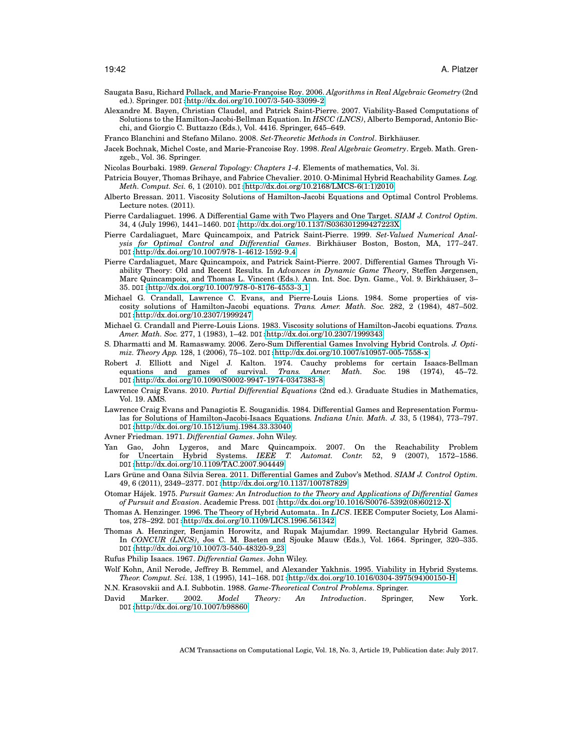Saugata Basu, Richard Pollack, and Marie-Françoise Roy. 2006. *Algorithms in Real Algebraic Geometry* (2nd ed.). Springer. DOI: http://dx.doi.org/10.1007/3-540-33099-2

Alexandre M. Bayen, Christian Claudel, and Patrick Saint-Pierre. 2007. Viability-Based Computations of Solutions to the Hamilton-Jacobi-Bellman Equation. In *HSCC (LNCS)*, Alberto Bemporad, Antonio Bicchi, and Giorgio C. Buttazzo (Eds.), Vol. 4416. Springer, 645–649.

Franco Blanchini and Stefano Milano. 2008. *Set-Theoretic Methods in Control*. Birkhäuser.

Jacek Bochnak, Michel Coste, and Marie-Francoise Roy. 1998. *Real Algebraic Geometry*. Ergeb. Math. Grenzgeb., Vol. 36. Springer.

Nicolas Bourbaki. 1989. *General Topology: Chapters 1-4*. Elements of mathematics, Vol. 3i.

Patricia Bouyer, Thomas Brihaye, and Fabrice Chevalier. 2010. O-Minimal Hybrid Reachability Games. *Log. Meth. Comput. Sci.* 6, 1 (2010). DOI: http://dx.doi.org/10.2168/LMCS-6(1:1)2010

Alberto Bressan. 2011. Viscosity Solutions of Hamilton-Jacobi Equations and Optimal Control Problems. Lecture notes. (2011).

Pierre Cardaliaguet. 1996. A Differential Game with Two Players and One Target. *SIAM J. Control Optim.* 34, 4 (July 1996), 1441–1460. DOI: http://dx.doi.org/10.1137/S036301299427223X

Pierre Cardaliaguet, Marc Quincampoix, and Patrick Saint-Pierre. 1999. *Set-Valued Numerical Analysis for Optimal Control and Differential Games*. Birkhäuser Boston, Boston, MA, 177–247. DOI: http://dx.doi.org/10.1007/978-1-4612-1592-9_4

Pierre Cardaliaguet, Marc Quincampoix, and Patrick Saint-Pierre. 2007. Differential Games Through Viability Theory: Old and Recent Results. In *Advances in Dynamic Game Theory*, Steffen Jørgensen, Marc Quincampoix, and Thomas L. Vincent (Eds.). Ann. Int. Soc. Dyn. Game., Vol. 9. Birkhäuser, 3–35. DOI: http://dx.doi.org/10.1007/978-0-8176-4553-3_1

Michael G. Crandall, Lawrence C. Evans, and Pierre-Louis Lions. 1984. Some properties of viscosity solutions of Hamilton-Jacobi equations. *Trans. Amer. Math. Soc.* 282, 2 (1984), 487–502. DOI: http://dx.doi.org/10.2307/1999247

Michael G. Crandall and Pierre-Louis Lions. 1983. Viscosity solutions of Hamilton-Jacobi equations. *Trans. Amer. Math. Soc.* 277, 1 (1983), 1–42. DOI: http://dx.doi.org/10.2307/1999343

S. Dharmatti and M. Ramaswamy. 2006. Zero-Sum Differential Games Involving Hybrid Controls. *J. Optimiz. Theory App.* 128, 1 (2006), 75–102. DOI: http://dx.doi.org/10.1007/s10957-005-7558-x

Robert J. Elliott and Nigel J. Kalton. 1974. Cauchy problems for certain Isaacs-Bellman equations and games of survival. *Trans. Amer. Math. Soc.* 198 (1974), 45–72. DOI: http://dx.doi.org/10.1090/S0002-9947-1974-0347383-8

Lawrence Craig Evans. 2010. *Partial Differential Equations* (2nd ed.). Graduate Studies in Mathematics, Vol. 19. AMS.

Lawrence Craig Evans and Panagiotis E. Souganidis. 1984. Differential Games and Representation Formulas for Solutions of Hamilton-Jacobi-Isaacs Equations. *Indiana Univ. Math. J.* 33, 5 (1984), 773–797. DOI: http://dx.doi.org/10.1512/iumj.1984.33.33040

Avner Friedman. 1971. *Differential Games*. John Wiley.

Yan Gao, John Lygeros, and Marc Quincampoix. 2007. On the Reachability Problem for Uncertain Hybrid Systems. *IEEE T. Automat. Contr.* 52, 9 (2007), 1572–1586. DOI: http://dx.doi.org/10.1109/TAC.2007.904449

Lars Grüne and Oana Silvia Serea. 2011. Differential Games and Zubov's Method. *SIAM J. Control Optim.* 49, 6 (2011), 2349–2377. DOI: http://dx.doi.org/10.1137/100787829

Otomar Hájek. 1975. *Pursuit Games: An Introduction to the Theory and Applications of Differential Games of Pursuit and Evasion*. Academic Press. DOI: http://dx.doi.org/10.1016/S0076-5392(08)60212-X

Thomas A. Henzinger. 1996. The Theory of Hybrid Automata.. In *LICS*. IEEE Computer Society, Los Alamitos, 278–292. DOI: http://dx.doi.org/10.1109/LICS.1996.561342

Thomas A. Henzinger, Benjamin Horowitz, and Rupak Majumdar. 1999. Rectangular Hybrid Games. In *CONCUR (LNCS)*, Jos C. M. Baeten and Sjouke Mauw (Eds.), Vol. 1664. Springer, 320–335. DOI: http://dx.doi.org/10.1007/3-540-48320-9_23

Rufus Philip Isaacs. 1967. *Differential Games*. John Wiley.

Wolf Kohn, Anil Nerode, Jeffrey B. Remmel, and Alexander Yakhnis. 1995. Viability in Hybrid Systems. *Theor. Comput. Sci.* 138, 1 (1995), 141–168. DOI: http://dx.doi.org/10.1016/0304-3975(94)00150-H

N.N. Krasovskii and A.I. Subbotin. 1988. *Game-Theoretical Control Problems*. Springer.

David Marker. 2002. *Model Theory: An Introduction*. Springer, New York. DOI: http://dx.doi.org/10.1007/b98860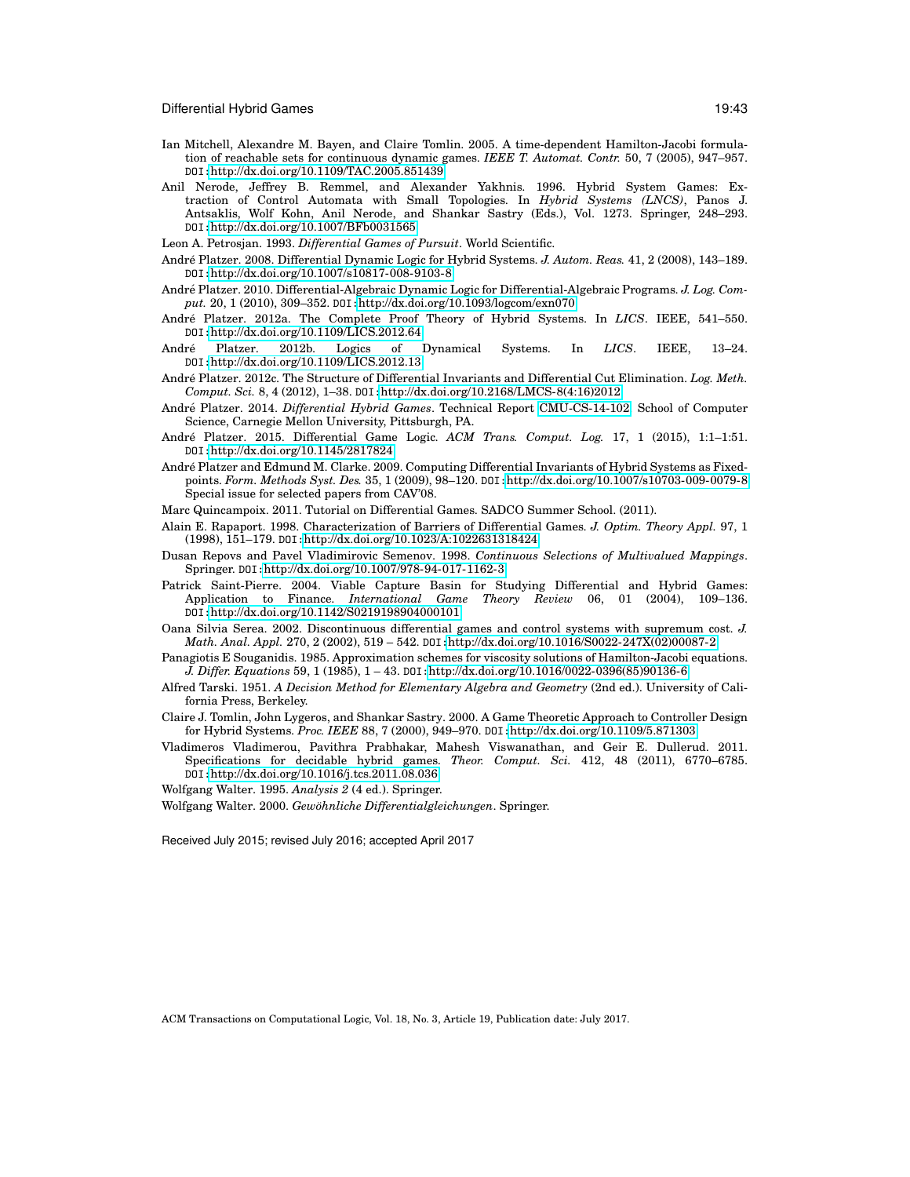Ian Mitchell, Alexandre M. Bayen, and Claire Tomlin. 2005. A time-dependent Hamilton-Jacobi formulation of reachable sets for continuous dynamic games. *IEEE T. Automat. Contr.* 50, 7 (2005), 947–957. DOI: http://dx.doi.org/10.1109/TAC.2005.851439

Anil Nerode, Jeffrey B. Remmel, and Alexander Yakhnis. 1996. Hybrid System Games: Extraction of Control Automata with Small Topologies. In *Hybrid Systems (LNCS)*, Panos J. Antsaklis, Wolf Kohn, Anil Nerode, and Shankar Sastry (Eds.), Vol. 1273. Springer, 248–293. DOI: http://dx.doi.org/10.1007/BFb0031565

Leon A. Petrosjan. 1993. *Differential Games of Pursuit*. World Scientific.

André Platzer. 2008. Differential Dynamic Logic for Hybrid Systems. *J. Autom. Reas.* 41, 2 (2008), 143–189. DOI: http://dx.doi.org/10.1007/s10817-008-9103-8

André Platzer. 2010. Differential-Algebraic Dynamic Logic for Differential-Algebraic Programs. *J. Log. Comput.* 20, 1 (2010), 309–352. DOI: http://dx.doi.org/10.1093/logcom/exn070

André Platzer. 2012a. The Complete Proof Theory of Hybrid Systems. In *LICS*. IEEE, 541–550. DOI: http://dx.doi.org/10.1109/LICS.2012.64

André Platzer. 2012b. Logics of Dynamical Systems. In *LICS*. IEEE, 13–24. DOI: http://dx.doi.org/10.1109/LICS.2012.13

André Platzer. 2012c. The Structure of Differential Invariants and Differential Cut Elimination. *Log. Meth. Comput. Sci.* 8, 4 (2012), 1–38. DOI: http://dx.doi.org/10.2168/LMCS-8(4:16)2012

André Platzer. 2014. *Differential Hybrid Games*. Technical Report CMU-CS-14-102. School of Computer Science, Carnegie Mellon University, Pittsburgh, PA.

André Platzer. 2015. Differential Game Logic. *ACM Trans. Comput. Log.* 17, 1 (2015), 1:1–1:51. DOI: http://dx.doi.org/10.1145/2817824

André Platzer and Edmund M. Clarke. 2009. Computing Differential Invariants of Hybrid Systems as Fixedpoints. *Form. Methods Syst. Des.* 35, 1 (2009), 98–120. DOI: http://dx.doi.org/10.1007/s10703-009-0079-8 Special issue for selected papers from CAV'08.

Marc Quincampoix. 2011. Tutorial on Differential Games. SADCO Summer School. (2011).

Alain E. Rapaport. 1998. Characterization of Barriers of Differential Games. *J. Optim. Theory Appl.* 97, 1 (1998), 151–179. DOI: http://dx.doi.org/10.1023/A:1022631318424

Dusan Repovs and Pavel Vladimirovic Semenov. 1998. *Continuous Selections of Multivalued Mappings*. Springer. DOI: http://dx.doi.org/10.1007/978-94-017-1162-3

Patrick Saint-Pierre. 2004. Viable Capture Basin for Studying Differential and Hybrid Games: Application to Finance. *International Game Theory Review* 06, 01 (2004), 109–136. DOI: http://dx.doi.org/10.1142/S0219198904000101

Oana Silvia Serea. 2002. Discontinuous differential games and control systems with supremum cost. *J. Math. Anal. Appl.* 270, 2 (2002), 519 – 542. DOI: http://dx.doi.org/10.1016/S0022-247X(02)00087-2

Panagiotis E Souganidis. 1985. Approximation schemes for viscosity solutions of Hamilton-Jacobi equations. *J. Differ. Equations* 59, 1 (1985), 1 – 43. DOI: http://dx.doi.org/10.1016/0022-0396(85)90136-6

Alfred Tarski. 1951. *A Decision Method for Elementary Algebra and Geometry* (2nd ed.). University of California Press, Berkeley.

Claire J. Tomlin, John Lygeros, and Shankar Sastry. 2000. A Game Theoretic Approach to Controller Design for Hybrid Systems. *Proc. IEEE* 88, 7 (2000), 949–970. DOI: http://dx.doi.org/10.1109/5.871303

Vladimeros Vladimerou, Pavithra Prabhakar, Mahesh Viswanathan, and Geir E. Dullerud. 2011. Specifications for decidable hybrid games. *Theor. Comput. Sci.* 412, 48 (2011), 6770–6785. DOI: http://dx.doi.org/10.1016/j.tcs.2011.08.036

Wolfgang Walter. 1995. *Analysis 2* (4 ed.). Springer.

Wolfgang Walter. 2000. *Gewöhnliche Differentialgleichungen*. Springer.

Received July 2015; revised July 2016; accepted April 2017